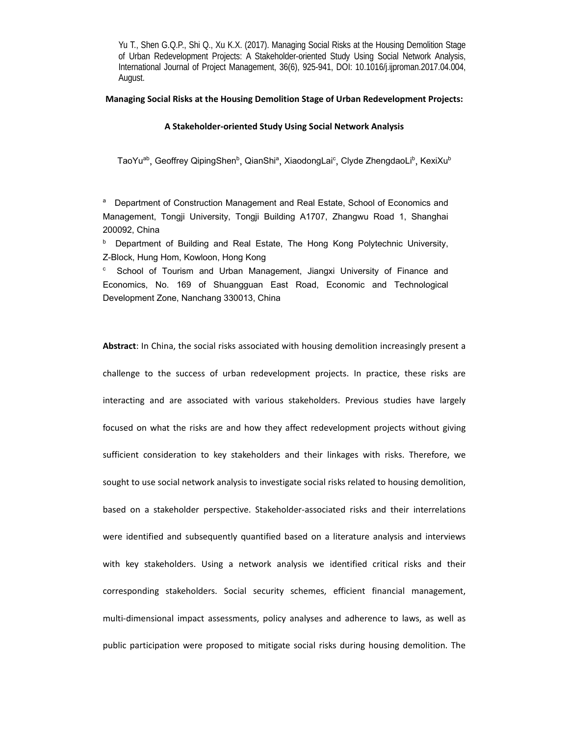Yu T., Shen G.Q.P., Shi Q., Xu K.X. (2017). Managing Social Risks at the Housing Demolition Stage of Urban Redevelopment Projects: A Stakeholder-oriented Study Using Social Network Analysis, International Journal of Project Management, 36(6), 925-941, DOI: 10.1016/j.ijproman.2017.04.004, August.

# Managing Social Risks at the Housing Demolition Stage of Urban Redevelopment Projects:

## A Stakeholder-oriented Study Using Social Network Analysis

TaoYu[ab], Geoffrey QipingShen[b], QianShi[a], XiaodongLai[c], Clyde ZhengdaoLi[b], KexiXu[b]

[a] Department of Construction Management and Real Estate, School of Economics and Management, Tongji University, Tongji Building A1707, Zhangwu Road 1, Shanghai 200092, China

[b] Department of Building and Real Estate, The Hong Kong Polytechnic University, Z-Block, Hung Hom, Kowloon, Hong Kong

[c] School of Tourism and Urban Management, Jiangxi University of Finance and Economics, No. 169 of Shuangguan East Road, Economic and Technological Development Zone, Nanchang 330013, China

**Abstract**: In China, the social risks associated with housing demolition increasingly present a challenge to the success of urban redevelopment projects. In practice, these risks are interacting and are associated with various stakeholders. Previous studies have largely focused on what the risks are and how they affect redevelopment projects without giving sufficient consideration to key stakeholders and their linkages with risks. Therefore, we sought to use social network analysis to investigate social risks related to housing demolition, based on a stakeholder perspective. Stakeholder-associated risks and their interrelations were identified and subsequently quantified based on a literature analysis and interviews with key stakeholders. Using a network analysis we identified critical risks and their corresponding stakeholders. Social security schemes, efficient financial management, multi-dimensional impact assessments, policy analyses and adherence to laws, as well as public participation were proposed to mitigate social risks during housing demolition. The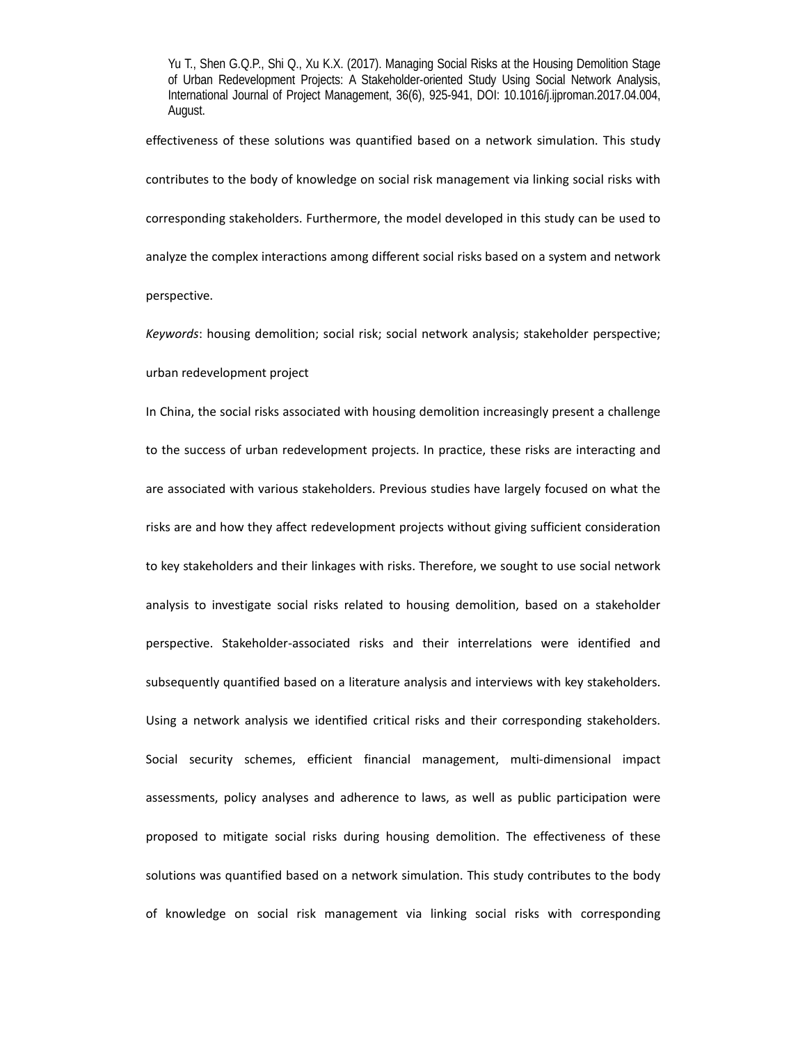effectiveness of these solutions was quantified based on a network simulation. This study contributes to the body of knowledge on social risk management via linking social risks with corresponding stakeholders. Furthermore, the model developed in this study can be used to analyze the complex interactions among different social risks based on a system and network perspective.

*Keywords*: housing demolition; social risk; social network analysis; stakeholder perspective; urban redevelopment project

In China, the social risks associated with housing demolition increasingly present a challenge to the success of urban redevelopment projects. In practice, these risks are interacting and are associated with various stakeholders. Previous studies have largely focused on what the risks are and how they affect redevelopment projects without giving sufficient consideration to key stakeholders and their linkages with risks. Therefore, we sought to use social network analysis to investigate social risks related to housing demolition, based on a stakeholder perspective. Stakeholder-associated risks and their interrelations were identified and subsequently quantified based on a literature analysis and interviews with key stakeholders. Using a network analysis we identified critical risks and their corresponding stakeholders. Social security schemes, efficient financial management, multi-dimensional impact assessments, policy analyses and adherence to laws, as well as public participation were proposed to mitigate social risks during housing demolition. The effectiveness of these solutions was quantified based on a network simulation. This study contributes to the body of knowledge on social risk management via linking social risks with corresponding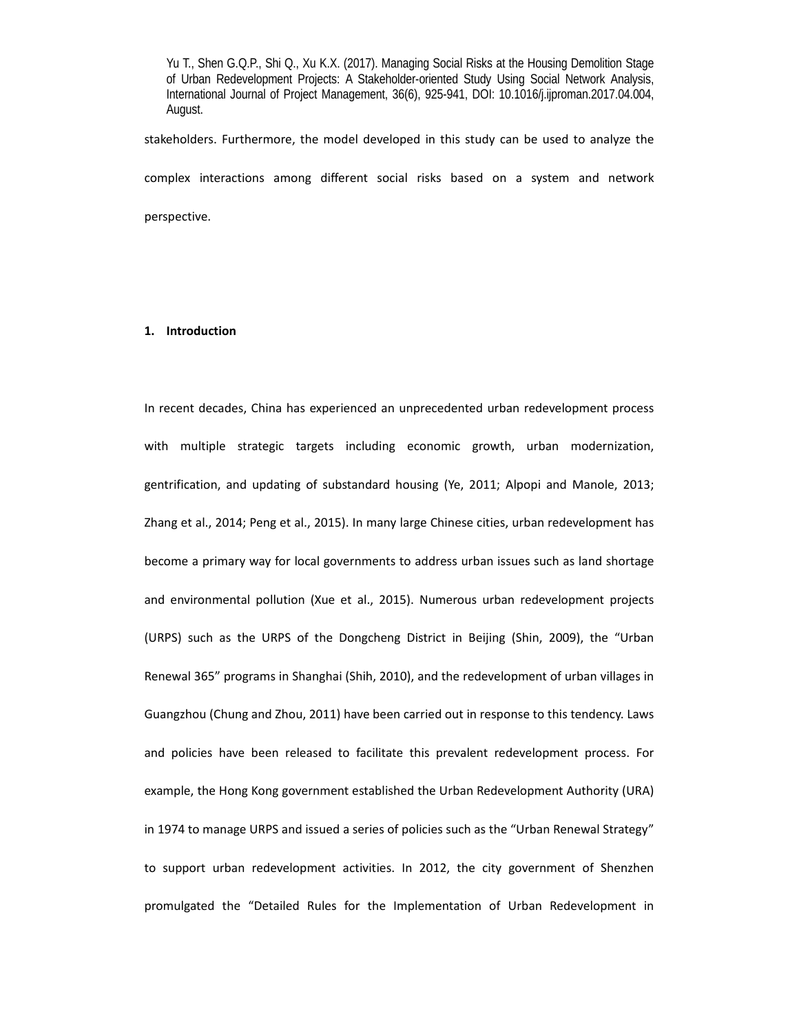stakeholders. Furthermore, the model developed in this study can be used to analyze the complex interactions among different social risks based on a system and network perspective.

## 1. Introduction

In recent decades, China has experienced an unprecedented urban redevelopment process with multiple strategic targets including economic growth, urban modernization, gentrification, and updating of substandard housing (Ye, 2011; Alpopi and Manole, 2013; Zhang et al., 2014; Peng et al., 2015). In many large Chinese cities, urban redevelopment has become a primary way for local governments to address urban issues such as land shortage and environmental pollution (Xue et al., 2015). Numerous urban redevelopment projects (URPS) such as the URPS of the Dongcheng District in Beijing (Shin, 2009), the "Urban Renewal 365" programs in Shanghai (Shih, 2010), and the redevelopment of urban villages in Guangzhou (Chung and Zhou, 2011) have been carried out in response to this tendency. Laws and policies have been released to facilitate this prevalent redevelopment process. For example, the Hong Kong government established the Urban Redevelopment Authority (URA) in 1974 to manage URPS and issued a series of policies such as the "Urban Renewal Strategy" to support urban redevelopment activities. In 2012, the city government of Shenzhen promulgated the "Detailed Rules for the Implementation of Urban Redevelopment in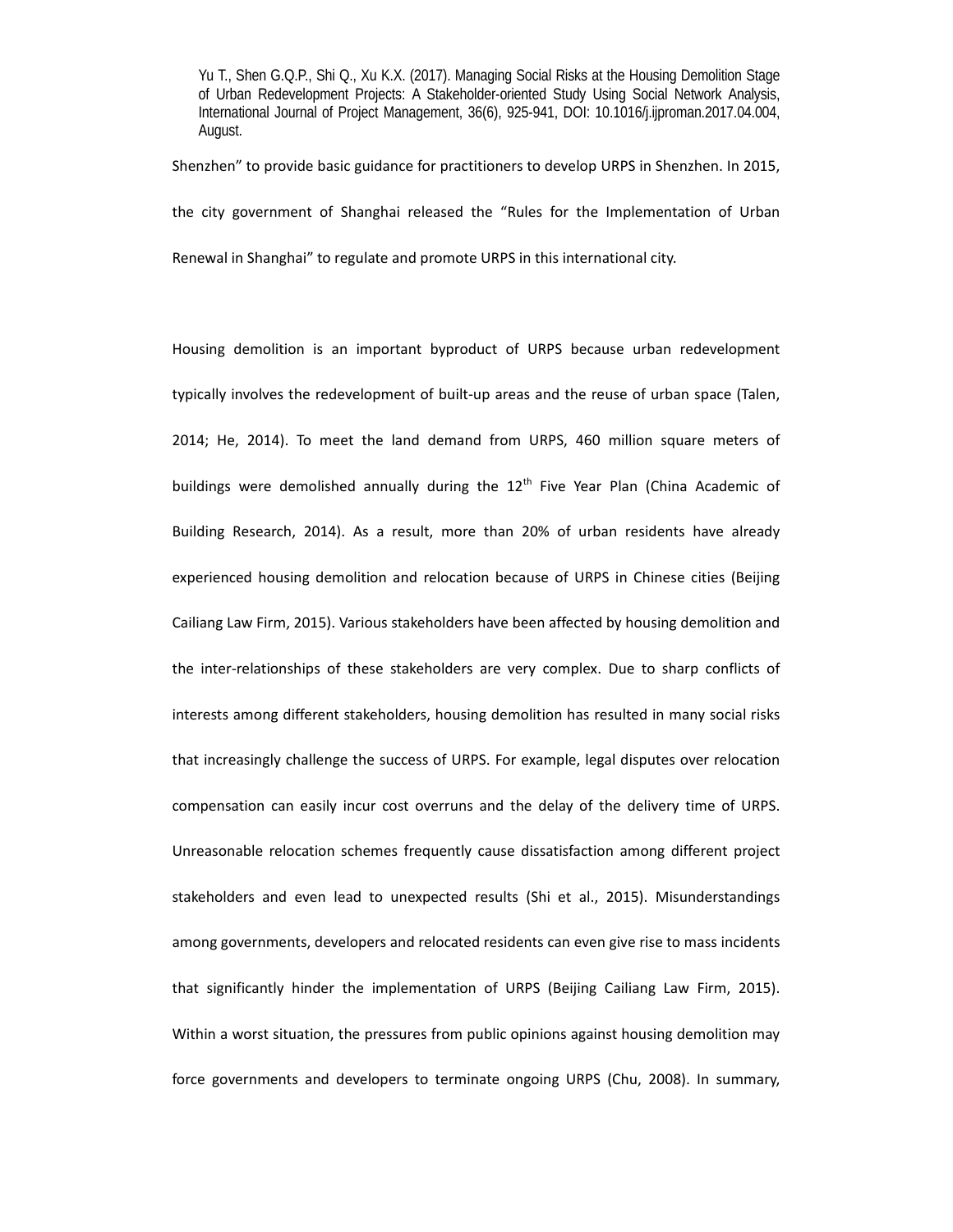Shenzhen" to provide basic guidance for practitioners to develop URPS in Shenzhen. In 2015, the city government of Shanghai released the "Rules for the Implementation of Urban Renewal in Shanghai" to regulate and promote URPS in this international city.

Housing demolition is an important byproduct of URPS because urban redevelopment typically involves the redevelopment of built-up areas and the reuse of urban space (Talen, 2014; He, 2014). To meet the land demand from URPS, 460 million square meters of buildings were demolished annually during the 12th Five Year Plan (China Academic of Building Research, 2014). As a result, more than 20% of urban residents have already experienced housing demolition and relocation because of URPS in Chinese cities (Beijing Cailiang Law Firm, 2015). Various stakeholders have been affected by housing demolition and the inter-relationships of these stakeholders are very complex. Due to sharp conflicts of interests among different stakeholders, housing demolition has resulted in many social risks that increasingly challenge the success of URPS. For example, legal disputes over relocation compensation can easily incur cost overruns and the delay of the delivery time of URPS. Unreasonable relocation schemes frequently cause dissatisfaction among different project stakeholders and even lead to unexpected results (Shi et al., 2015). Misunderstandings among governments, developers and relocated residents can even give rise to mass incidents that significantly hinder the implementation of URPS (Beijing Cailiang Law Firm, 2015). Within a worst situation, the pressures from public opinions against housing demolition may force governments and developers to terminate ongoing URPS (Chu, 2008). In summary,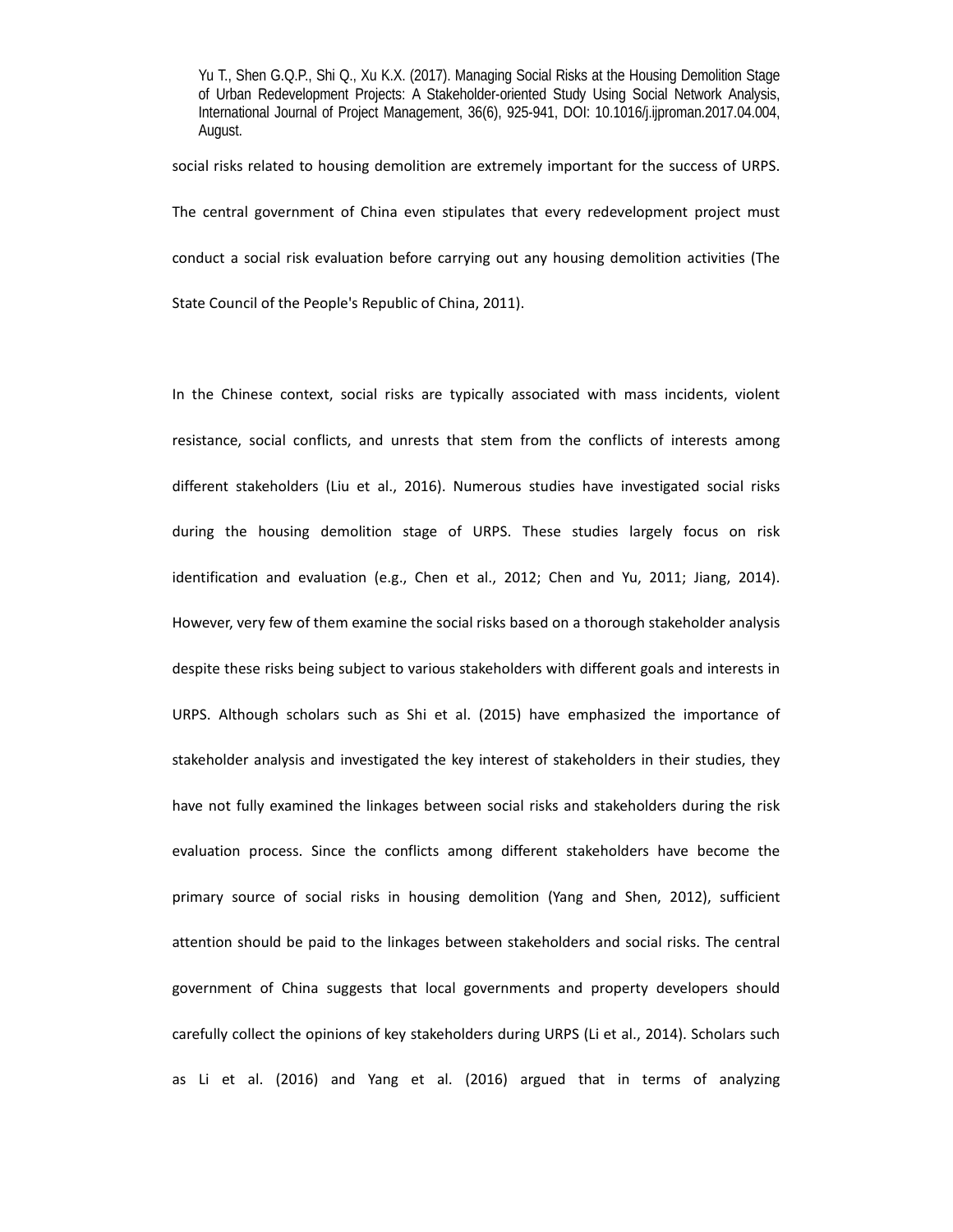social risks related to housing demolition are extremely important for the success of URPS. The central government of China even stipulates that every redevelopment project must conduct a social risk evaluation before carrying out any housing demolition activities (The State Council of the People's Republic of China, 2011).

In the Chinese context, social risks are typically associated with mass incidents, violent resistance, social conflicts, and unrests that stem from the conflicts of interests among different stakeholders (Liu et al., 2016). Numerous studies have investigated social risks during the housing demolition stage of URPS. These studies largely focus on risk identification and evaluation (e.g., Chen et al., 2012; Chen and Yu, 2011; Jiang, 2014). However, very few of them examine the social risks based on a thorough stakeholder analysis despite these risks being subject to various stakeholders with different goals and interests in URPS. Although scholars such as Shi et al. (2015) have emphasized the importance of stakeholder analysis and investigated the key interest of stakeholders in their studies, they have not fully examined the linkages between social risks and stakeholders during the risk evaluation process. Since the conflicts among different stakeholders have become the primary source of social risks in housing demolition (Yang and Shen, 2012), sufficient attention should be paid to the linkages between stakeholders and social risks. The central government of China suggests that local governments and property developers should carefully collect the opinions of key stakeholders during URPS (Li et al., 2014). Scholars such as Li et al. (2016) and Yang et al. (2016) argued that in terms of analyzing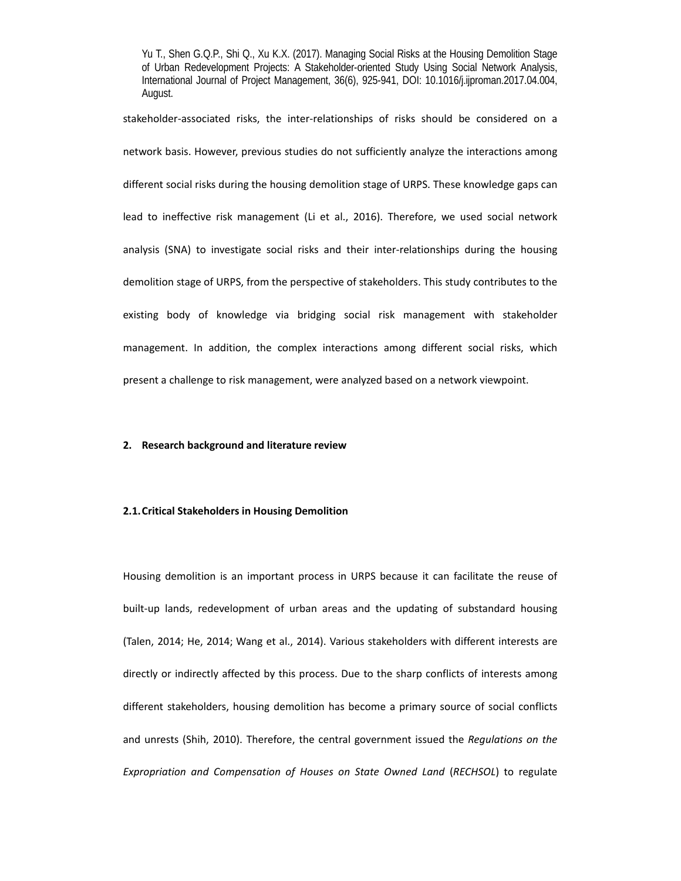stakeholder-associated risks, the inter-relationships of risks should be considered on a network basis. However, previous studies do not sufficiently analyze the interactions among different social risks during the housing demolition stage of URPS. These knowledge gaps can lead to ineffective risk management (Li et al., 2016). Therefore, we used social network analysis (SNA) to investigate social risks and their inter-relationships during the housing demolition stage of URPS, from the perspective of stakeholders. This study contributes to the existing body of knowledge via bridging social risk management with stakeholder management. In addition, the complex interactions among different social risks, which present a challenge to risk management, were analyzed based on a network viewpoint.

## 2. Research background and literature review

### 2.1. Critical Stakeholders in Housing Demolition

Housing demolition is an important process in URPS because it can facilitate the reuse of built-up lands, redevelopment of urban areas and the updating of substandard housing (Talen, 2014; He, 2014; Wang et al., 2014). Various stakeholders with different interests are directly or indirectly affected by this process. Due to the sharp conflicts of interests among different stakeholders, housing demolition has become a primary source of social conflicts and unrests (Shih, 2010). Therefore, the central government issued the *Regulations on the Expropriation and Compensation of Houses on State Owned Land* (*RECHSOL*) to regulate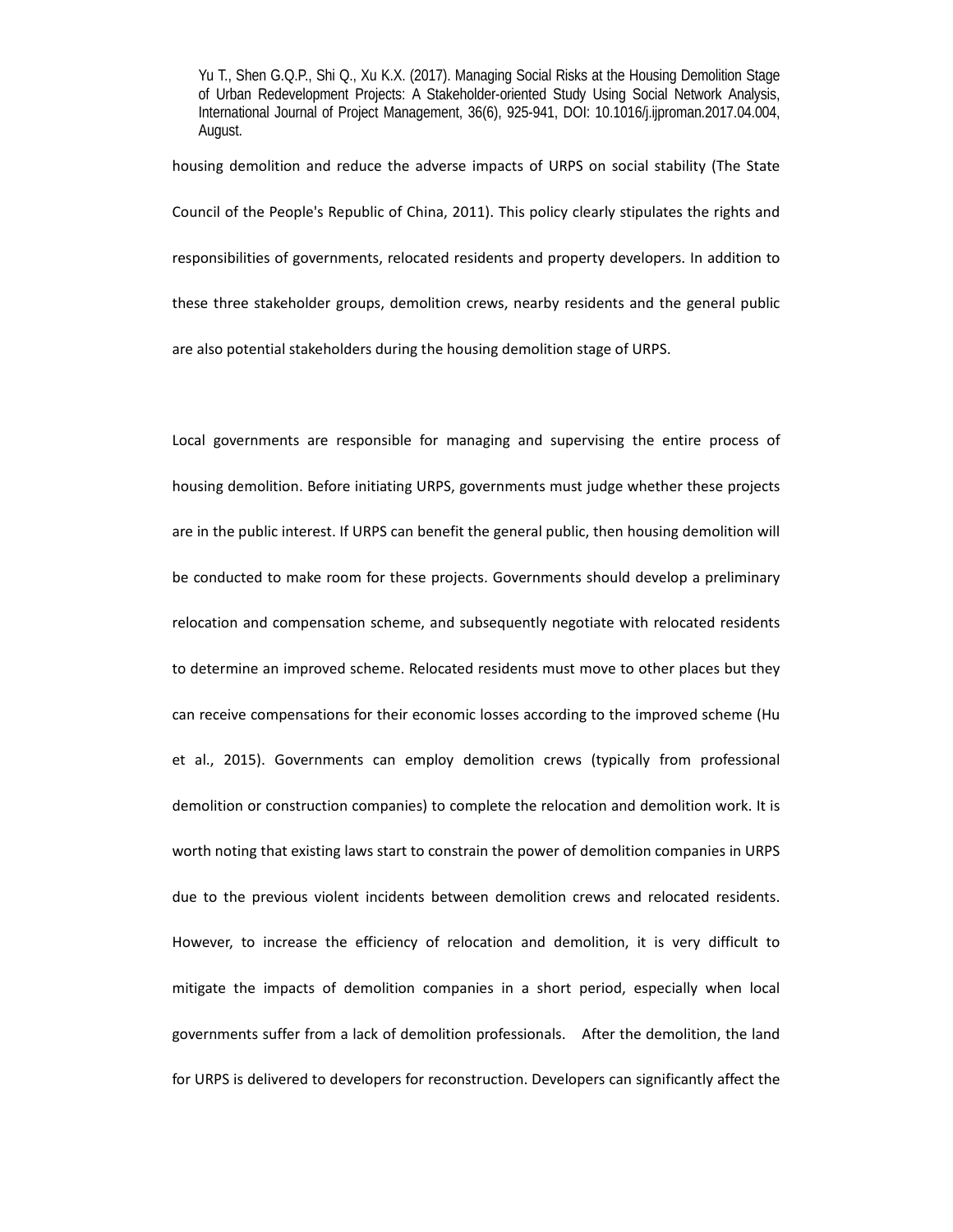housing demolition and reduce the adverse impacts of URPS on social stability (The State Council of the People's Republic of China, 2011). This policy clearly stipulates the rights and responsibilities of governments, relocated residents and property developers. In addition to these three stakeholder groups, demolition crews, nearby residents and the general public are also potential stakeholders during the housing demolition stage of URPS.

Local governments are responsible for managing and supervising the entire process of housing demolition. Before initiating URPS, governments must judge whether these projects are in the public interest. If URPS can benefit the general public, then housing demolition will be conducted to make room for these projects. Governments should develop a preliminary relocation and compensation scheme, and subsequently negotiate with relocated residents to determine an improved scheme. Relocated residents must move to other places but they can receive compensations for their economic losses according to the improved scheme (Hu et al., 2015). Governments can employ demolition crews (typically from professional demolition or construction companies) to complete the relocation and demolition work. It is worth noting that existing laws start to constrain the power of demolition companies in URPS due to the previous violent incidents between demolition crews and relocated residents. However, to increase the efficiency of relocation and demolition, it is very difficult to mitigate the impacts of demolition companies in a short period, especially when local governments suffer from a lack of demolition professionals. After the demolition, the land for URPS is delivered to developers for reconstruction. Developers can significantly affect the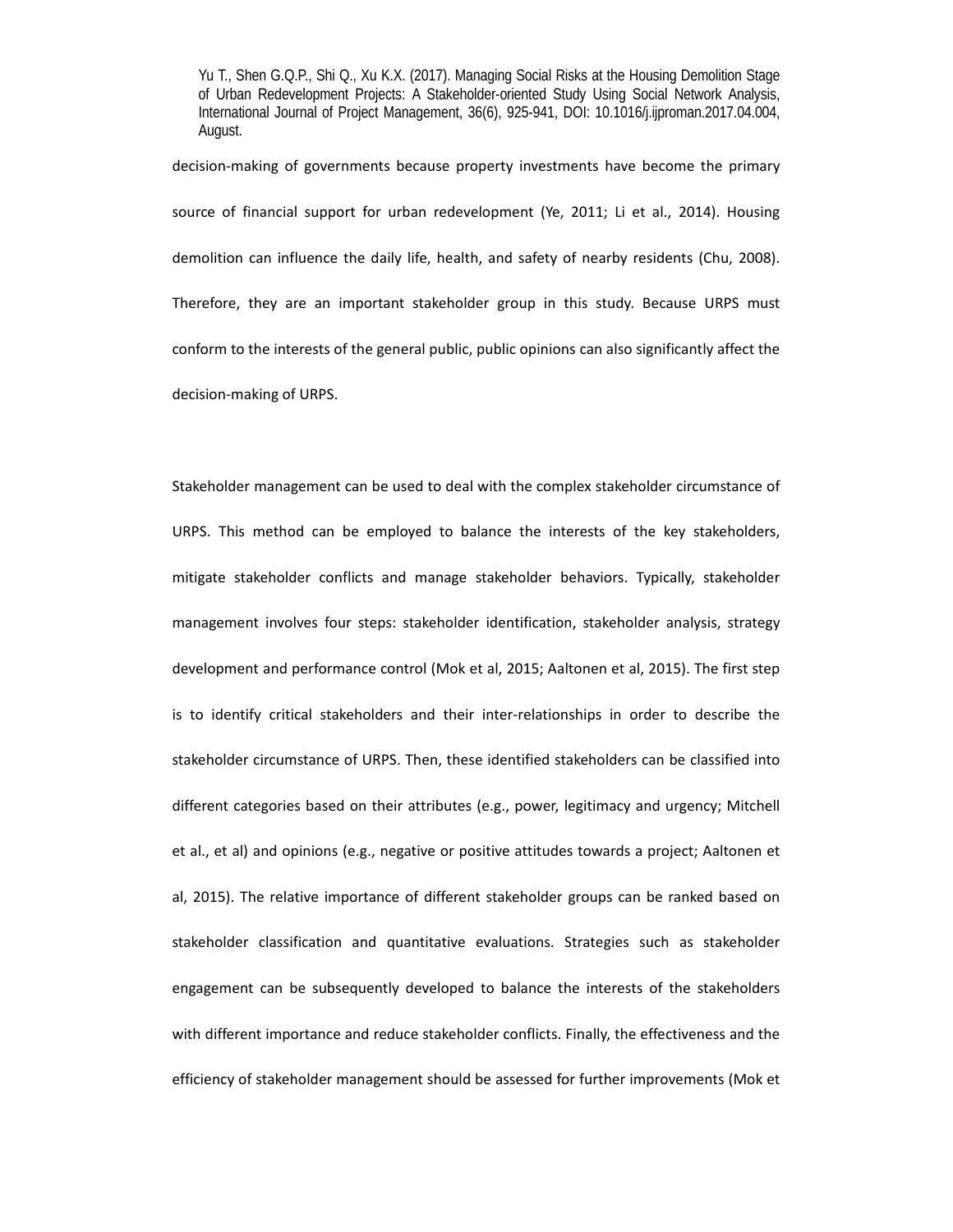decision-making of governments because property investments have become the primary source of financial support for urban redevelopment (Ye, 2011; Li et al., 2014). Housing demolition can influence the daily life, health, and safety of nearby residents (Chu, 2008). Therefore, they are an important stakeholder group in this study. Because URPS must conform to the interests of the general public, public opinions can also significantly affect the decision-making of URPS.

Stakeholder management can be used to deal with the complex stakeholder circumstance of URPS. This method can be employed to balance the interests of the key stakeholders, mitigate stakeholder conflicts and manage stakeholder behaviors. Typically, stakeholder management involves four steps: stakeholder identification, stakeholder analysis, strategy development and performance control (Mok et al, 2015; Aaltonen et al, 2015). The first step is to identify critical stakeholders and their inter-relationships in order to describe the stakeholder circumstance of URPS. Then, these identified stakeholders can be classified into different categories based on their attributes (e.g., power, legitimacy and urgency; Mitchell et al., et al) and opinions (e.g., negative or positive attitudes towards a project; Aaltonen et al, 2015). The relative importance of different stakeholder groups can be ranked based on stakeholder classification and quantitative evaluations. Strategies such as stakeholder engagement can be subsequently developed to balance the interests of the stakeholders with different importance and reduce stakeholder conflicts. Finally, the effectiveness and the efficiency of stakeholder management should be assessed for further improvements (Mok et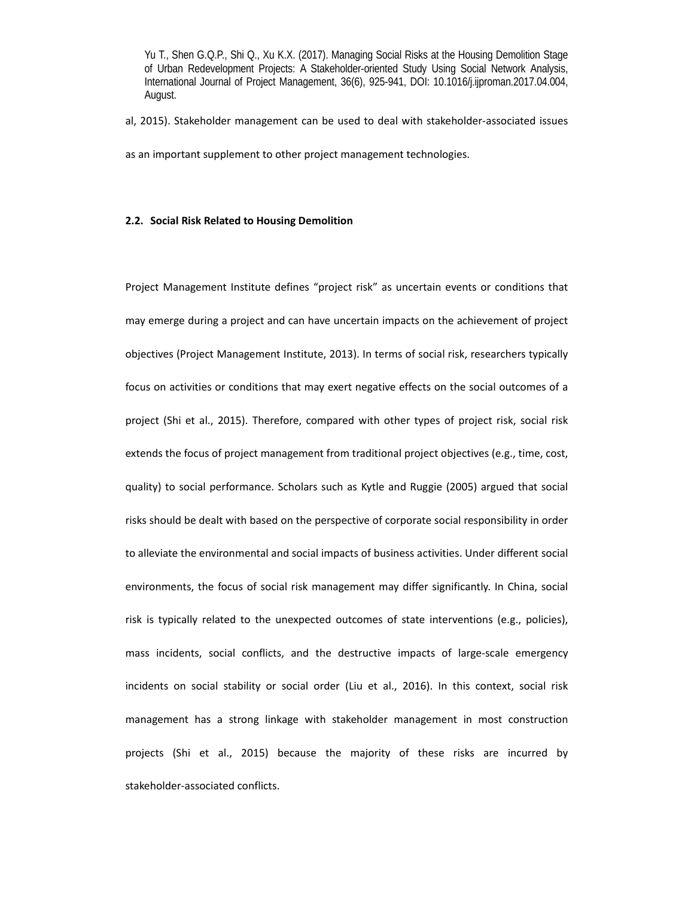al, 2015). Stakeholder management can be used to deal with stakeholder-associated issues as an important supplement to other project management technologies.

### 2.2. Social Risk Related to Housing Demolition

Project Management Institute defines "project risk" as uncertain events or conditions that may emerge during a project and can have uncertain impacts on the achievement of project objectives (Project Management Institute, 2013). In terms of social risk, researchers typically focus on activities or conditions that may exert negative effects on the social outcomes of a project (Shi et al., 2015). Therefore, compared with other types of project risk, social risk extends the focus of project management from traditional project objectives (e.g., time, cost, quality) to social performance. Scholars such as Kytle and Ruggie (2005) argued that social risks should be dealt with based on the perspective of corporate social responsibility in order to alleviate the environmental and social impacts of business activities. Under different social environments, the focus of social risk management may differ significantly. In China, social risk is typically related to the unexpected outcomes of state interventions (e.g., policies), mass incidents, social conflicts, and the destructive impacts of large-scale emergency incidents on social stability or social order (Liu et al., 2016). In this context, social risk management has a strong linkage with stakeholder management in most construction projects (Shi et al., 2015) because the majority of these risks are incurred by stakeholder-associated conflicts.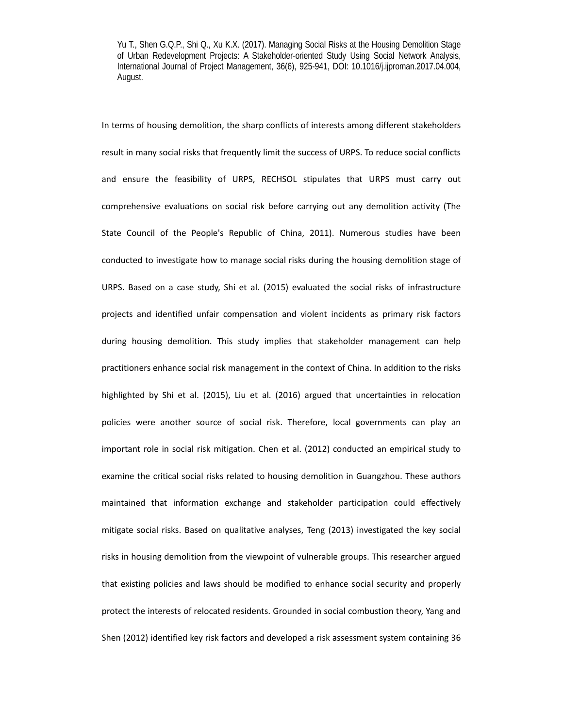Yu T., Shen G.Q.P., Shi Q., Xu K.X. (2017). Managing Social Risks at the Housing Demolition Stage of Urban Redevelopment Projects: A Stakeholder-oriented Study Using Social Network Analysis, International Journal of Project Management, 36(6), 925-941, DOI: 10.1016/j.ijproman.2017.04.004, August.

In terms of housing demolition, the sharp conflicts of interests among different stakeholders result in many social risks that frequently limit the success of URPS. To reduce social conflicts and ensure the feasibility of URPS, RECHSOL stipulates that URPS must carry out comprehensive evaluations on social risk before carrying out any demolition activity (The State Council of the People's Republic of China, 2011). Numerous studies have been conducted to investigate how to manage social risks during the housing demolition stage of URPS. Based on a case study, Shi et al. (2015) evaluated the social risks of infrastructure projects and identified unfair compensation and violent incidents as primary risk factors during housing demolition. This study implies that stakeholder management can help practitioners enhance social risk management in the context of China. In addition to the risks highlighted by Shi et al. (2015), Liu et al. (2016) argued that uncertainties in relocation policies were another source of social risk. Therefore, local governments can play an important role in social risk mitigation. Chen et al. (2012) conducted an empirical study to examine the critical social risks related to housing demolition in Guangzhou. These authors maintained that information exchange and stakeholder participation could effectively mitigate social risks. Based on qualitative analyses, Teng (2013) investigated the key social risks in housing demolition from the viewpoint of vulnerable groups. This researcher argued that existing policies and laws should be modified to enhance social security and properly protect the interests of relocated residents. Grounded in social combustion theory, Yang and Shen (2012) identified key risk factors and developed a risk assessment system containing 36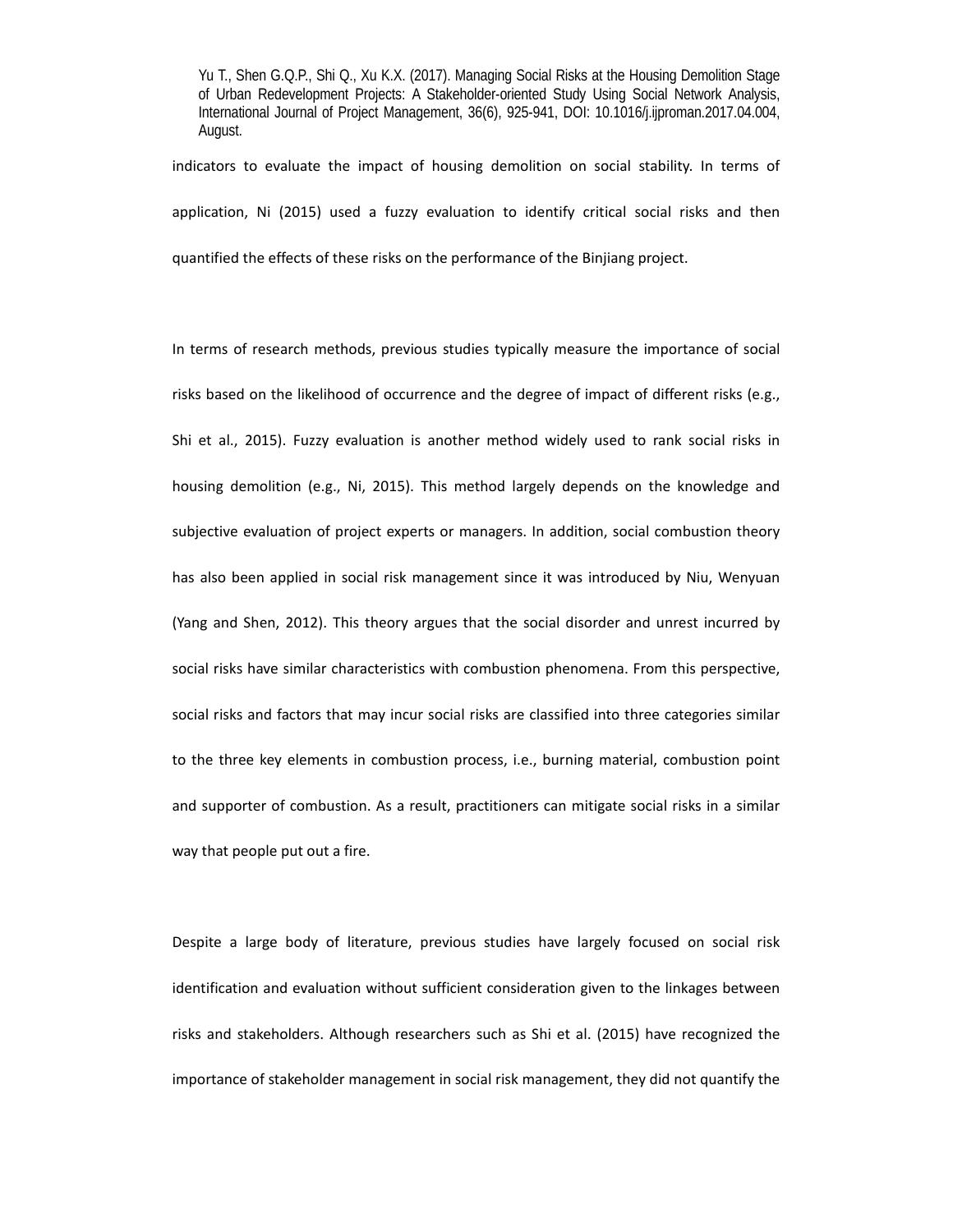indicators to evaluate the impact of housing demolition on social stability. In terms of application, Ni (2015) used a fuzzy evaluation to identify critical social risks and then quantified the effects of these risks on the performance of the Binjiang project.

In terms of research methods, previous studies typically measure the importance of social risks based on the likelihood of occurrence and the degree of impact of different risks (e.g., Shi et al., 2015). Fuzzy evaluation is another method widely used to rank social risks in housing demolition (e.g., Ni, 2015). This method largely depends on the knowledge and subjective evaluation of project experts or managers. In addition, social combustion theory has also been applied in social risk management since it was introduced by Niu, Wenyuan (Yang and Shen, 2012). This theory argues that the social disorder and unrest incurred by social risks have similar characteristics with combustion phenomena. From this perspective, social risks and factors that may incur social risks are classified into three categories similar to the three key elements in combustion process, i.e., burning material, combustion point and supporter of combustion. As a result, practitioners can mitigate social risks in a similar way that people put out a fire.

Despite a large body of literature, previous studies have largely focused on social risk identification and evaluation without sufficient consideration given to the linkages between risks and stakeholders. Although researchers such as Shi et al. (2015) have recognized the importance of stakeholder management in social risk management, they did not quantify the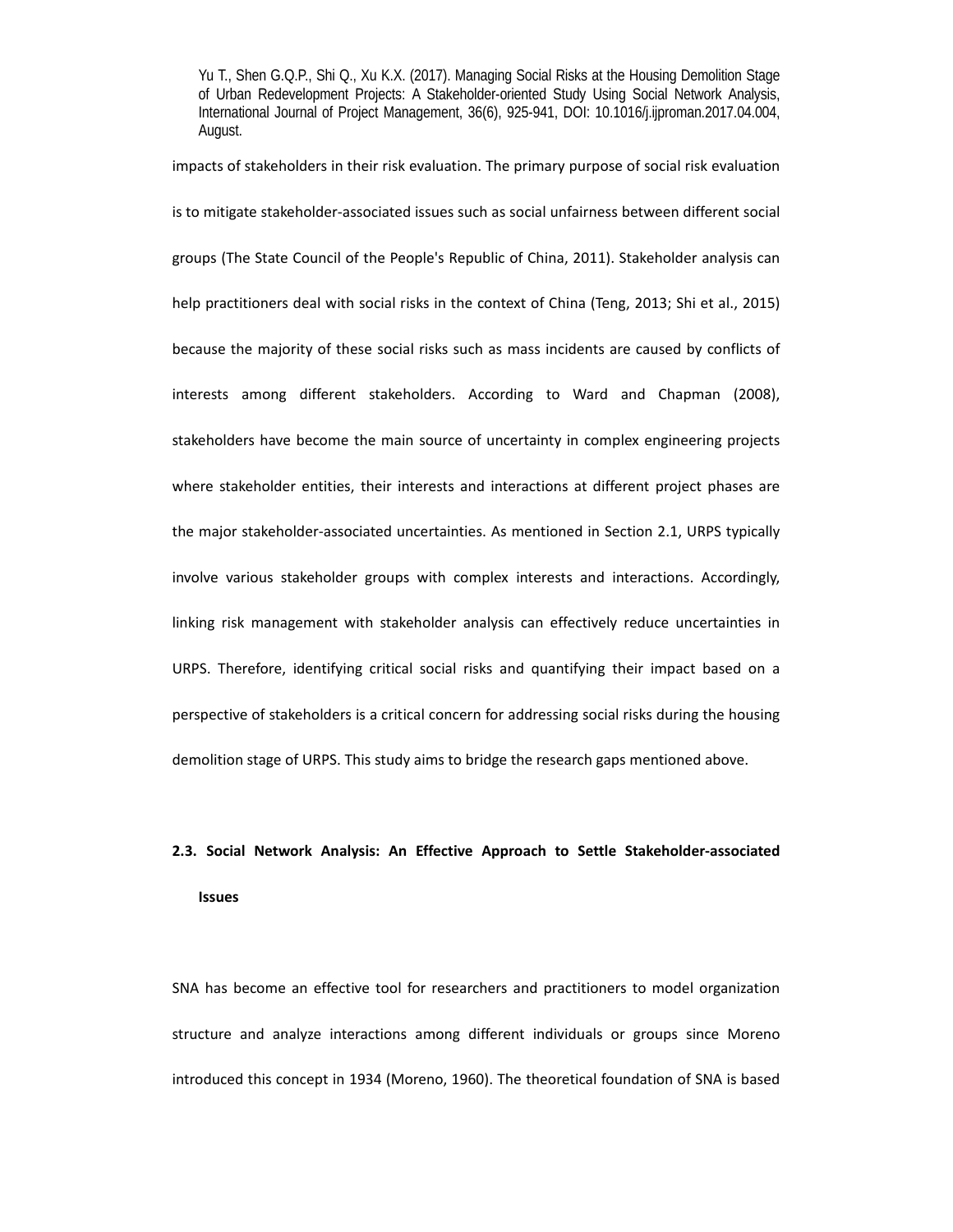impacts of stakeholders in their risk evaluation. The primary purpose of social risk evaluation is to mitigate stakeholder-associated issues such as social unfairness between different social groups (The State Council of the People's Republic of China, 2011). Stakeholder analysis can help practitioners deal with social risks in the context of China (Teng, 2013; Shi et al., 2015) because the majority of these social risks such as mass incidents are caused by conflicts of interests among different stakeholders. According to Ward and Chapman (2008), stakeholders have become the main source of uncertainty in complex engineering projects where stakeholder entities, their interests and interactions at different project phases are the major stakeholder-associated uncertainties. As mentioned in Section 2.1, URPS typically involve various stakeholder groups with complex interests and interactions. Accordingly, linking risk management with stakeholder analysis can effectively reduce uncertainties in URPS. Therefore, identifying critical social risks and quantifying their impact based on a perspective of stakeholders is a critical concern for addressing social risks during the housing demolition stage of URPS. This study aims to bridge the research gaps mentioned above.

### 2.3. Social Network Analysis: An Effective Approach to Settle Stakeholder-associated Issues

SNA has become an effective tool for researchers and practitioners to model organization structure and analyze interactions among different individuals or groups since Moreno introduced this concept in 1934 (Moreno, 1960). The theoretical foundation of SNA is based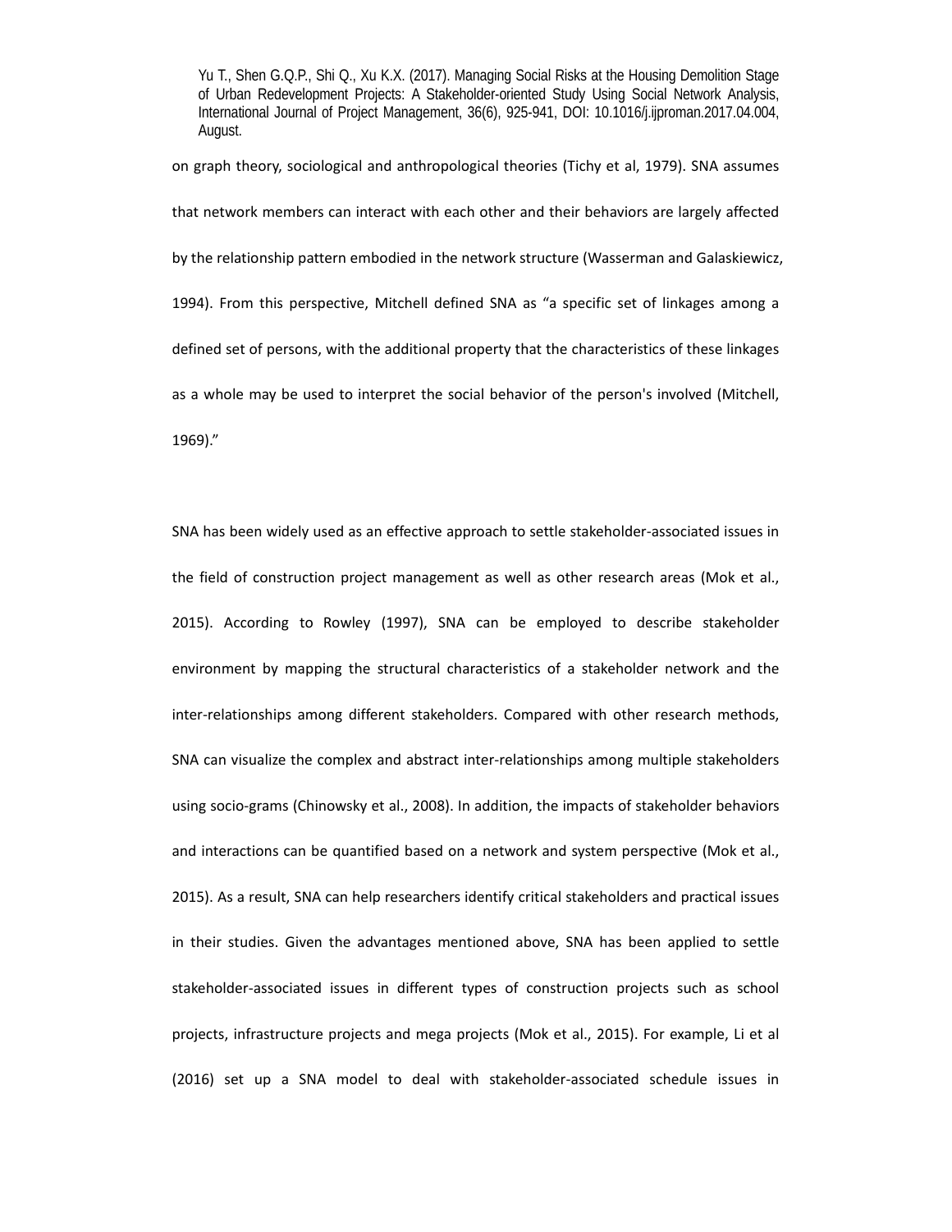on graph theory, sociological and anthropological theories (Tichy et al, 1979). SNA assumes that network members can interact with each other and their behaviors are largely affected by the relationship pattern embodied in the network structure (Wasserman and Galaskiewicz, 1994). From this perspective, Mitchell defined SNA as "a specific set of linkages among a defined set of persons, with the additional property that the characteristics of these linkages as a whole may be used to interpret the social behavior of the person's involved (Mitchell, 1969)."

SNA has been widely used as an effective approach to settle stakeholder-associated issues in the field of construction project management as well as other research areas (Mok et al., 2015). According to Rowley (1997), SNA can be employed to describe stakeholder environment by mapping the structural characteristics of a stakeholder network and the inter-relationships among different stakeholders. Compared with other research methods, SNA can visualize the complex and abstract inter-relationships among multiple stakeholders using socio-grams (Chinowsky et al., 2008). In addition, the impacts of stakeholder behaviors and interactions can be quantified based on a network and system perspective (Mok et al., 2015). As a result, SNA can help researchers identify critical stakeholders and practical issues in their studies. Given the advantages mentioned above, SNA has been applied to settle stakeholder-associated issues in different types of construction projects such as school projects, infrastructure projects and mega projects (Mok et al., 2015). For example, Li et al (2016) set up a SNA model to deal with stakeholder-associated schedule issues in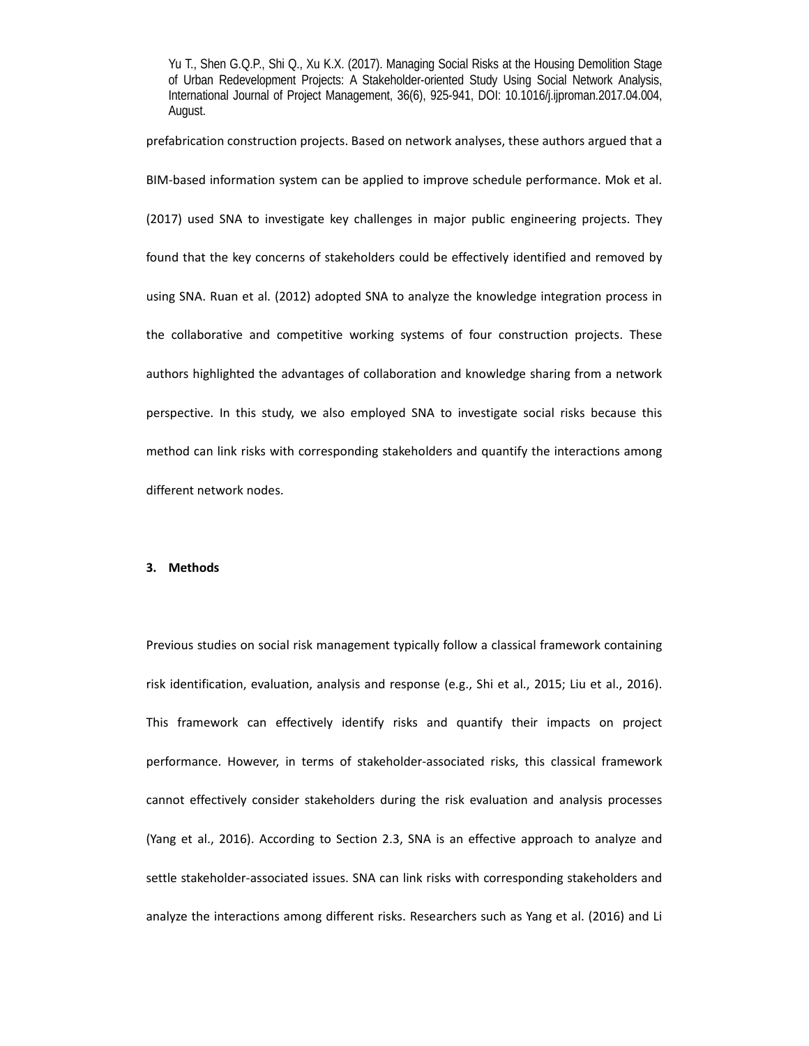prefabrication construction projects. Based on network analyses, these authors argued that a BIM-based information system can be applied to improve schedule performance. Mok et al. (2017) used SNA to investigate key challenges in major public engineering projects. They found that the key concerns of stakeholders could be effectively identified and removed by using SNA. Ruan et al. (2012) adopted SNA to analyze the knowledge integration process in the collaborative and competitive working systems of four construction projects. These authors highlighted the advantages of collaboration and knowledge sharing from a network perspective. In this study, we also employed SNA to investigate social risks because this method can link risks with corresponding stakeholders and quantify the interactions among different network nodes.

## 3. Methods

Previous studies on social risk management typically follow a classical framework containing risk identification, evaluation, analysis and response (e.g., Shi et al., 2015; Liu et al., 2016). This framework can effectively identify risks and quantify their impacts on project performance. However, in terms of stakeholder-associated risks, this classical framework cannot effectively consider stakeholders during the risk evaluation and analysis processes (Yang et al., 2016). According to Section 2.3, SNA is an effective approach to analyze and settle stakeholder-associated issues. SNA can link risks with corresponding stakeholders and analyze the interactions among different risks. Researchers such as Yang et al. (2016) and Li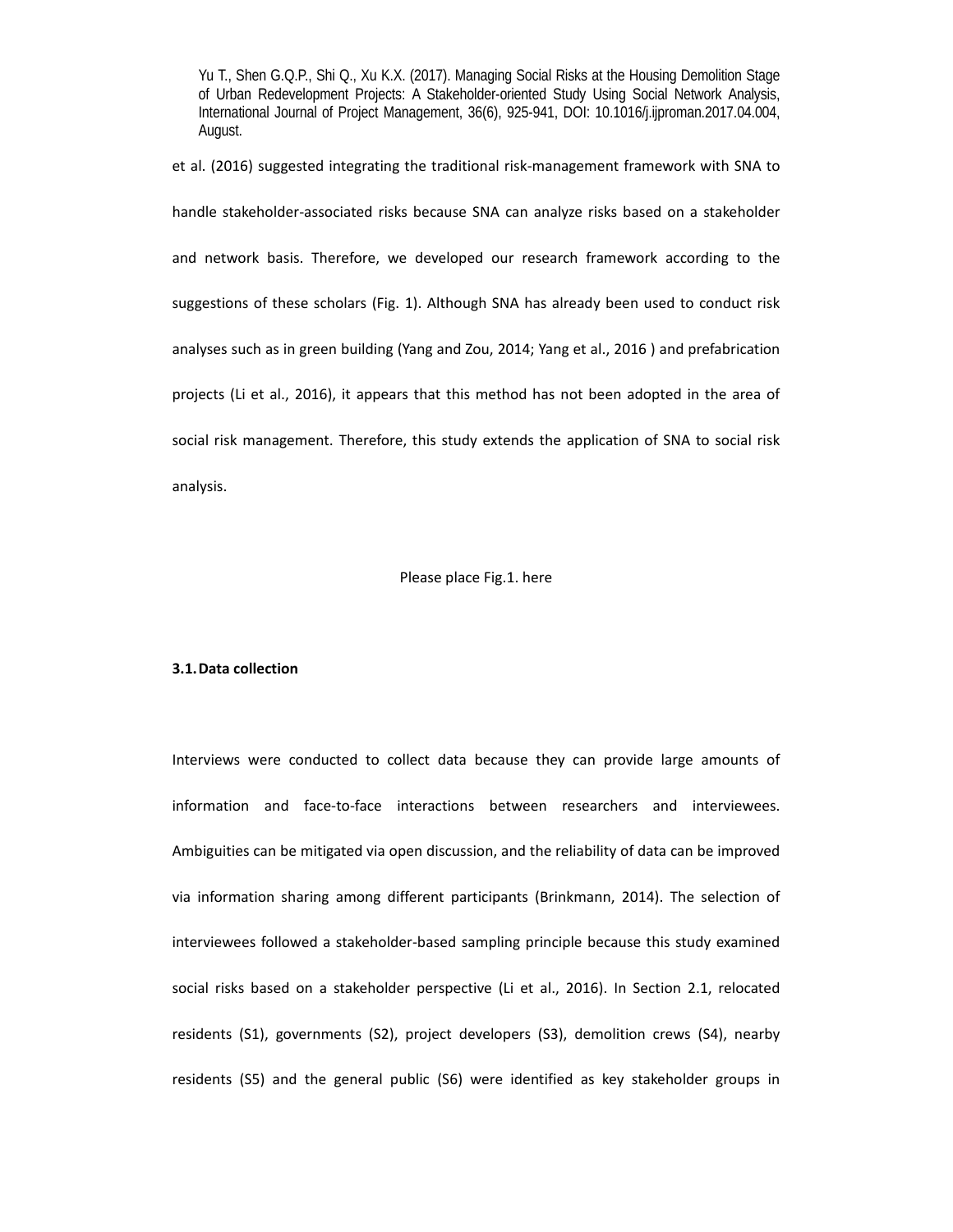et al. (2016) suggested integrating the traditional risk-management framework with SNA to handle stakeholder-associated risks because SNA can analyze risks based on a stakeholder and network basis. Therefore, we developed our research framework according to the suggestions of these scholars (Fig. 1). Although SNA has already been used to conduct risk analyses such as in green building (Yang and Zou, 2014; Yang et al., 2016 ) and prefabrication projects (Li et al., 2016), it appears that this method has not been adopted in the area of social risk management. Therefore, this study extends the application of SNA to social risk analysis.

Please place Fig.1. here

### 3.1. Data collection

Interviews were conducted to collect data because they can provide large amounts of information and face-to-face interactions between researchers and interviewees. Ambiguities can be mitigated via open discussion, and the reliability of data can be improved via information sharing among different participants (Brinkmann, 2014). The selection of interviewees followed a stakeholder-based sampling principle because this study examined social risks based on a stakeholder perspective (Li et al., 2016). In Section 2.1, relocated residents (S1), governments (S2), project developers (S3), demolition crews (S4), nearby residents (S5) and the general public (S6) were identified as key stakeholder groups in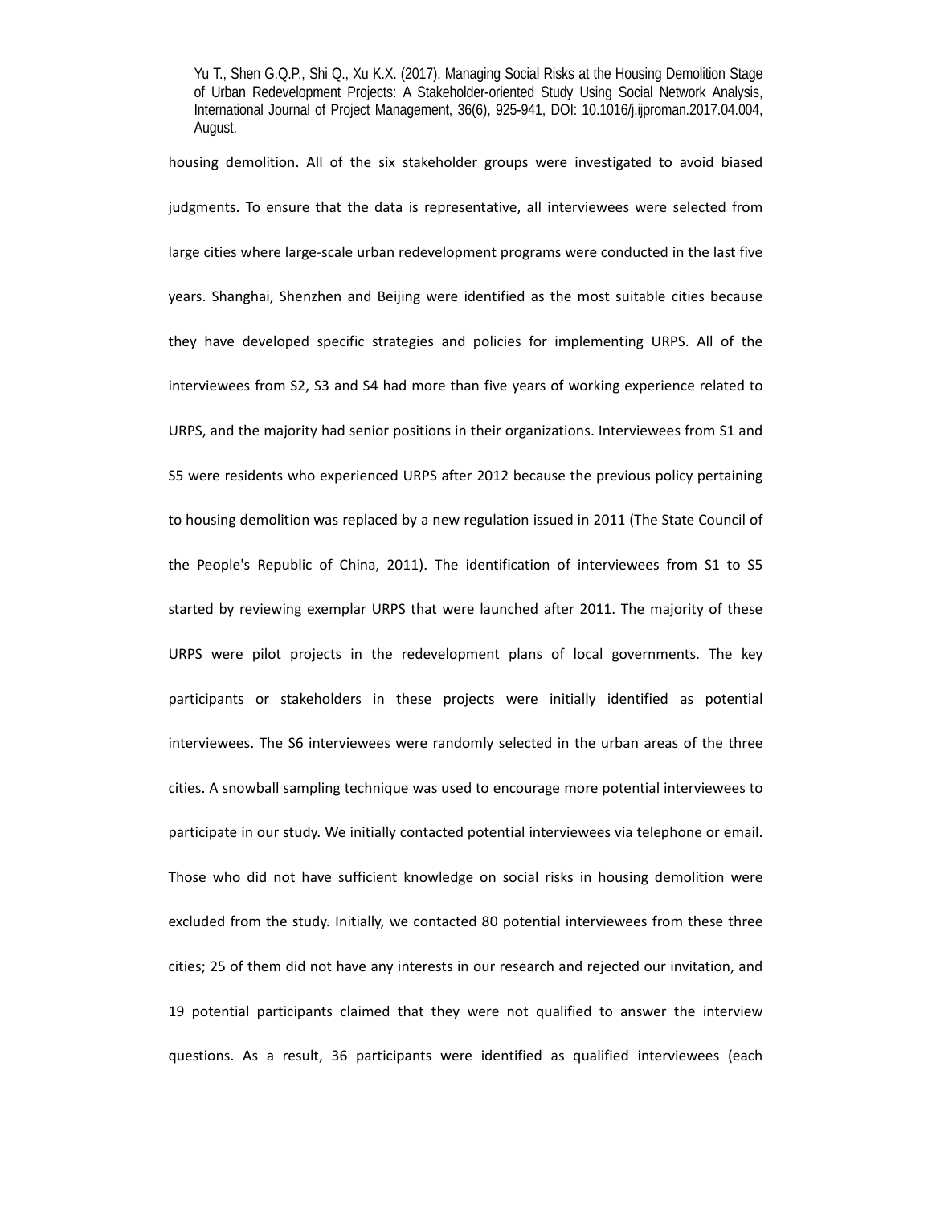housing demolition. All of the six stakeholder groups were investigated to avoid biased judgments. To ensure that the data is representative, all interviewees were selected from large cities where large-scale urban redevelopment programs were conducted in the last five years. Shanghai, Shenzhen and Beijing were identified as the most suitable cities because they have developed specific strategies and policies for implementing URPS. All of the interviewees from S2, S3 and S4 had more than five years of working experience related to URPS, and the majority had senior positions in their organizations. Interviewees from S1 and S5 were residents who experienced URPS after 2012 because the previous policy pertaining to housing demolition was replaced by a new regulation issued in 2011 (The State Council of the People's Republic of China, 2011). The identification of interviewees from S1 to S5 started by reviewing exemplar URPS that were launched after 2011. The majority of these URPS were pilot projects in the redevelopment plans of local governments. The key participants or stakeholders in these projects were initially identified as potential interviewees. The S6 interviewees were randomly selected in the urban areas of the three cities. A snowball sampling technique was used to encourage more potential interviewees to participate in our study. We initially contacted potential interviewees via telephone or email. Those who did not have sufficient knowledge on social risks in housing demolition were excluded from the study. Initially, we contacted 80 potential interviewees from these three cities; 25 of them did not have any interests in our research and rejected our invitation, and 19 potential participants claimed that they were not qualified to answer the interview questions. As a result, 36 participants were identified as qualified interviewees (each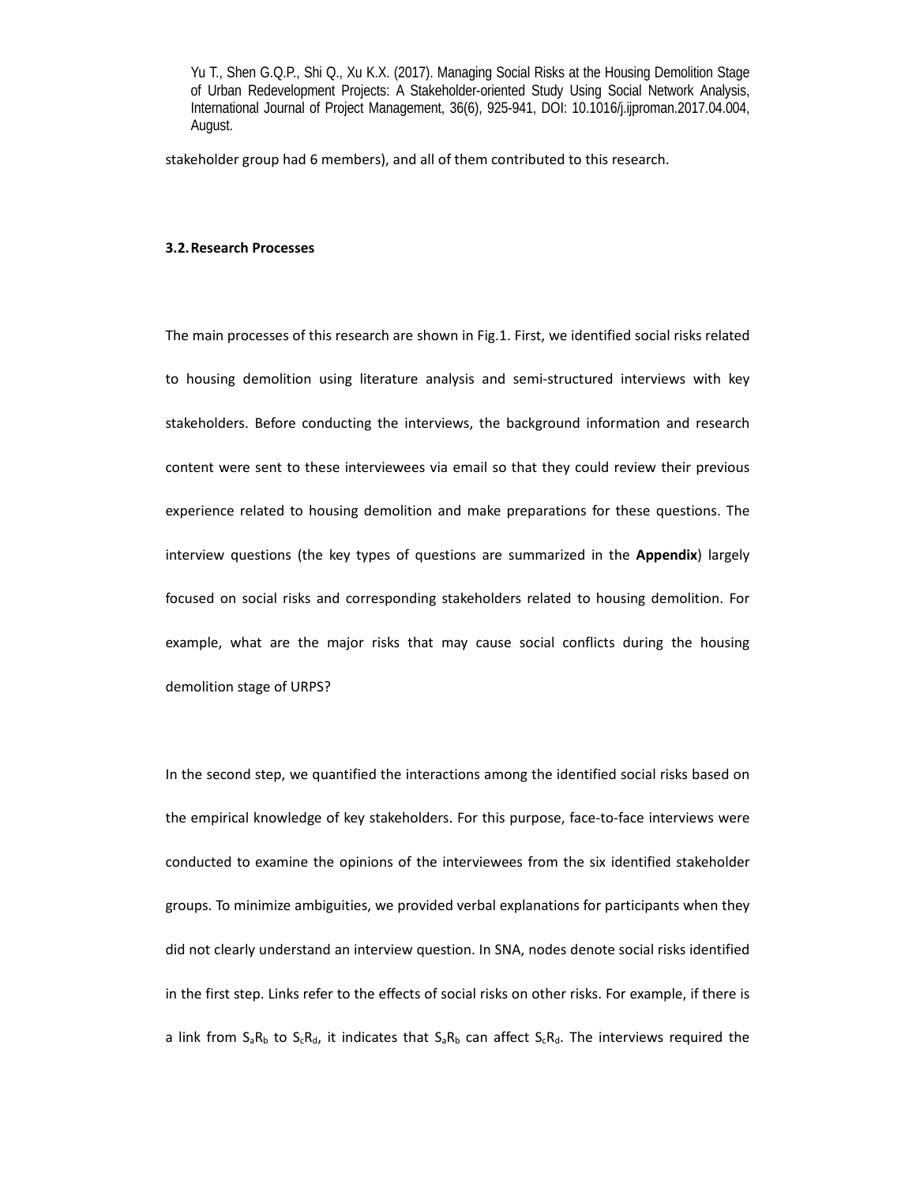stakeholder group had 6 members), and all of them contributed to this research.

### 3.2. Research Processes

The main processes of this research are shown in Fig.1. First, we identified social risks related to housing demolition using literature analysis and semi-structured interviews with key stakeholders. Before conducting the interviews, the background information and research content were sent to these interviewees via email so that they could review their previous experience related to housing demolition and make preparations for these questions. The interview questions (the key types of questions are summarized in the **Appendix**) largely focused on social risks and corresponding stakeholders related to housing demolition. For example, what are the major risks that may cause social conflicts during the housing demolition stage of URPS?

In the second step, we quantified the interactions among the identified social risks based on the empirical knowledge of key stakeholders. For this purpose, face-to-face interviews were conducted to examine the opinions of the interviewees from the six identified stakeholder groups. To minimize ambiguities, we provided verbal explanations for participants when they did not clearly understand an interview question. In SNA, nodes denote social risks identified in the first step. Links refer to the effects of social risks on other risks. For example, if there is a link from $S_aR_b$ to $S_cR_d$, it indicates that $S_aR_b$ can affect $S_cR_d$. The interviews required the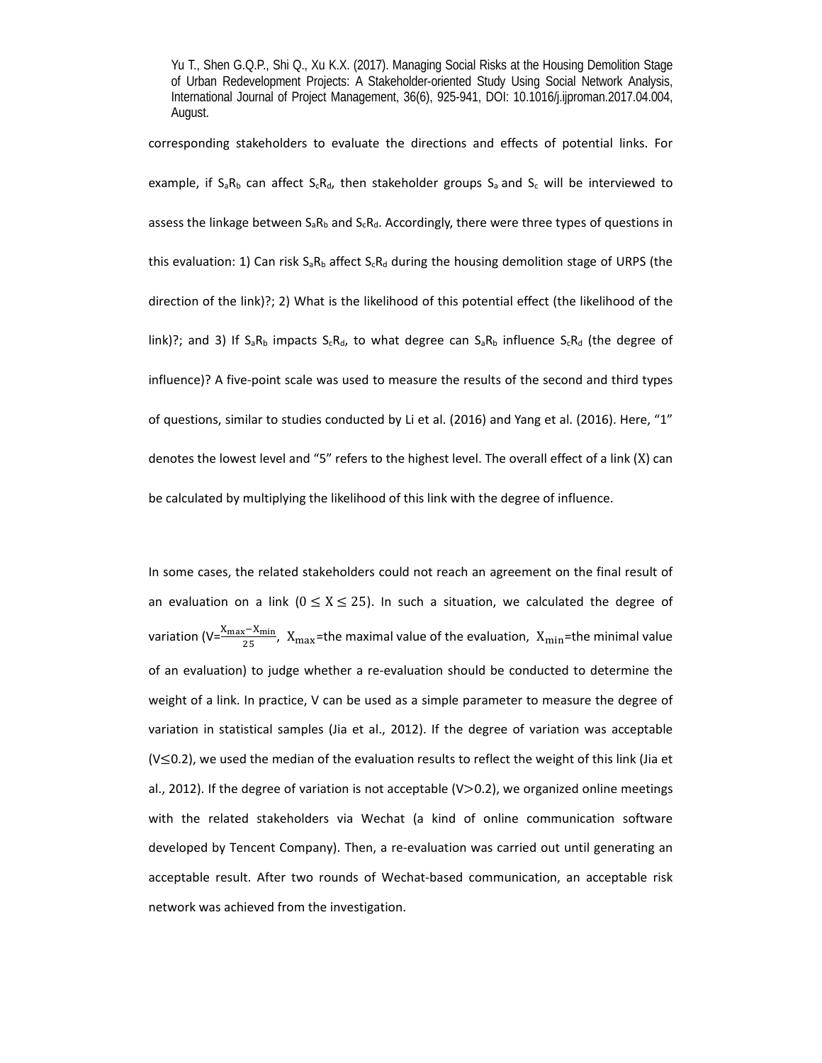corresponding stakeholders to evaluate the directions and effects of potential links. For example, if $S_aR_b$ can affect $S_cR_d$, then stakeholder groups $S_a$ and $S_c$ will be interviewed to assess the linkage between $S_aR_b$ and $S_cR_d$. Accordingly, there were three types of questions in this evaluation: 1) Can risk $S_aR_b$ affect $S_cR_d$ during the housing demolition stage of URPS (the direction of the link)?; 2) What is the likelihood of this potential effect (the likelihood of the link)?; and 3) If $S_aR_b$ impacts $S_cR_d$, to what degree can $S_aR_b$ influence $S_cR_d$ (the degree of influence)? A five-point scale was used to measure the results of the second and third types of questions, similar to studies conducted by Li et al. (2016) and Yang et al. (2016). Here, "1" denotes the lowest level and "5" refers to the highest level. The overall effect of a link ($X$) can be calculated by multiplying the likelihood of this link with the degree of influence.

In some cases, the related stakeholders could not reach an agreement on the final result of an evaluation on a link ($0 \leq X \leq 25$). In such a situation, we calculated the degree of variation ($V=\frac{X_{max}-X_{min}}{25}$, $X_{max}$=the maximal value of the evaluation, $X_{min}$=the minimal value of an evaluation) to judge whether a re-evaluation should be conducted to determine the weight of a link. In practice, V can be used as a simple parameter to measure the degree of variation in statistical samples (Jia et al., 2012). If the degree of variation was acceptable ($V \leq 0.2$), we used the median of the evaluation results to reflect the weight of this link (Jia et al., 2012). If the degree of variation is not acceptable ($V > 0.2$), we organized online meetings with the related stakeholders via Wechat (a kind of online communication software developed by Tencent Company). Then, a re-evaluation was carried out until generating an acceptable result. After two rounds of Wechat-based communication, an acceptable risk network was achieved from the investigation.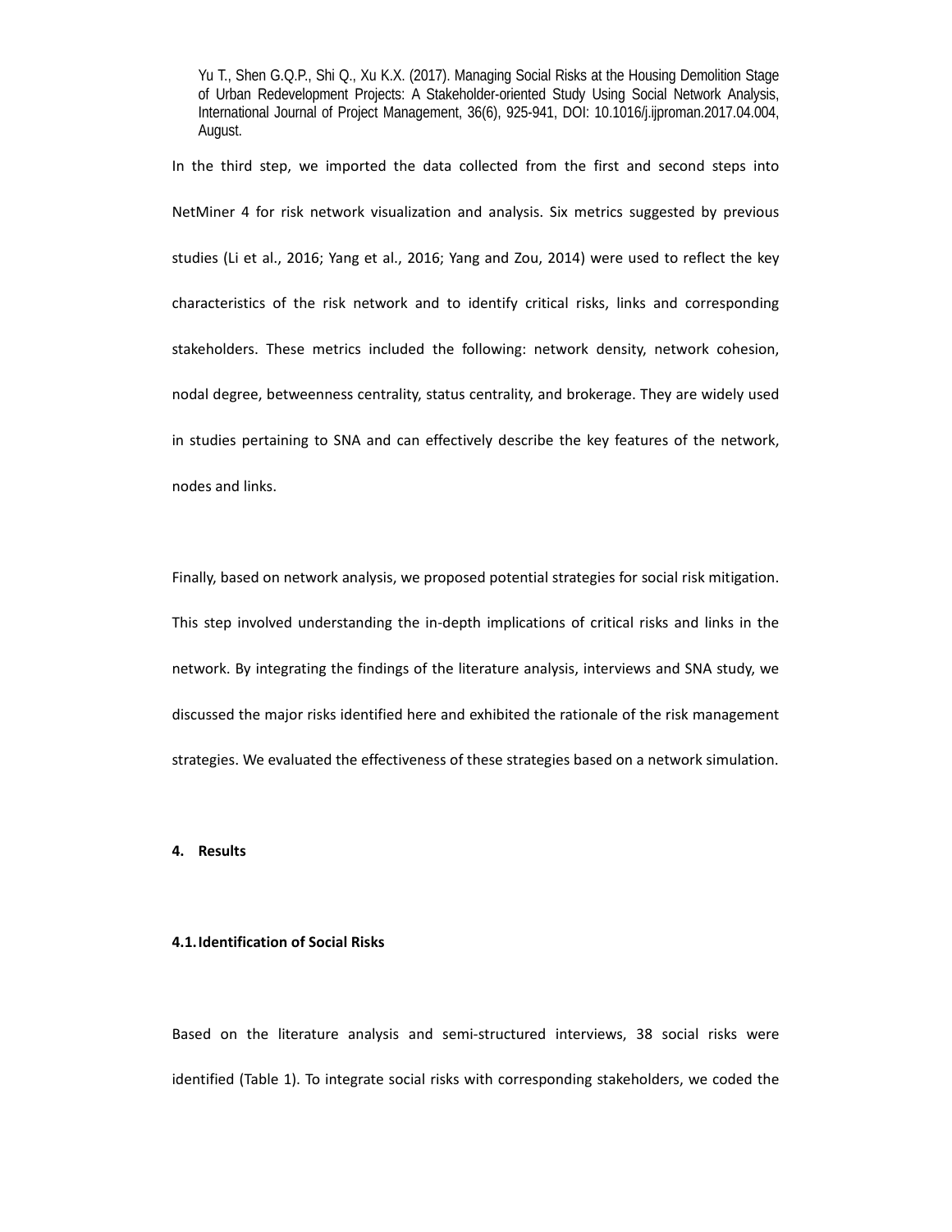In the third step, we imported the data collected from the first and second steps into NetMiner 4 for risk network visualization and analysis. Six metrics suggested by previous studies (Li et al., 2016; Yang et al., 2016; Yang and Zou, 2014) were used to reflect the key characteristics of the risk network and to identify critical risks, links and corresponding stakeholders. These metrics included the following: network density, network cohesion, nodal degree, betweenness centrality, status centrality, and brokerage. They are widely used in studies pertaining to SNA and can effectively describe the key features of the network, nodes and links.

Finally, based on network analysis, we proposed potential strategies for social risk mitigation. This step involved understanding the in-depth implications of critical risks and links in the network. By integrating the findings of the literature analysis, interviews and SNA study, we discussed the major risks identified here and exhibited the rationale of the risk management strategies. We evaluated the effectiveness of these strategies based on a network simulation.

## 4. Results

### 4.1. Identification of Social Risks

Based on the literature analysis and semi-structured interviews, 38 social risks were identified (Table 1). To integrate social risks with corresponding stakeholders, we coded the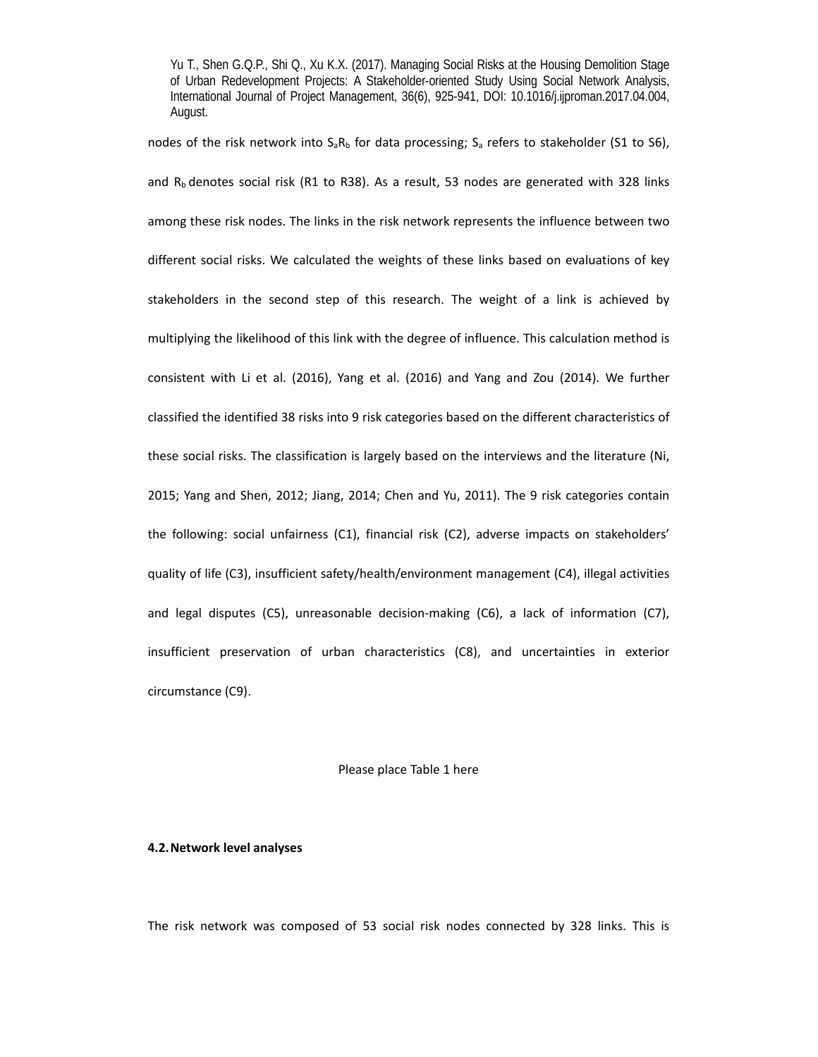nodes of the risk network into $S_aR_b$ for data processing; $S_a$ refers to stakeholder (S1 to S6), and $R_b$ denotes social risk (R1 to R38). As a result, 53 nodes are generated with 328 links among these risk nodes. The links in the risk network represents the influence between two different social risks. We calculated the weights of these links based on evaluations of key stakeholders in the second step of this research. The weight of a link is achieved by multiplying the likelihood of this link with the degree of influence. This calculation method is consistent with Li et al. (2016), Yang et al. (2016) and Yang and Zou (2014). We further classified the identified 38 risks into 9 risk categories based on the different characteristics of these social risks. The classification is largely based on the interviews and the literature (Ni, 2015; Yang and Shen, 2012; Jiang, 2014; Chen and Yu, 2011). The 9 risk categories contain the following: social unfairness (C1), financial risk (C2), adverse impacts on stakeholders' quality of life (C3), insufficient safety/health/environment management (C4), illegal activities and legal disputes (C5), unreasonable decision-making (C6), a lack of information (C7), insufficient preservation of urban characteristics (C8), and uncertainties in exterior circumstance (C9).

Please place Table 1 here

### 4.2. Network level analyses

The risk network was composed of 53 social risk nodes connected by 328 links. This is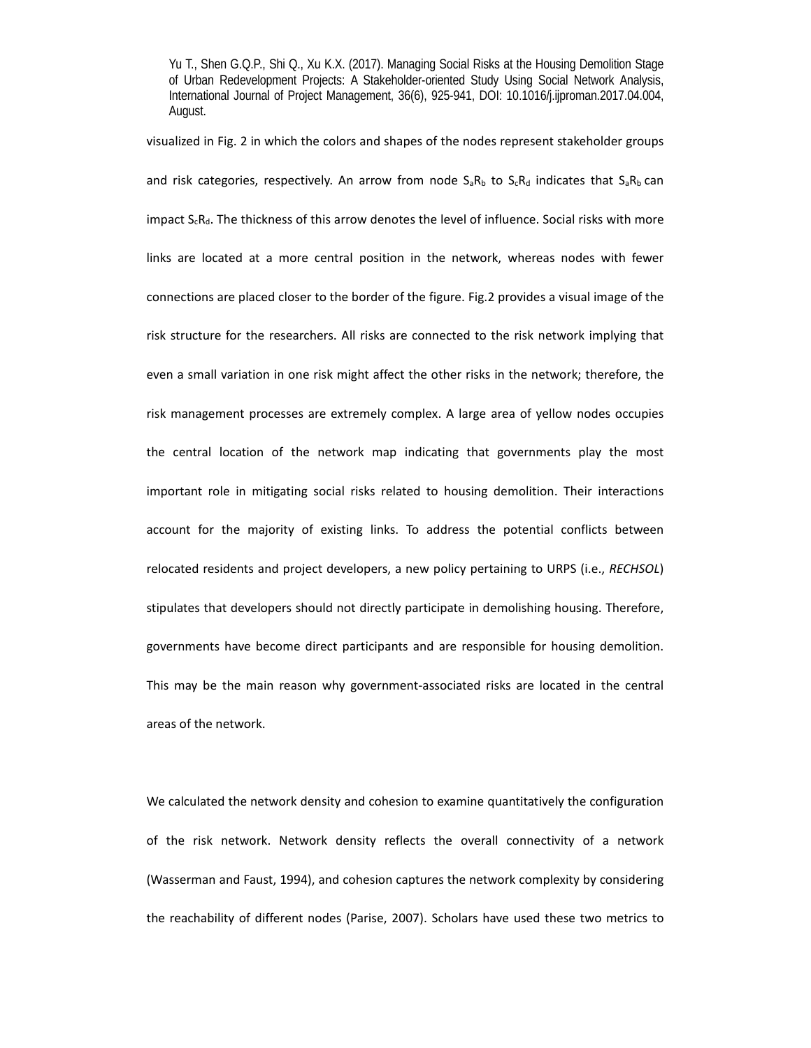visualized in Fig. 2 in which the colors and shapes of the nodes represent stakeholder groups and risk categories, respectively. An arrow from node $S_aR_b$ to $S_cR_d$ indicates that $S_aR_b$ can impact $S_cR_d$. The thickness of this arrow denotes the level of influence. Social risks with more links are located at a more central position in the network, whereas nodes with fewer connections are placed closer to the border of the figure. Fig.2 provides a visual image of the risk structure for the researchers. All risks are connected to the risk network implying that even a small variation in one risk might affect the other risks in the network; therefore, the risk management processes are extremely complex. A large area of yellow nodes occupies the central location of the network map indicating that governments play the most important role in mitigating social risks related to housing demolition. Their interactions account for the majority of existing links. To address the potential conflicts between relocated residents and project developers, a new policy pertaining to URPS (i.e., *RECHSOL*) stipulates that developers should not directly participate in demolishing housing. Therefore, governments have become direct participants and are responsible for housing demolition. This may be the main reason why government-associated risks are located in the central areas of the network.

We calculated the network density and cohesion to examine quantitatively the configuration of the risk network. Network density reflects the overall connectivity of a network (Wasserman and Faust, 1994), and cohesion captures the network complexity by considering the reachability of different nodes (Parise, 2007). Scholars have used these two metrics to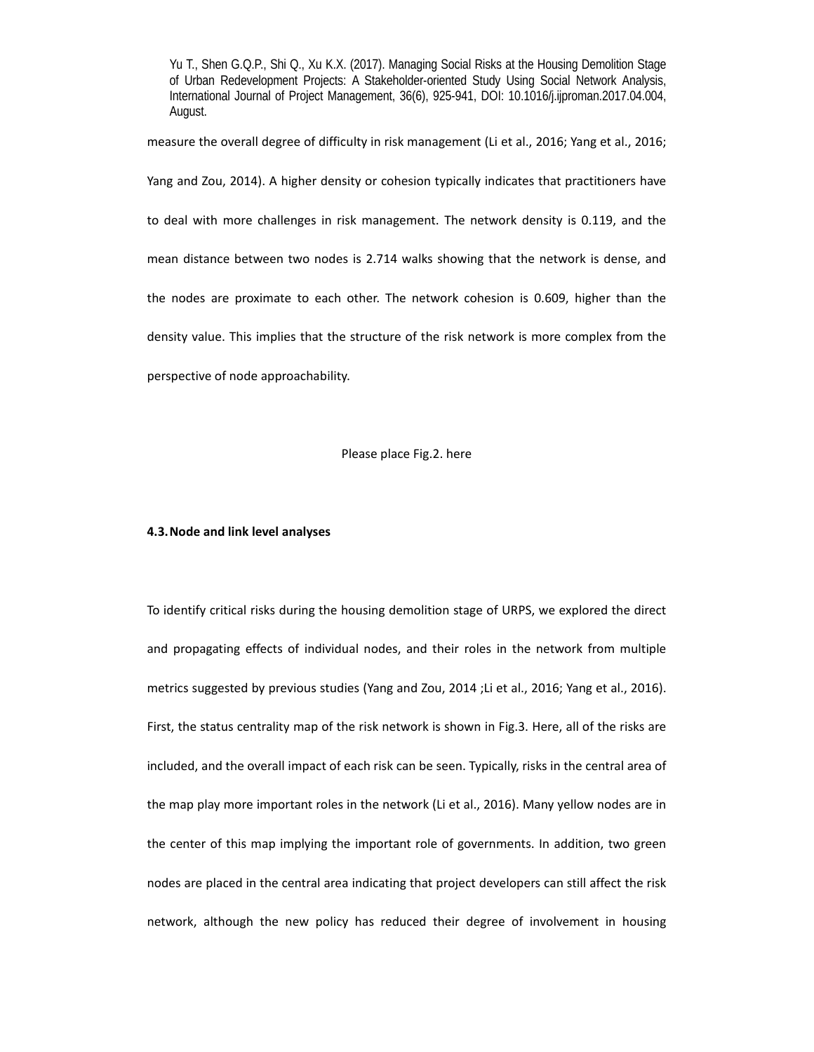measure the overall degree of difficulty in risk management (Li et al., 2016; Yang et al., 2016; Yang and Zou, 2014). A higher density or cohesion typically indicates that practitioners have to deal with more challenges in risk management. The network density is 0.119, and the mean distance between two nodes is 2.714 walks showing that the network is dense, and the nodes are proximate to each other. The network cohesion is 0.609, higher than the density value. This implies that the structure of the risk network is more complex from the perspective of node approachability.

Please place Fig.2. here

### 4.3. Node and link level analyses

To identify critical risks during the housing demolition stage of URPS, we explored the direct and propagating effects of individual nodes, and their roles in the network from multiple metrics suggested by previous studies (Yang and Zou, 2014 ;Li et al., 2016; Yang et al., 2016). First, the status centrality map of the risk network is shown in Fig.3. Here, all of the risks are included, and the overall impact of each risk can be seen. Typically, risks in the central area of the map play more important roles in the network (Li et al., 2016). Many yellow nodes are in the center of this map implying the important role of governments. In addition, two green nodes are placed in the central area indicating that project developers can still affect the risk network, although the new policy has reduced their degree of involvement in housing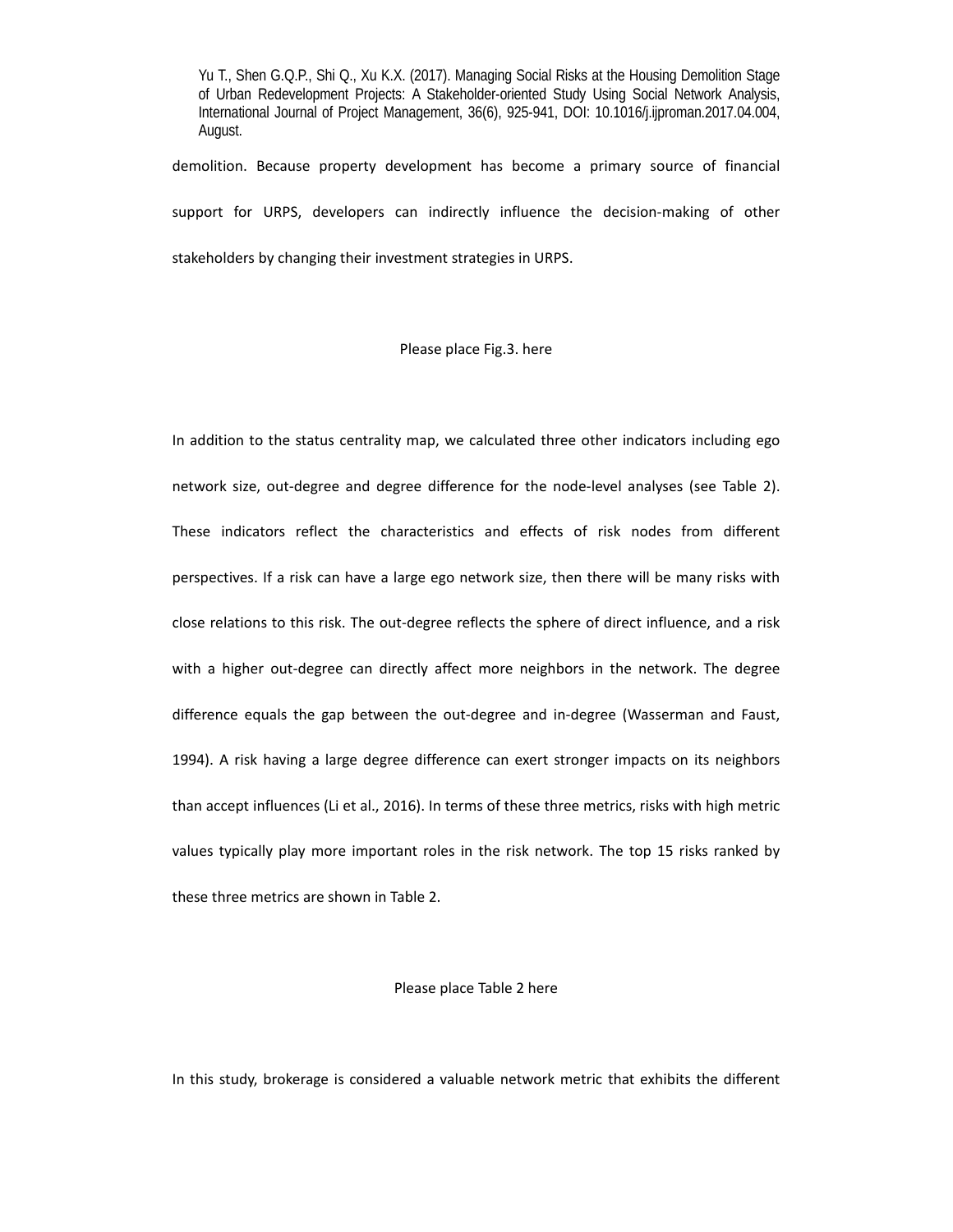demolition. Because property development has become a primary source of financial support for URPS, developers can indirectly influence the decision-making of other stakeholders by changing their investment strategies in URPS.

Please place Fig.3. here

In addition to the status centrality map, we calculated three other indicators including ego network size, out-degree and degree difference for the node-level analyses (see Table 2). These indicators reflect the characteristics and effects of risk nodes from different perspectives. If a risk can have a large ego network size, then there will be many risks with close relations to this risk. The out-degree reflects the sphere of direct influence, and a risk with a higher out-degree can directly affect more neighbors in the network. The degree difference equals the gap between the out-degree and in-degree (Wasserman and Faust, 1994). A risk having a large degree difference can exert stronger impacts on its neighbors than accept influences (Li et al., 2016). In terms of these three metrics, risks with high metric values typically play more important roles in the risk network. The top 15 risks ranked by these three metrics are shown in Table 2.

Please place Table 2 here

In this study, brokerage is considered a valuable network metric that exhibits the different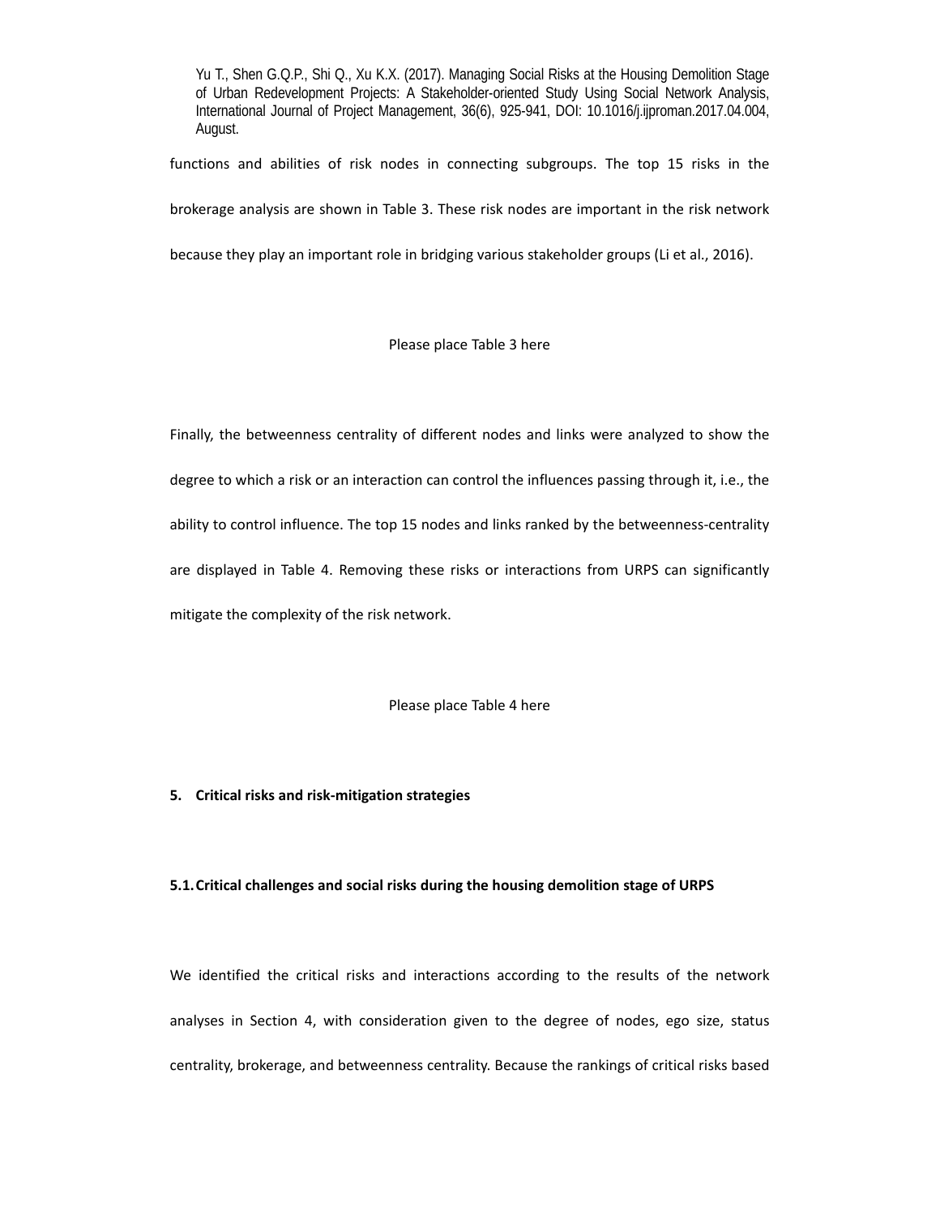functions and abilities of risk nodes in connecting subgroups. The top 15 risks in the brokerage analysis are shown in Table 3. These risk nodes are important in the risk network because they play an important role in bridging various stakeholder groups (Li et al., 2016).

Please place Table 3 here

Finally, the betweenness centrality of different nodes and links were analyzed to show the degree to which a risk or an interaction can control the influences passing through it, i.e., the ability to control influence. The top 15 nodes and links ranked by the betweenness-centrality are displayed in Table 4. Removing these risks or interactions from URPS can significantly mitigate the complexity of the risk network.

Please place Table 4 here

## 5. Critical risks and risk-mitigation strategies

### 5.1. Critical challenges and social risks during the housing demolition stage of URPS

We identified the critical risks and interactions according to the results of the network analyses in Section 4, with consideration given to the degree of nodes, ego size, status centrality, brokerage, and betweenness centrality. Because the rankings of critical risks based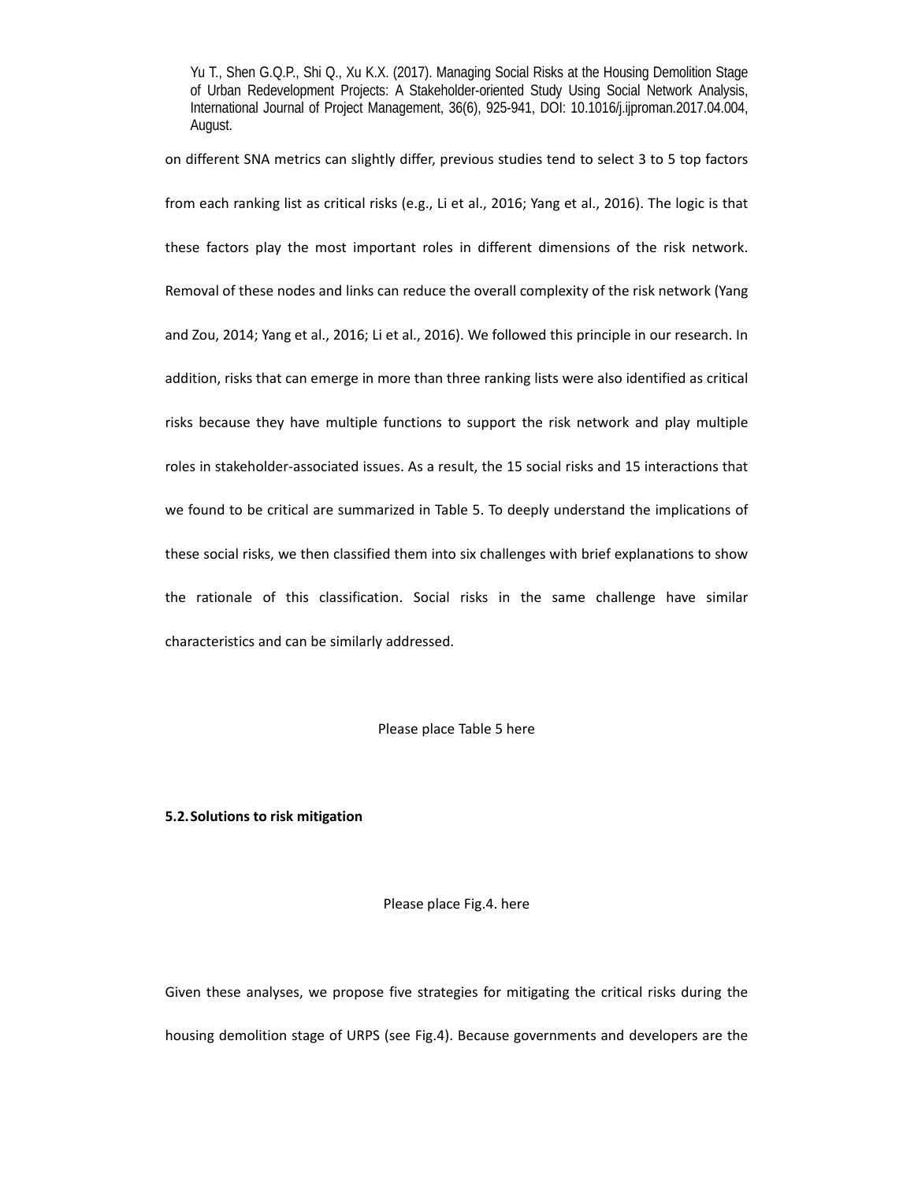on different SNA metrics can slightly differ, previous studies tend to select 3 to 5 top factors from each ranking list as critical risks (e.g., Li et al., 2016; Yang et al., 2016). The logic is that these factors play the most important roles in different dimensions of the risk network. Removal of these nodes and links can reduce the overall complexity of the risk network (Yang and Zou, 2014; Yang et al., 2016; Li et al., 2016). We followed this principle in our research. In addition, risks that can emerge in more than three ranking lists were also identified as critical risks because they have multiple functions to support the risk network and play multiple roles in stakeholder-associated issues. As a result, the 15 social risks and 15 interactions that we found to be critical are summarized in Table 5. To deeply understand the implications of these social risks, we then classified them into six challenges with brief explanations to show the rationale of this classification. Social risks in the same challenge have similar characteristics and can be similarly addressed.

Please place Table 5 here

### 5.2. Solutions to risk mitigation

Please place Fig.4. here

Given these analyses, we propose five strategies for mitigating the critical risks during the housing demolition stage of URPS (see Fig.4). Because governments and developers are the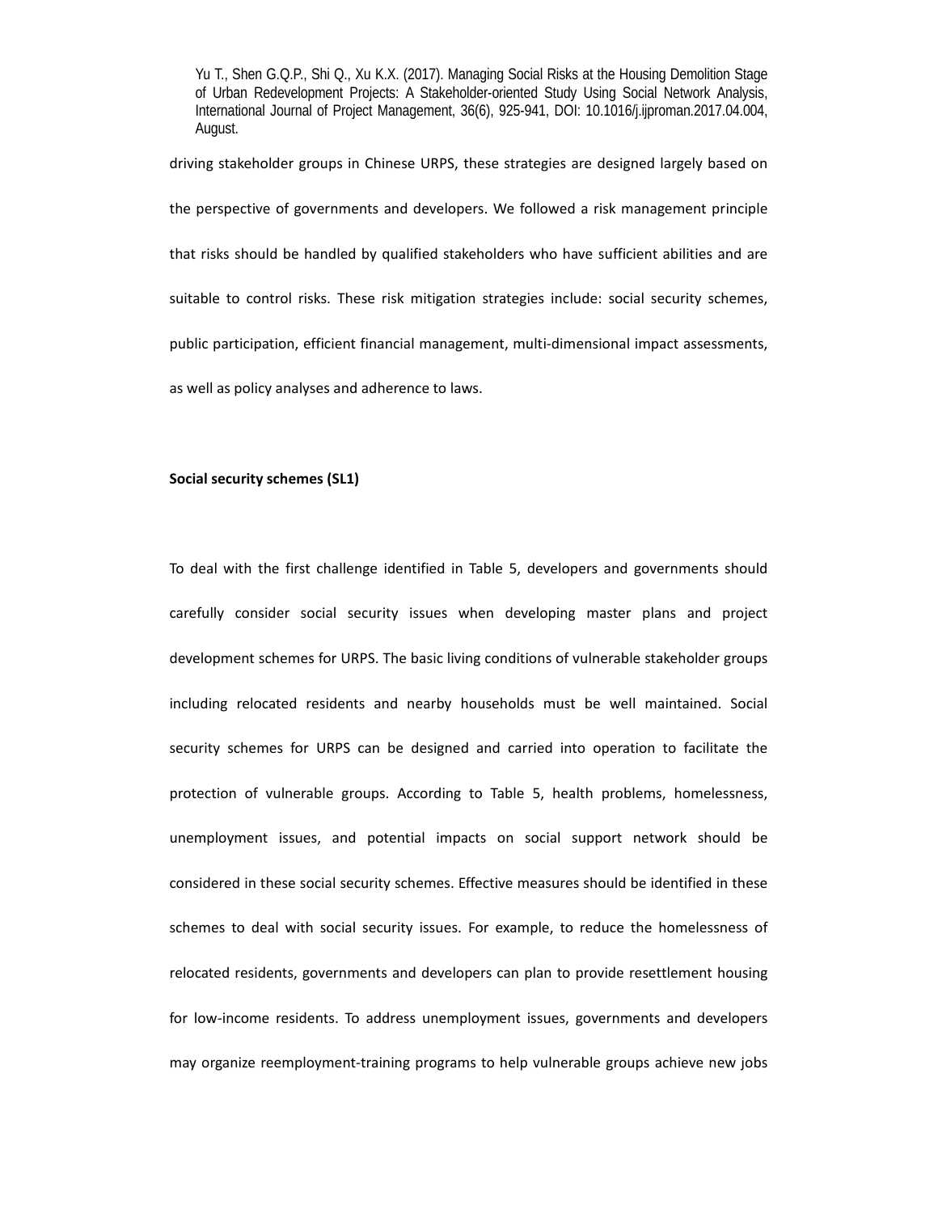driving stakeholder groups in Chinese URPS, these strategies are designed largely based on the perspective of governments and developers. We followed a risk management principle that risks should be handled by qualified stakeholders who have sufficient abilities and are suitable to control risks. These risk mitigation strategies include: social security schemes, public participation, efficient financial management, multi-dimensional impact assessments, as well as policy analyses and adherence to laws.

**Social security schemes (SL1)**

To deal with the first challenge identified in Table 5, developers and governments should carefully consider social security issues when developing master plans and project development schemes for URPS. The basic living conditions of vulnerable stakeholder groups including relocated residents and nearby households must be well maintained. Social security schemes for URPS can be designed and carried into operation to facilitate the protection of vulnerable groups. According to Table 5, health problems, homelessness, unemployment issues, and potential impacts on social support network should be considered in these social security schemes. Effective measures should be identified in these schemes to deal with social security issues. For example, to reduce the homelessness of relocated residents, governments and developers can plan to provide resettlement housing for low-income residents. To address unemployment issues, governments and developers may organize reemployment-training programs to help vulnerable groups achieve new jobs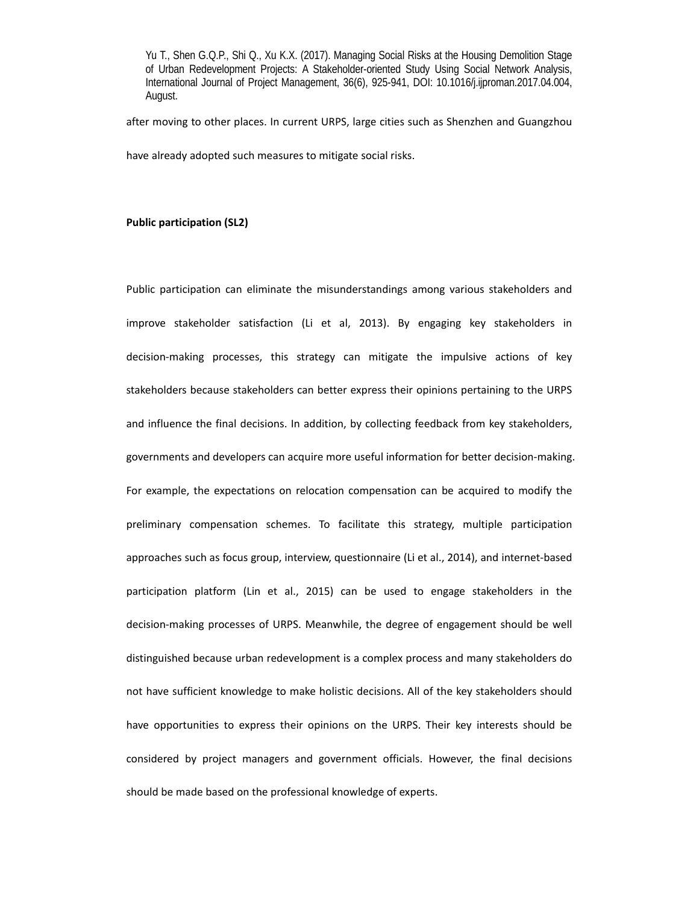after moving to other places. In current URPS, large cities such as Shenzhen and Guangzhou have already adopted such measures to mitigate social risks.

**Public participation (SL2)**

Public participation can eliminate the misunderstandings among various stakeholders and improve stakeholder satisfaction (Li et al, 2013). By engaging key stakeholders in decision-making processes, this strategy can mitigate the impulsive actions of key stakeholders because stakeholders can better express their opinions pertaining to the URPS and influence the final decisions. In addition, by collecting feedback from key stakeholders, governments and developers can acquire more useful information for better decision-making. For example, the expectations on relocation compensation can be acquired to modify the preliminary compensation schemes. To facilitate this strategy, multiple participation approaches such as focus group, interview, questionnaire (Li et al., 2014), and internet-based participation platform (Lin et al., 2015) can be used to engage stakeholders in the decision-making processes of URPS. Meanwhile, the degree of engagement should be well distinguished because urban redevelopment is a complex process and many stakeholders do not have sufficient knowledge to make holistic decisions. All of the key stakeholders should have opportunities to express their opinions on the URPS. Their key interests should be considered by project managers and government officials. However, the final decisions should be made based on the professional knowledge of experts.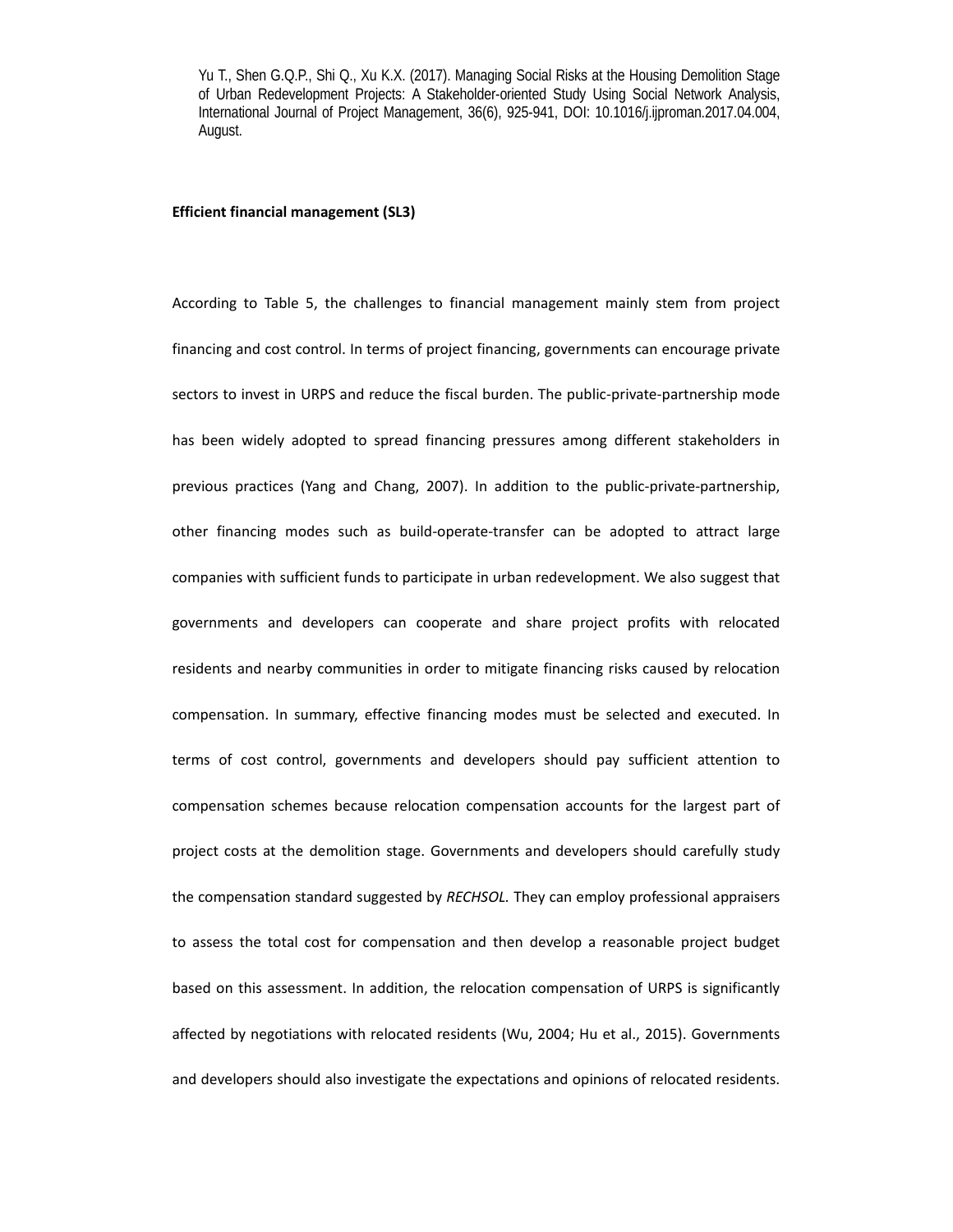**Efficient financial management (SL3)**

According to Table 5, the challenges to financial management mainly stem from project financing and cost control. In terms of project financing, governments can encourage private sectors to invest in URPS and reduce the fiscal burden. The public-private-partnership mode has been widely adopted to spread financing pressures among different stakeholders in previous practices (Yang and Chang, 2007). In addition to the public-private-partnership, other financing modes such as build-operate-transfer can be adopted to attract large companies with sufficient funds to participate in urban redevelopment. We also suggest that governments and developers can cooperate and share project profits with relocated residents and nearby communities in order to mitigate financing risks caused by relocation compensation. In summary, effective financing modes must be selected and executed. In terms of cost control, governments and developers should pay sufficient attention to compensation schemes because relocation compensation accounts for the largest part of project costs at the demolition stage. Governments and developers should carefully study the compensation standard suggested by *RECHSOL.* They can employ professional appraisers to assess the total cost for compensation and then develop a reasonable project budget based on this assessment. In addition, the relocation compensation of URPS is significantly affected by negotiations with relocated residents (Wu, 2004; Hu et al., 2015). Governments and developers should also investigate the expectations and opinions of relocated residents.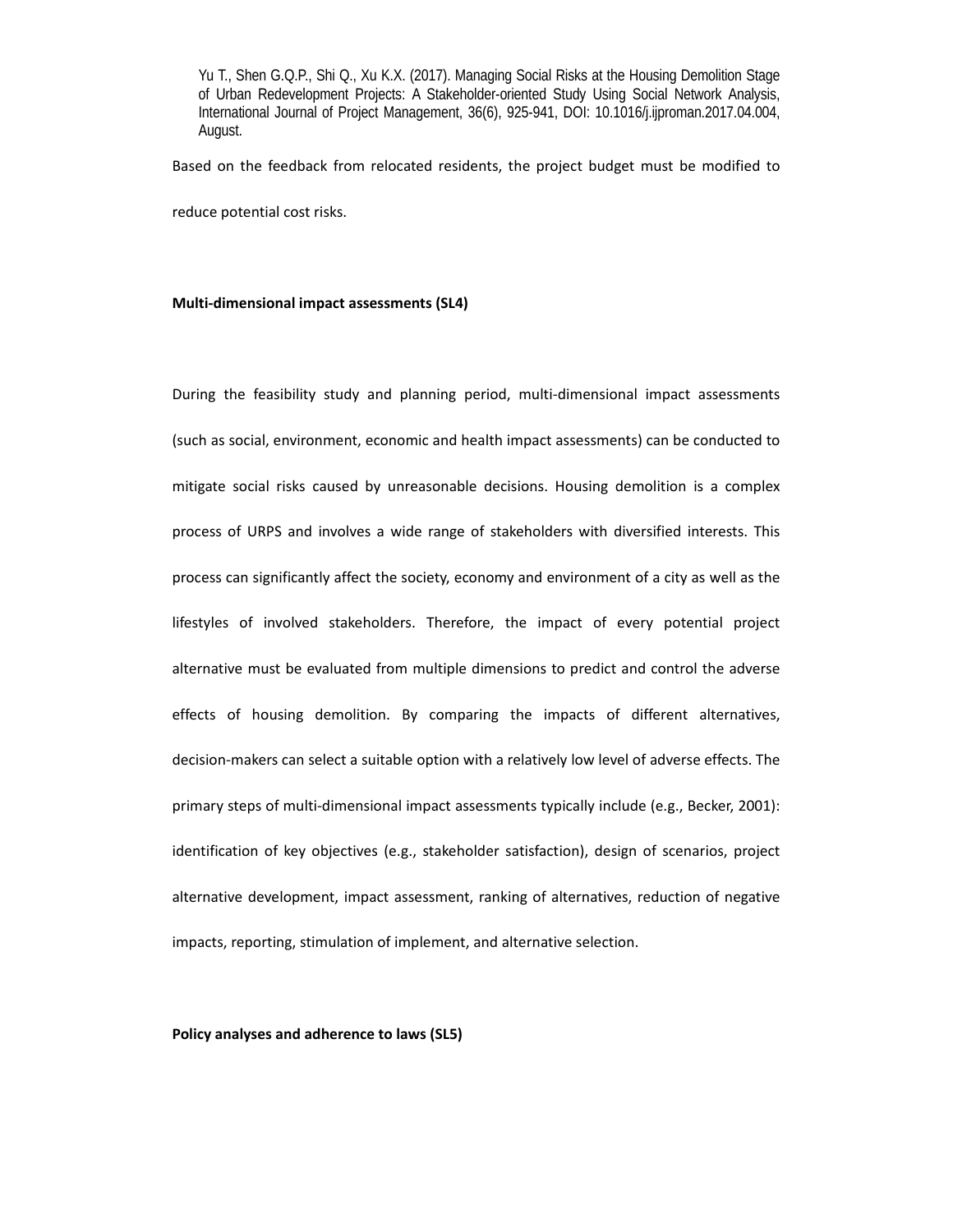Based on the feedback from relocated residents, the project budget must be modified to reduce potential cost risks.

**Multi-dimensional impact assessments (SL4)**

During the feasibility study and planning period, multi-dimensional impact assessments (such as social, environment, economic and health impact assessments) can be conducted to mitigate social risks caused by unreasonable decisions. Housing demolition is a complex process of URPS and involves a wide range of stakeholders with diversified interests. This process can significantly affect the society, economy and environment of a city as well as the lifestyles of involved stakeholders. Therefore, the impact of every potential project alternative must be evaluated from multiple dimensions to predict and control the adverse effects of housing demolition. By comparing the impacts of different alternatives, decision-makers can select a suitable option with a relatively low level of adverse effects. The primary steps of multi-dimensional impact assessments typically include (e.g., Becker, 2001): identification of key objectives (e.g., stakeholder satisfaction), design of scenarios, project alternative development, impact assessment, ranking of alternatives, reduction of negative impacts, reporting, stimulation of implement, and alternative selection.

**Policy analyses and adherence to laws (SL5)**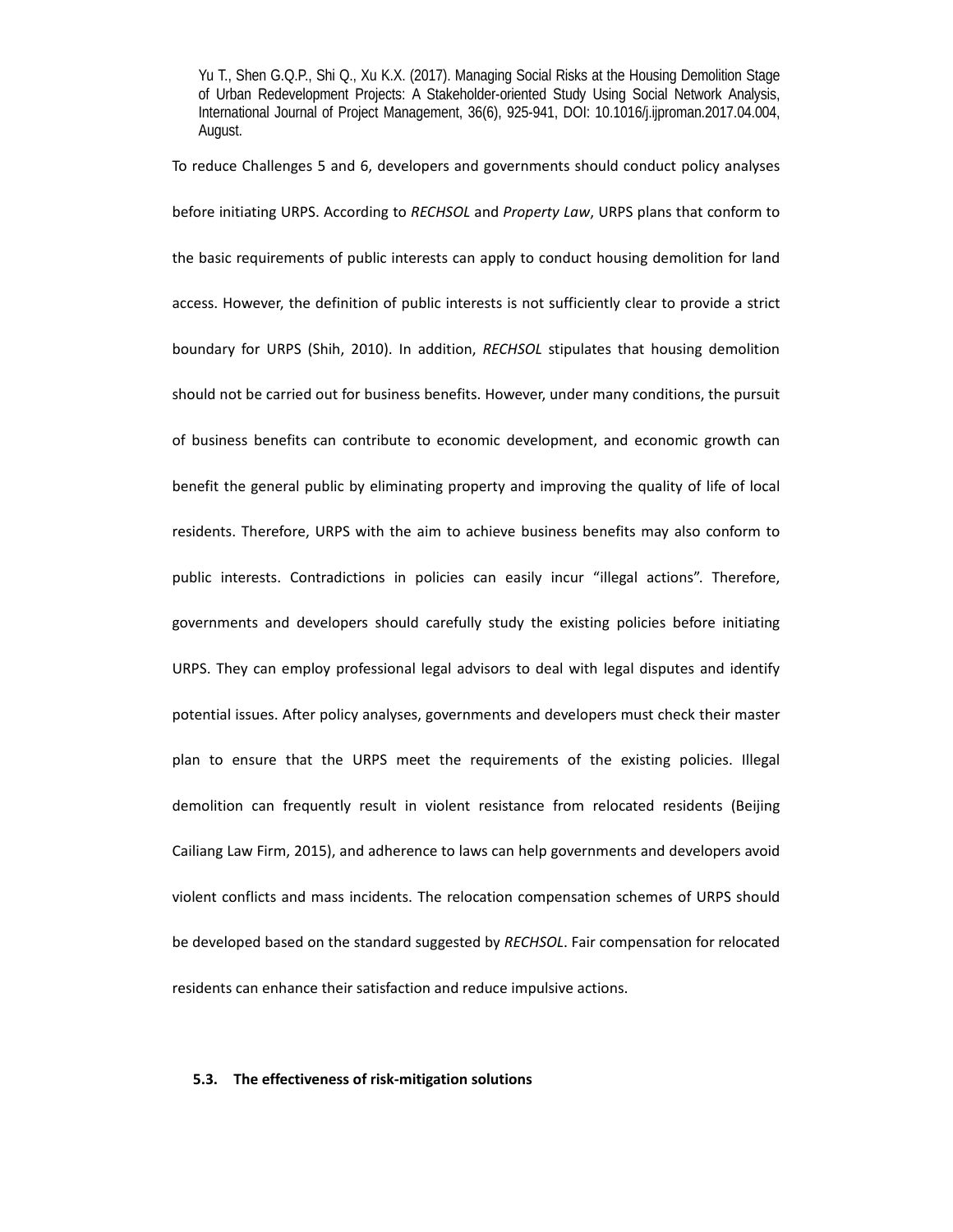To reduce Challenges 5 and 6, developers and governments should conduct policy analyses before initiating URPS. According to *RECHSOL* and *Property Law*, URPS plans that conform to the basic requirements of public interests can apply to conduct housing demolition for land access. However, the definition of public interests is not sufficiently clear to provide a strict boundary for URPS (Shih, 2010). In addition, *RECHSOL* stipulates that housing demolition should not be carried out for business benefits. However, under many conditions, the pursuit of business benefits can contribute to economic development, and economic growth can benefit the general public by eliminating property and improving the quality of life of local residents. Therefore, URPS with the aim to achieve business benefits may also conform to public interests. Contradictions in policies can easily incur "illegal actions". Therefore, governments and developers should carefully study the existing policies before initiating URPS. They can employ professional legal advisors to deal with legal disputes and identify potential issues. After policy analyses, governments and developers must check their master plan to ensure that the URPS meet the requirements of the existing policies. Illegal demolition can frequently result in violent resistance from relocated residents (Beijing Cailiang Law Firm, 2015), and adherence to laws can help governments and developers avoid violent conflicts and mass incidents. The relocation compensation schemes of URPS should be developed based on the standard suggested by *RECHSOL*. Fair compensation for relocated residents can enhance their satisfaction and reduce impulsive actions.

### 5.3. The effectiveness of risk-mitigation solutions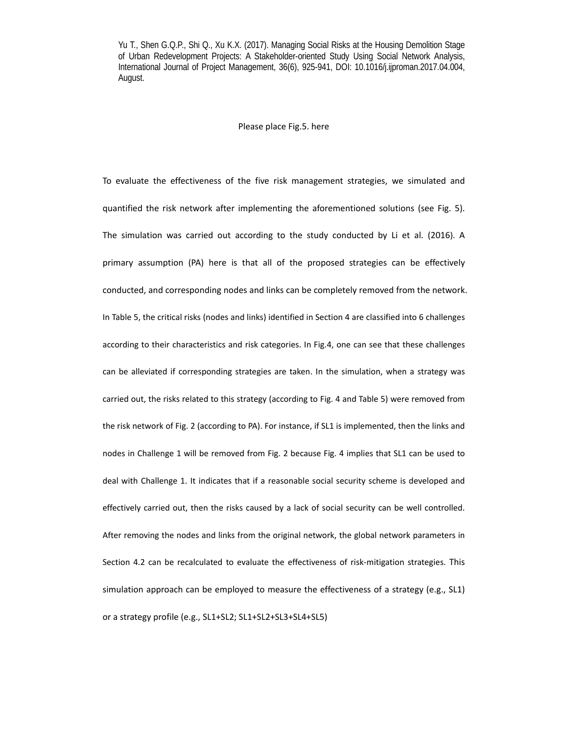Please place Fig.5. here

To evaluate the effectiveness of the five risk management strategies, we simulated and quantified the risk network after implementing the aforementioned solutions (see Fig. 5). The simulation was carried out according to the study conducted by Li et al. (2016). A primary assumption (PA) here is that all of the proposed strategies can be effectively conducted, and corresponding nodes and links can be completely removed from the network. In Table 5, the critical risks (nodes and links) identified in Section 4 are classified into 6 challenges according to their characteristics and risk categories. In Fig.4, one can see that these challenges can be alleviated if corresponding strategies are taken. In the simulation, when a strategy was carried out, the risks related to this strategy (according to Fig. 4 and Table 5) were removed from the risk network of Fig. 2 (according to PA). For instance, if SL1 is implemented, then the links and nodes in Challenge 1 will be removed from Fig. 2 because Fig. 4 implies that SL1 can be used to deal with Challenge 1. It indicates that if a reasonable social security scheme is developed and effectively carried out, then the risks caused by a lack of social security can be well controlled. After removing the nodes and links from the original network, the global network parameters in Section 4.2 can be recalculated to evaluate the effectiveness of risk-mitigation strategies. This simulation approach can be employed to measure the effectiveness of a strategy (e.g., SL1) or a strategy profile (e.g., SL1+SL2; SL1+SL2+SL3+SL4+SL5)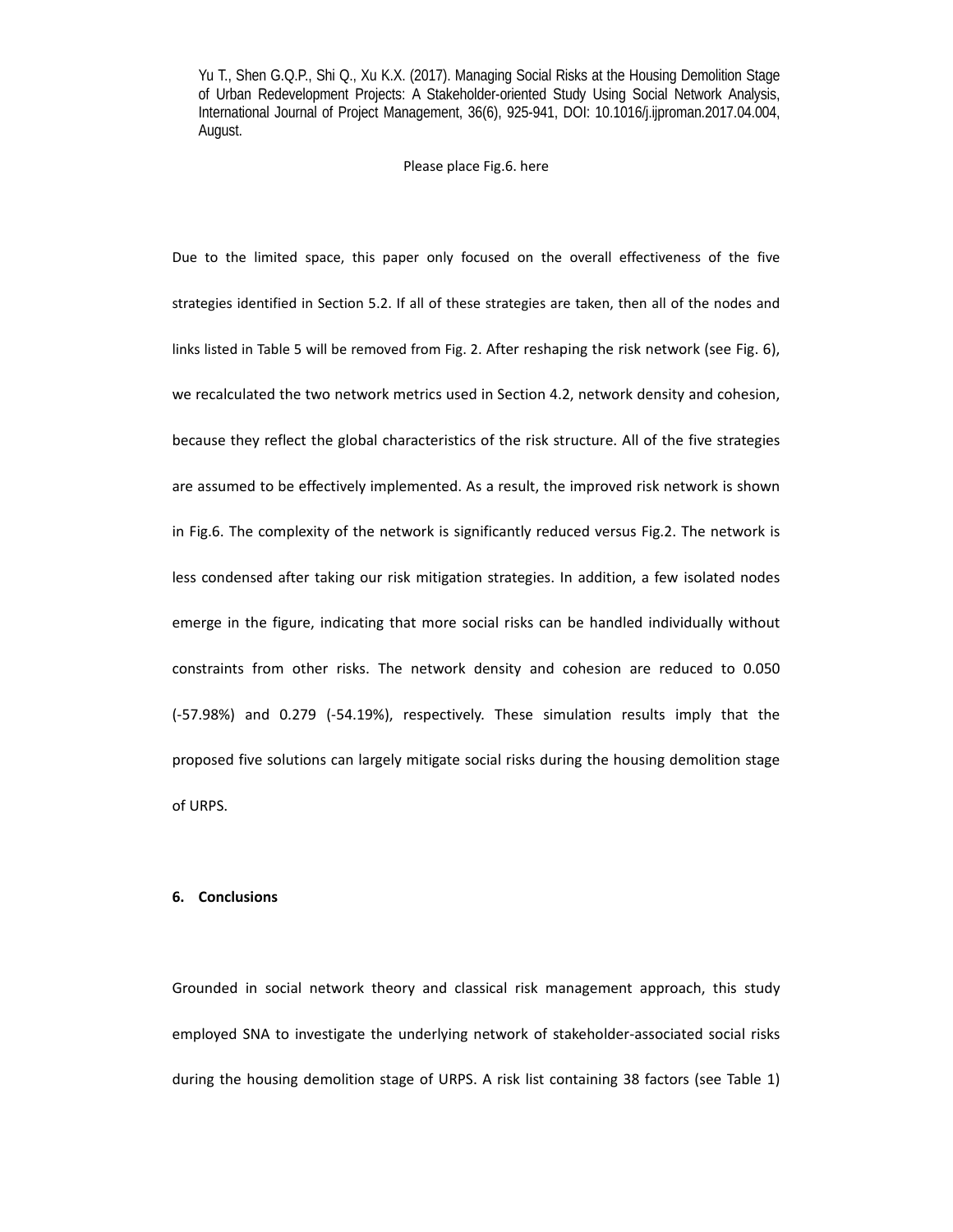Please place Fig.6. here

Due to the limited space, this paper only focused on the overall effectiveness of the five strategies identified in Section 5.2. If all of these strategies are taken, then all of the nodes and links listed in Table 5 will be removed from Fig. 2. After reshaping the risk network (see Fig. 6), we recalculated the two network metrics used in Section 4.2, network density and cohesion, because they reflect the global characteristics of the risk structure. All of the five strategies are assumed to be effectively implemented. As a result, the improved risk network is shown in Fig.6. The complexity of the network is significantly reduced versus Fig.2. The network is less condensed after taking our risk mitigation strategies. In addition, a few isolated nodes emerge in the figure, indicating that more social risks can be handled individually without constraints from other risks. The network density and cohesion are reduced to 0.050 (-57.98%) and 0.279 (-54.19%), respectively. These simulation results imply that the proposed five solutions can largely mitigate social risks during the housing demolition stage of URPS.

## 6. Conclusions

Grounded in social network theory and classical risk management approach, this study employed SNA to investigate the underlying network of stakeholder-associated social risks during the housing demolition stage of URPS. A risk list containing 38 factors (see Table 1)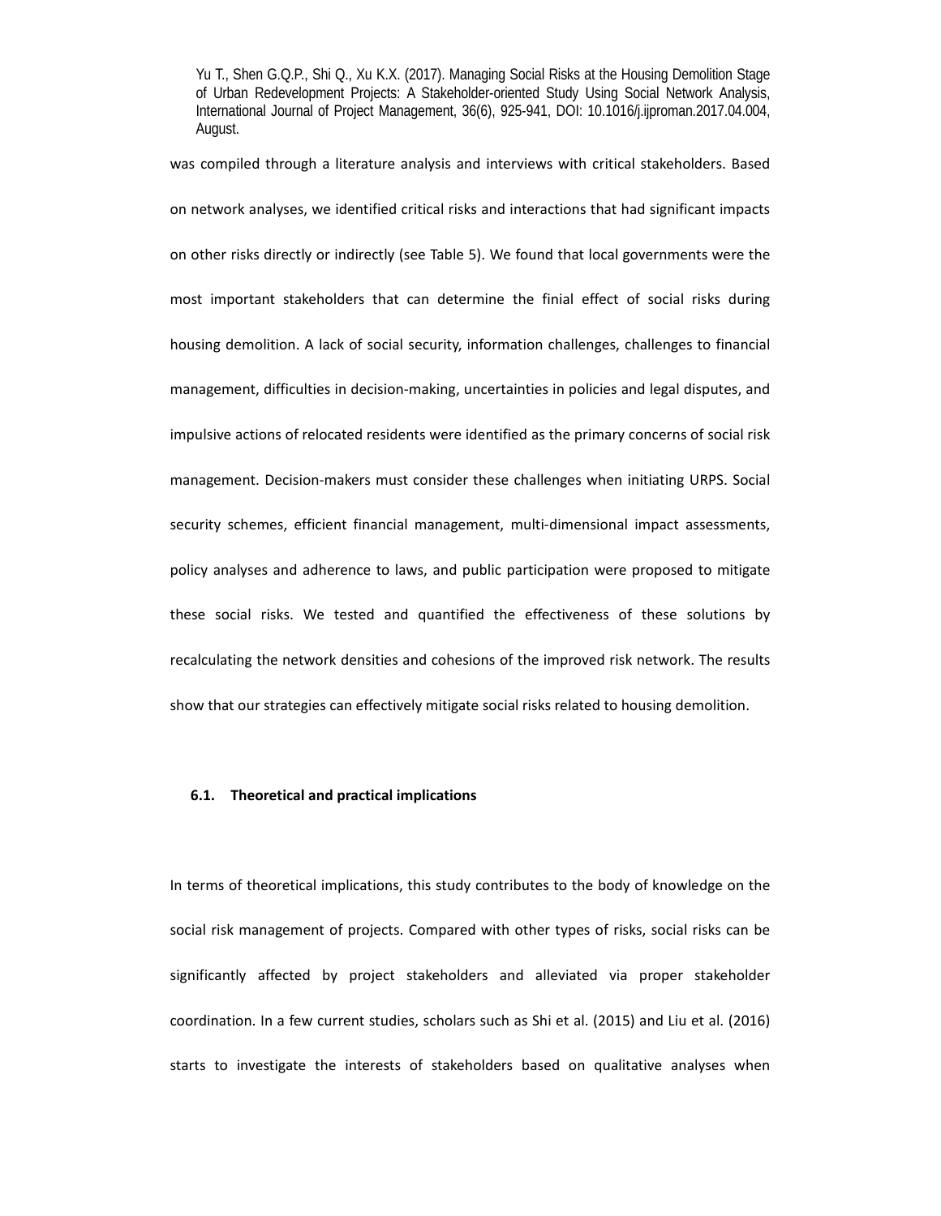was compiled through a literature analysis and interviews with critical stakeholders. Based on network analyses, we identified critical risks and interactions that had significant impacts on other risks directly or indirectly (see Table 5). We found that local governments were the most important stakeholders that can determine the finial effect of social risks during housing demolition. A lack of social security, information challenges, challenges to financial management, difficulties in decision-making, uncertainties in policies and legal disputes, and impulsive actions of relocated residents were identified as the primary concerns of social risk management. Decision-makers must consider these challenges when initiating URPS. Social security schemes, efficient financial management, multi-dimensional impact assessments, policy analyses and adherence to laws, and public participation were proposed to mitigate these social risks. We tested and quantified the effectiveness of these solutions by recalculating the network densities and cohesions of the improved risk network. The results show that our strategies can effectively mitigate social risks related to housing demolition.

### 6.1. Theoretical and practical implications

In terms of theoretical implications, this study contributes to the body of knowledge on the social risk management of projects. Compared with other types of risks, social risks can be significantly affected by project stakeholders and alleviated via proper stakeholder coordination. In a few current studies, scholars such as Shi et al. (2015) and Liu et al. (2016) starts to investigate the interests of stakeholders based on qualitative analyses when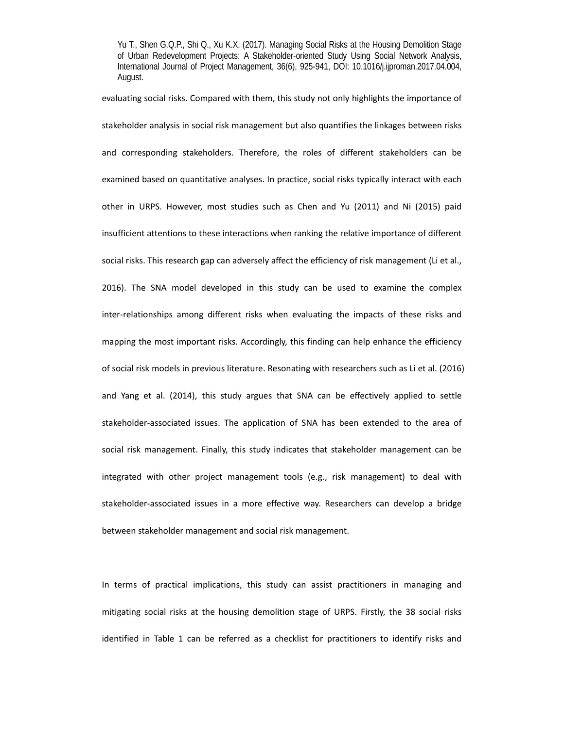evaluating social risks. Compared with them, this study not only highlights the importance of stakeholder analysis in social risk management but also quantifies the linkages between risks and corresponding stakeholders. Therefore, the roles of different stakeholders can be examined based on quantitative analyses. In practice, social risks typically interact with each other in URPS. However, most studies such as Chen and Yu (2011) and Ni (2015) paid insufficient attentions to these interactions when ranking the relative importance of different social risks. This research gap can adversely affect the efficiency of risk management (Li et al., 2016). The SNA model developed in this study can be used to examine the complex inter-relationships among different risks when evaluating the impacts of these risks and mapping the most important risks. Accordingly, this finding can help enhance the efficiency of social risk models in previous literature. Resonating with researchers such as Li et al. (2016) and Yang et al. (2014), this study argues that SNA can be effectively applied to settle stakeholder-associated issues. The application of SNA has been extended to the area of social risk management. Finally, this study indicates that stakeholder management can be integrated with other project management tools (e.g., risk management) to deal with stakeholder-associated issues in a more effective way. Researchers can develop a bridge between stakeholder management and social risk management.

In terms of practical implications, this study can assist practitioners in managing and mitigating social risks at the housing demolition stage of URPS. Firstly, the 38 social risks identified in Table 1 can be referred as a checklist for practitioners to identify risks and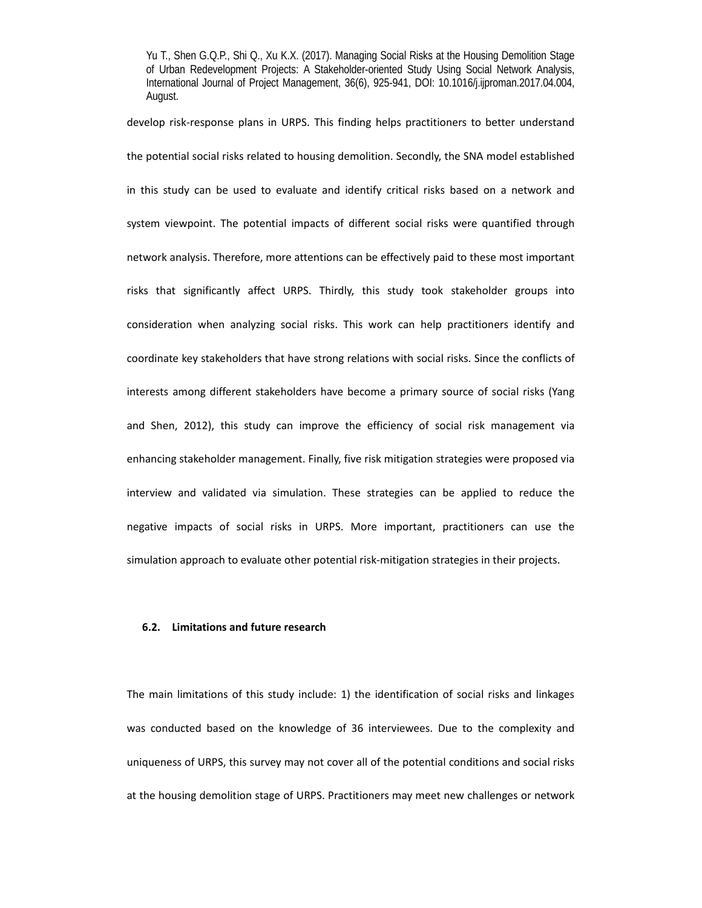develop risk-response plans in URPS. This finding helps practitioners to better understand the potential social risks related to housing demolition. Secondly, the SNA model established in this study can be used to evaluate and identify critical risks based on a network and system viewpoint. The potential impacts of different social risks were quantified through network analysis. Therefore, more attentions can be effectively paid to these most important risks that significantly affect URPS. Thirdly, this study took stakeholder groups into consideration when analyzing social risks. This work can help practitioners identify and coordinate key stakeholders that have strong relations with social risks. Since the conflicts of interests among different stakeholders have become a primary source of social risks (Yang and Shen, 2012), this study can improve the efficiency of social risk management via enhancing stakeholder management. Finally, five risk mitigation strategies were proposed via interview and validated via simulation. These strategies can be applied to reduce the negative impacts of social risks in URPS. More important, practitioners can use the simulation approach to evaluate other potential risk-mitigation strategies in their projects.

### 6.2. Limitations and future research

The main limitations of this study include: 1) the identification of social risks and linkages was conducted based on the knowledge of 36 interviewees. Due to the complexity and uniqueness of URPS, this survey may not cover all of the potential conditions and social risks at the housing demolition stage of URPS. Practitioners may meet new challenges or network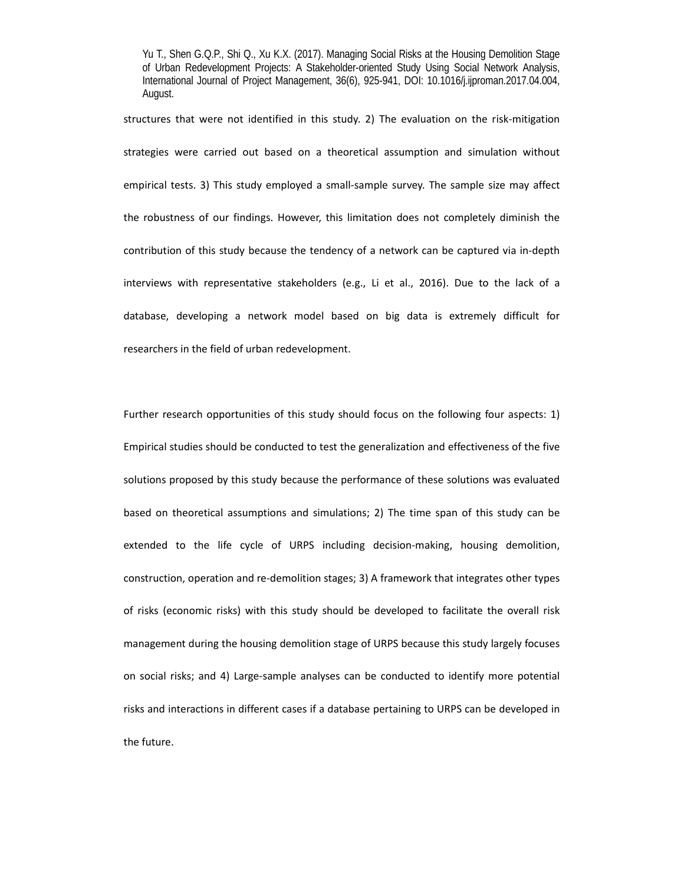structures that were not identified in this study. 2) The evaluation on the risk-mitigation strategies were carried out based on a theoretical assumption and simulation without empirical tests. 3) This study employed a small-sample survey. The sample size may affect the robustness of our findings. However, this limitation does not completely diminish the contribution of this study because the tendency of a network can be captured via in-depth interviews with representative stakeholders (e.g., Li et al., 2016). Due to the lack of a database, developing a network model based on big data is extremely difficult for researchers in the field of urban redevelopment.

Further research opportunities of this study should focus on the following four aspects: 1) Empirical studies should be conducted to test the generalization and effectiveness of the five solutions proposed by this study because the performance of these solutions was evaluated based on theoretical assumptions and simulations; 2) The time span of this study can be extended to the life cycle of URPS including decision-making, housing demolition, construction, operation and re-demolition stages; 3) A framework that integrates other types of risks (economic risks) with this study should be developed to facilitate the overall risk management during the housing demolition stage of URPS because this study largely focuses on social risks; and 4) Large-sample analyses can be conducted to identify more potential risks and interactions in different cases if a database pertaining to URPS can be developed in the future.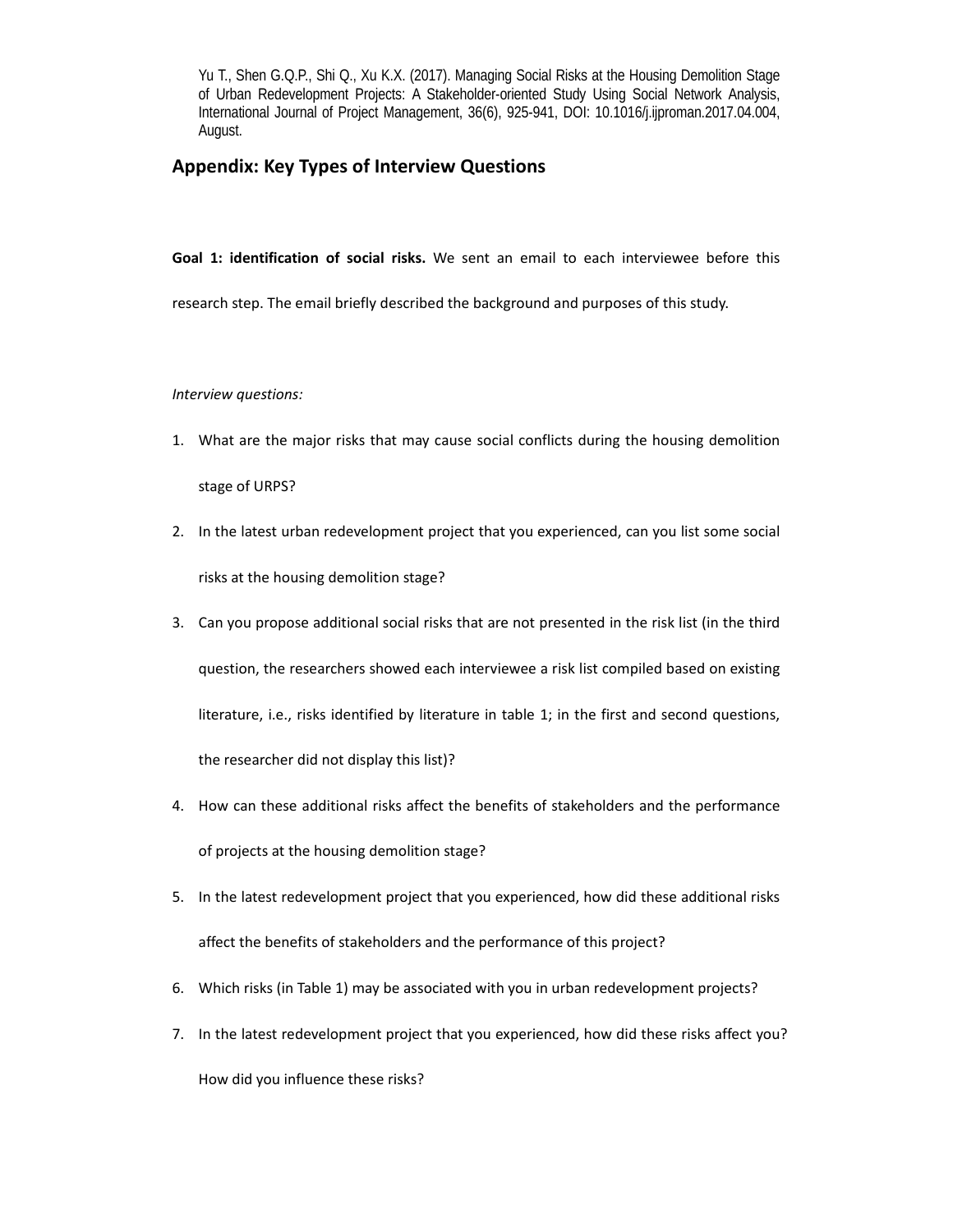Yu T., Shen G.Q.P., Shi Q., Xu K.X. (2017). Managing Social Risks at the Housing Demolition Stage of Urban Redevelopment Projects: A Stakeholder-oriented Study Using Social Network Analysis, International Journal of Project Management, 36(6), 925-941, DOI: 10.1016/j.ijproman.2017.04.004, August.

## Appendix: Key Types of Interview Questions

**Goal 1: identification of social risks.** We sent an email to each interviewee before this research step. The email briefly described the background and purposes of this study.

*Interview questions:*

1. What are the major risks that may cause social conflicts during the housing demolition stage of URPS?
2. In the latest urban redevelopment project that you experienced, can you list some social risks at the housing demolition stage?
3. Can you propose additional social risks that are not presented in the risk list (in the third question, the researchers showed each interviewee a risk list compiled based on existing literature, i.e., risks identified by literature in table 1; in the first and second questions, the researcher did not display this list)?
4. How can these additional risks affect the benefits of stakeholders and the performance of projects at the housing demolition stage?
5. In the latest redevelopment project that you experienced, how did these additional risks affect the benefits of stakeholders and the performance of this project?
6. Which risks (in Table 1) may be associated with you in urban redevelopment projects?
7. In the latest redevelopment project that you experienced, how did these risks affect you? How did you influence these risks?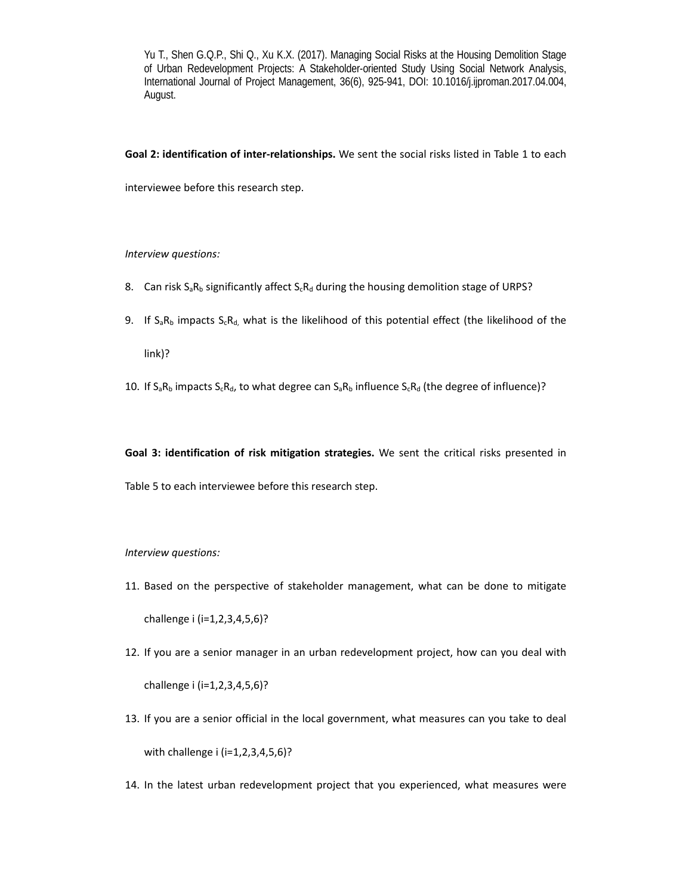Yu T., Shen G.Q.P., Shi Q., Xu K.X. (2017). Managing Social Risks at the Housing Demolition Stage of Urban Redevelopment Projects: A Stakeholder-oriented Study Using Social Network Analysis, International Journal of Project Management, 36(6), 925-941, DOI: 10.1016/j.ijproman.2017.04.004, August.

**Goal 2: identification of inter-relationships.** We sent the social risks listed in Table 1 to each interviewee before this research step.

*Interview questions:*

8. Can risk $S_aR_b$ significantly affect $S_cR_d$ during the housing demolition stage of URPS?
9. If $S_aR_b$ impacts $S_cR_d$, what is the likelihood of this potential effect (the likelihood of the link)?
10. If $S_aR_b$ impacts $S_cR_d$, to what degree can $S_aR_b$ influence $S_cR_d$ (the degree of influence)?

**Goal 3: identification of risk mitigation strategies.** We sent the critical risks presented in Table 5 to each interviewee before this research step.

*Interview questions:*

11. Based on the perspective of stakeholder management, what can be done to mitigate challenge i (i=1,2,3,4,5,6)?
12. If you are a senior manager in an urban redevelopment project, how can you deal with challenge i (i=1,2,3,4,5,6)?
13. If you are a senior official in the local government, what measures can you take to deal with challenge i (i=1,2,3,4,5,6)?
14. In the latest urban redevelopment project that you experienced, what measures were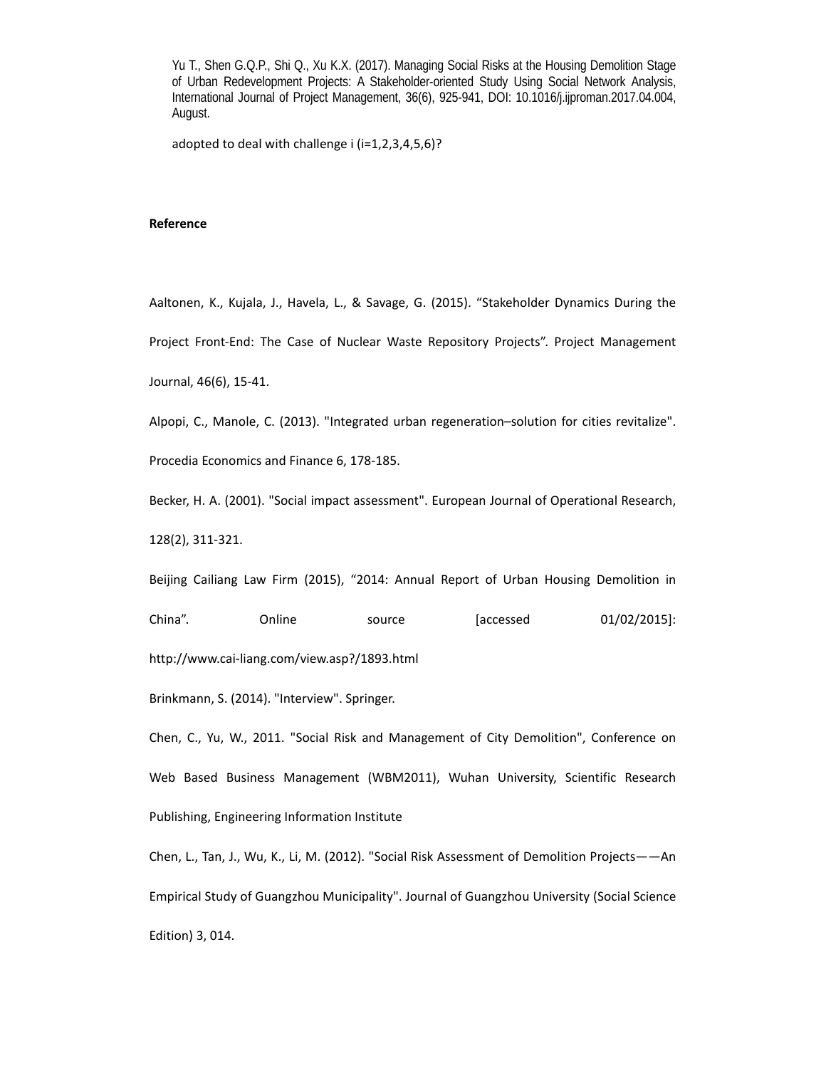adopted to deal with challenge i (i=1,2,3,4,5,6)?

**Reference**

Aaltonen, K., Kujala, J., Havela, L., & Savage, G. (2015). "Stakeholder Dynamics During the Project Front-End: The Case of Nuclear Waste Repository Projects". Project Management Journal, 46(6), 15-41.

Alpopi, C., Manole, C. (2013). "Integrated urban regeneration–solution for cities revitalize". Procedia Economics and Finance 6, 178-185.

Becker, H. A. (2001). "Social impact assessment". European Journal of Operational Research, 128(2), 311-321.

Beijing Cailiang Law Firm (2015), "2014: Annual Report of Urban Housing Demolition in China". Online source [accessed 01/02/2015]: http://www.cai-liang.com/view.asp?/1893.html

Brinkmann, S. (2014). "Interview". Springer.

Chen, C., Yu, W., 2011. "Social Risk and Management of City Demolition", Conference on Web Based Business Management (WBM2011), Wuhan University, Scientific Research Publishing, Engineering Information Institute

Chen, L., Tan, J., Wu, K., Li, M. (2012). "Social Risk Assessment of Demolition Projects——An Empirical Study of Guangzhou Municipality". Journal of Guangzhou University (Social Science Edition) 3, 014.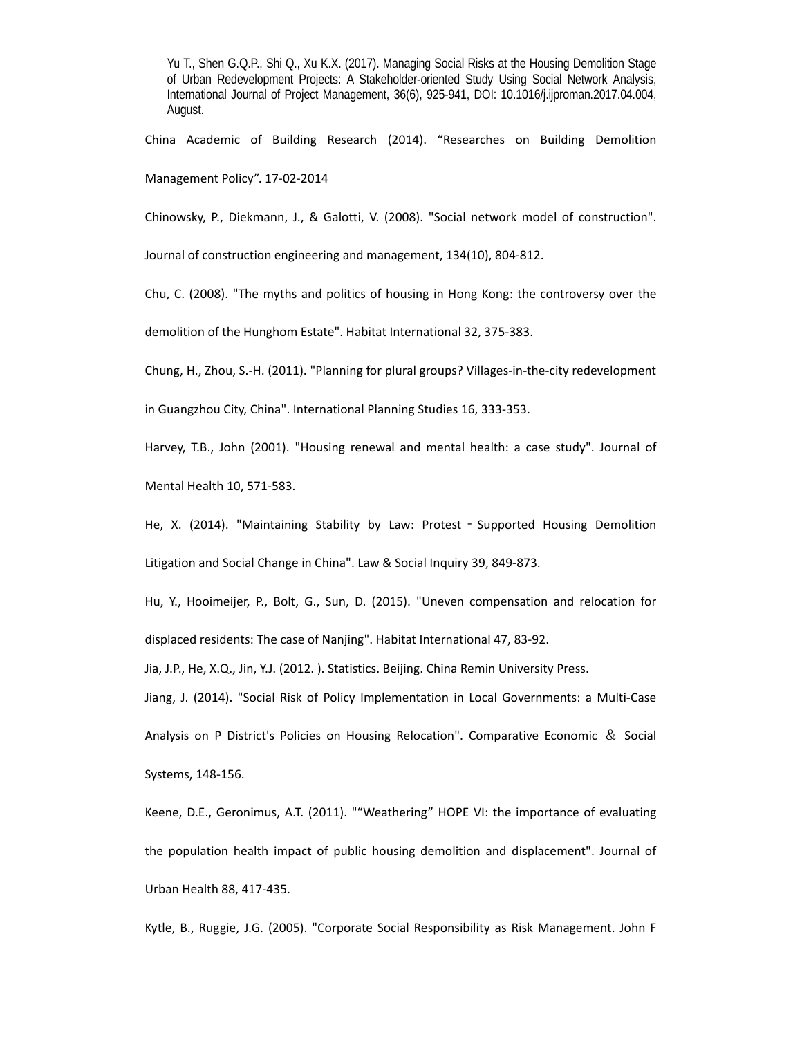Yu T., Shen G.Q.P., Shi Q., Xu K.X. (2017). Managing Social Risks at the Housing Demolition Stage of Urban Redevelopment Projects: A Stakeholder-oriented Study Using Social Network Analysis, International Journal of Project Management, 36(6), 925-941, DOI: 10.1016/j.ijproman.2017.04.004, August.

China Academic of Building Research (2014). "Researches on Building Demolition Management Policy". 17-02-2014

Chinowsky, P., Diekmann, J., & Galotti, V. (2008). "Social network model of construction". Journal of construction engineering and management, 134(10), 804-812.

Chu, C. (2008). "The myths and politics of housing in Hong Kong: the controversy over the demolition of the Hunghom Estate". Habitat International 32, 375-383.

Chung, H., Zhou, S.-H. (2011). "Planning for plural groups? Villages-in-the-city redevelopment in Guangzhou City, China". International Planning Studies 16, 333-353.

Harvey, T.B., John (2001). "Housing renewal and mental health: a case study". Journal of Mental Health 10, 571-583.

He, X. (2014). "Maintaining Stability by Law: Protest‐Supported Housing Demolition Litigation and Social Change in China". Law & Social Inquiry 39, 849-873.

Hu, Y., Hooimeijer, P., Bolt, G., Sun, D. (2015). "Uneven compensation and relocation for displaced residents: The case of Nanjing". Habitat International 47, 83-92.

Jia, J.P., He, X.Q., Jin, Y.J. (2012. ). Statistics. Beijing. China Remin University Press.

Jiang, J. (2014). "Social Risk of Policy Implementation in Local Governments: a Multi-Case Analysis on P District's Policies on Housing Relocation". Comparative Economic & Social Systems, 148-156.

Keene, D.E., Geronimus, A.T. (2011). ""Weathering" HOPE VI: the importance of evaluating the population health impact of public housing demolition and displacement". Journal of Urban Health 88, 417-435.

Kytle, B., Ruggie, J.G. (2005). "Corporate Social Responsibility as Risk Management. John F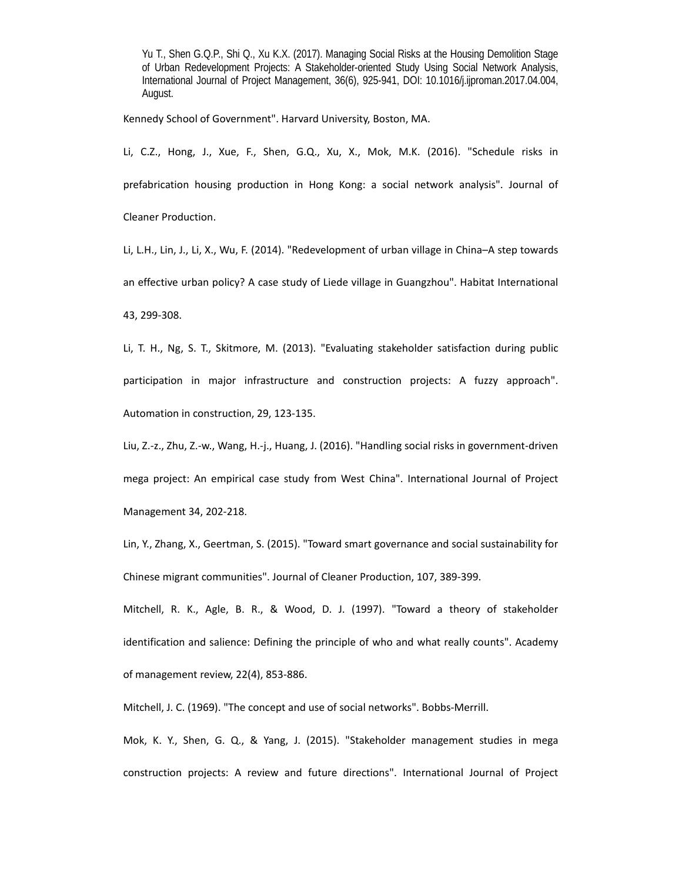Yu T., Shen G.Q.P., Shi Q., Xu K.X. (2017). Managing Social Risks at the Housing Demolition Stage of Urban Redevelopment Projects: A Stakeholder-oriented Study Using Social Network Analysis, International Journal of Project Management, 36(6), 925-941, DOI: 10.1016/j.ijproman.2017.04.004, August.

Kennedy School of Government". Harvard University, Boston, MA.

Li, C.Z., Hong, J., Xue, F., Shen, G.Q., Xu, X., Mok, M.K. (2016). "Schedule risks in prefabrication housing production in Hong Kong: a social network analysis". Journal of Cleaner Production.

Li, L.H., Lin, J., Li, X., Wu, F. (2014). "Redevelopment of urban village in China–A step towards an effective urban policy? A case study of Liede village in Guangzhou". Habitat International 43, 299-308.

Li, T. H., Ng, S. T., Skitmore, M. (2013). "Evaluating stakeholder satisfaction during public participation in major infrastructure and construction projects: A fuzzy approach". Automation in construction, 29, 123-135.

Liu, Z.-z., Zhu, Z.-w., Wang, H.-j., Huang, J. (2016). "Handling social risks in government-driven mega project: An empirical case study from West China". International Journal of Project Management 34, 202-218.

Lin, Y., Zhang, X., Geertman, S. (2015). "Toward smart governance and social sustainability for Chinese migrant communities". Journal of Cleaner Production, 107, 389-399.

Mitchell, R. K., Agle, B. R., & Wood, D. J. (1997). "Toward a theory of stakeholder identification and salience: Defining the principle of who and what really counts". Academy of management review, 22(4), 853-886.

Mitchell, J. C. (1969). "The concept and use of social networks". Bobbs-Merrill.

Mok, K. Y., Shen, G. Q., & Yang, J. (2015). "Stakeholder management studies in mega construction projects: A review and future directions". International Journal of Project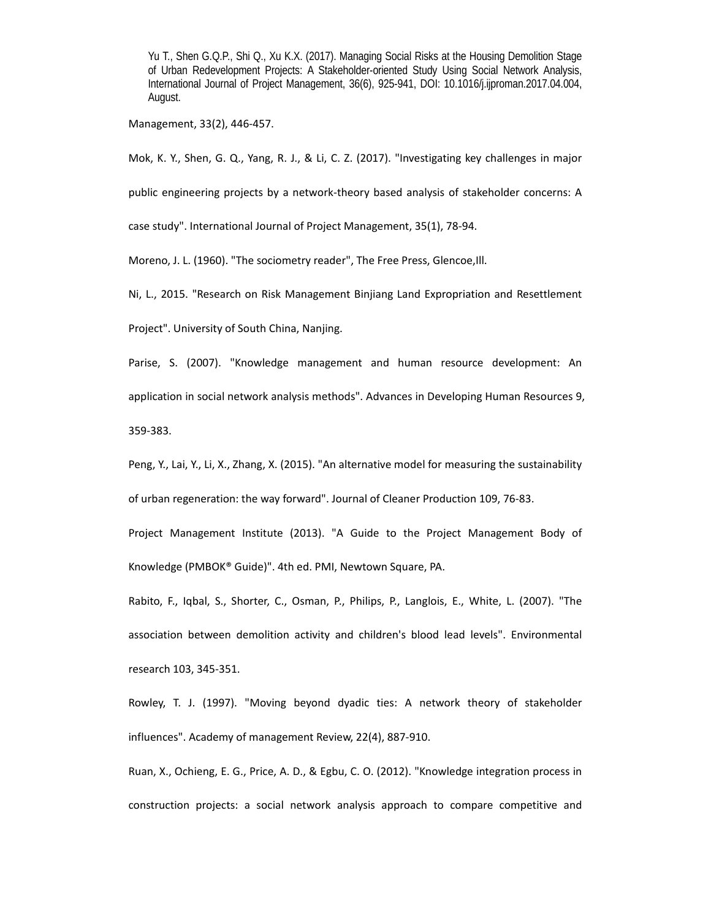Management, 33(2), 446-457.

Mok, K. Y., Shen, G. Q., Yang, R. J., & Li, C. Z. (2017). "Investigating key challenges in major public engineering projects by a network-theory based analysis of stakeholder concerns: A case study". International Journal of Project Management, 35(1), 78-94.

Moreno, J. L. (1960). "The sociometry reader", The Free Press, Glencoe,Ill.

Ni, L., 2015. "Research on Risk Management Binjiang Land Expropriation and Resettlement Project". University of South China, Nanjing.

Parise, S. (2007). "Knowledge management and human resource development: An application in social network analysis methods". Advances in Developing Human Resources 9, 359-383.

Peng, Y., Lai, Y., Li, X., Zhang, X. (2015). "An alternative model for measuring the sustainability of urban regeneration: the way forward". Journal of Cleaner Production 109, 76-83.

Project Management Institute (2013). "A Guide to the Project Management Body of Knowledge (PMBOK® Guide)". 4th ed. PMI, Newtown Square, PA.

Rabito, F., Iqbal, S., Shorter, C., Osman, P., Philips, P., Langlois, E., White, L. (2007). "The association between demolition activity and children's blood lead levels". Environmental research 103, 345-351.

Rowley, T. J. (1997). "Moving beyond dyadic ties: A network theory of stakeholder influences". Academy of management Review, 22(4), 887-910.

Ruan, X., Ochieng, E. G., Price, A. D., & Egbu, C. O. (2012). "Knowledge integration process in construction projects: a social network analysis approach to compare competitive and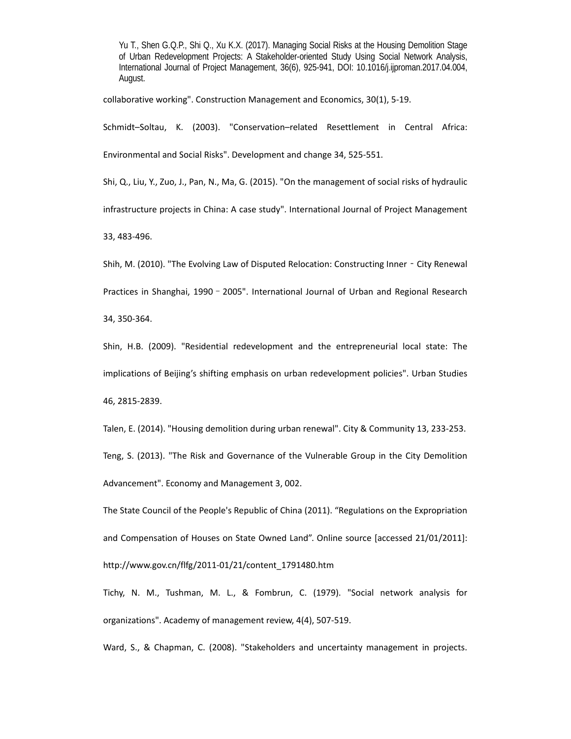collaborative working". Construction Management and Economics, 30(1), 5-19.

Schmidt–Soltau, K. (2003). "Conservation–related Resettlement in Central Africa: Environmental and Social Risks". Development and change 34, 525-551.

Shi, Q., Liu, Y., Zuo, J., Pan, N., Ma, G. (2015). "On the management of social risks of hydraulic infrastructure projects in China: A case study". International Journal of Project Management 33, 483-496.

Shih, M. (2010). "The Evolving Law of Disputed Relocation: Constructing Inner‐City Renewal Practices in Shanghai, 1990–2005". International Journal of Urban and Regional Research 34, 350-364.

Shin, H.B. (2009). "Residential redevelopment and the entrepreneurial local state: The implications of Beijing's shifting emphasis on urban redevelopment policies". Urban Studies 46, 2815-2839.

Talen, E. (2014). "Housing demolition during urban renewal". City & Community 13, 233-253.

Teng, S. (2013). "The Risk and Governance of the Vulnerable Group in the City Demolition Advancement". Economy and Management 3, 002.

The State Council of the People's Republic of China (2011). "Regulations on the Expropriation and Compensation of Houses on State Owned Land". Online source [accessed 21/01/2011]: http://www.gov.cn/flfg/2011-01/21/content_1791480.htm

Tichy, N. M., Tushman, M. L., & Fombrun, C. (1979). "Social network analysis for organizations". Academy of management review, 4(4), 507-519.

Ward, S., & Chapman, C. (2008). "Stakeholders and uncertainty management in projects.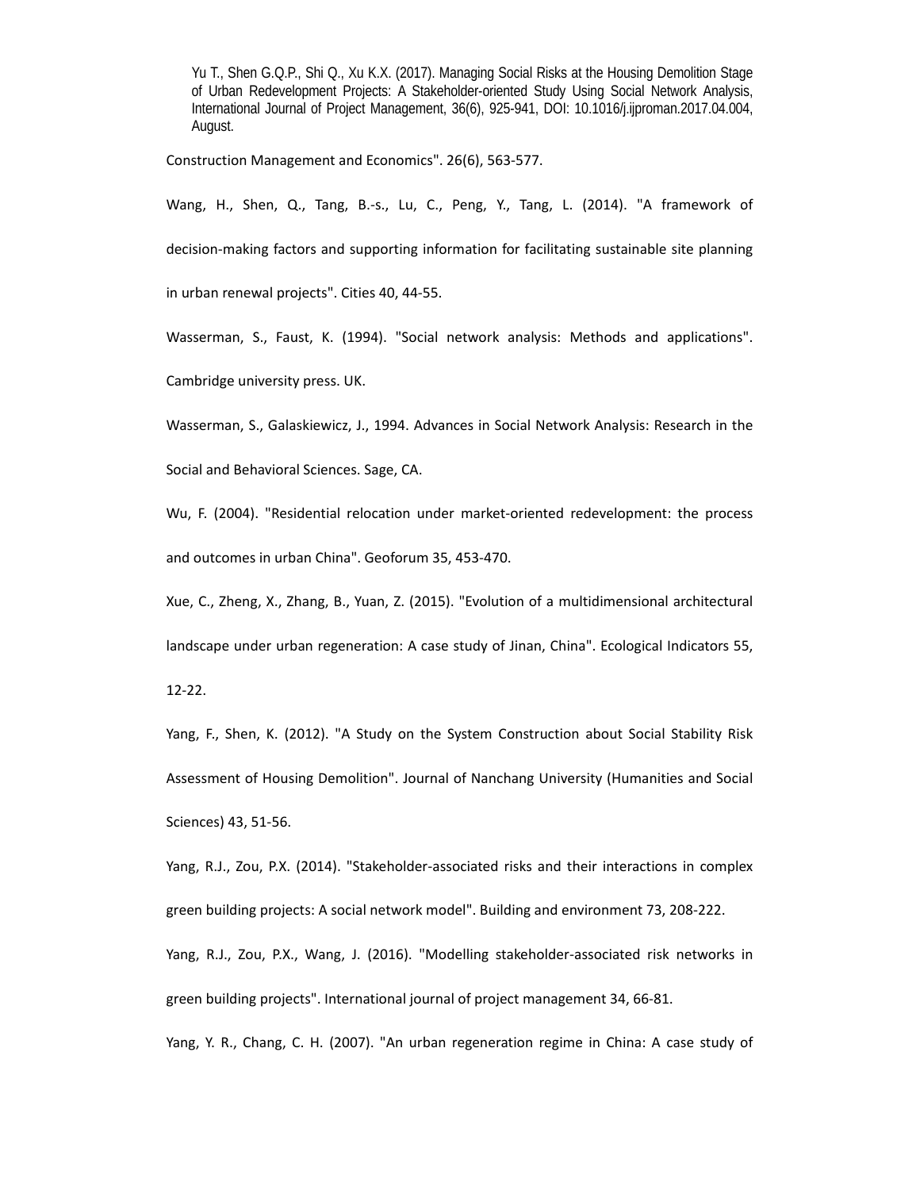Yu T., Shen G.Q.P., Shi Q., Xu K.X. (2017). Managing Social Risks at the Housing Demolition Stage of Urban Redevelopment Projects: A Stakeholder-oriented Study Using Social Network Analysis, International Journal of Project Management, 36(6), 925-941, DOI: 10.1016/j.ijproman.2017.04.004, August.

Construction Management and Economics". 26(6), 563-577.

Wang, H., Shen, Q., Tang, B.-s., Lu, C., Peng, Y., Tang, L. (2014). "A framework of decision-making factors and supporting information for facilitating sustainable site planning in urban renewal projects". Cities 40, 44-55.

Wasserman, S., Faust, K. (1994). "Social network analysis: Methods and applications". Cambridge university press. UK.

Wasserman, S., Galaskiewicz, J., 1994. Advances in Social Network Analysis: Research in the Social and Behavioral Sciences. Sage, CA.

Wu, F. (2004). "Residential relocation under market-oriented redevelopment: the process and outcomes in urban China". Geoforum 35, 453-470.

Xue, C., Zheng, X., Zhang, B., Yuan, Z. (2015). "Evolution of a multidimensional architectural landscape under urban regeneration: A case study of Jinan, China". Ecological Indicators 55, 12-22.

Yang, F., Shen, K. (2012). "A Study on the System Construction about Social Stability Risk Assessment of Housing Demolition". Journal of Nanchang University (Humanities and Social Sciences) 43, 51-56.

Yang, R.J., Zou, P.X. (2014). "Stakeholder-associated risks and their interactions in complex green building projects: A social network model". Building and environment 73, 208-222.

Yang, R.J., Zou, P.X., Wang, J. (2016). "Modelling stakeholder-associated risk networks in green building projects". International journal of project management 34, 66-81.

Yang, Y. R., Chang, C. H. (2007). "An urban regeneration regime in China: A case study of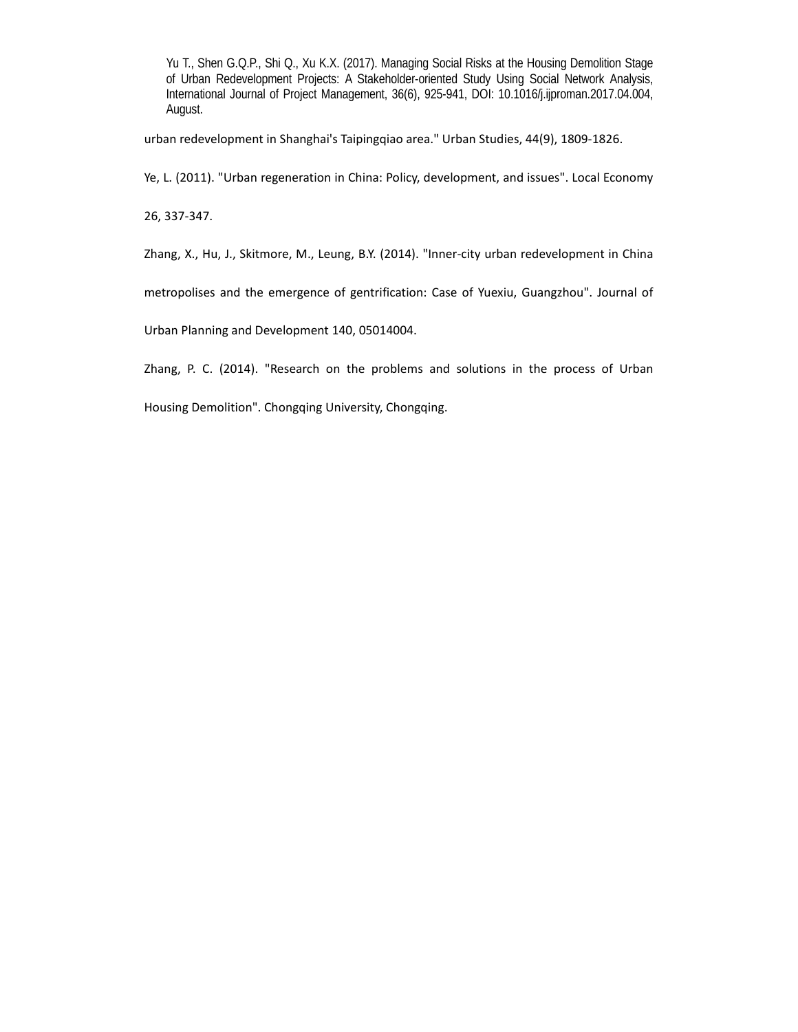Yu T., Shen G.Q.P., Shi Q., Xu K.X. (2017). Managing Social Risks at the Housing Demolition Stage of Urban Redevelopment Projects: A Stakeholder-oriented Study Using Social Network Analysis, International Journal of Project Management, 36(6), 925-941, DOI: 10.1016/j.ijproman.2017.04.004, August.

urban redevelopment in Shanghai's Taipingqiao area." Urban Studies, 44(9), 1809-1826.

Ye, L. (2011). "Urban regeneration in China: Policy, development, and issues". Local Economy 26, 337-347.

Zhang, X., Hu, J., Skitmore, M., Leung, B.Y. (2014). "Inner-city urban redevelopment in China metropolises and the emergence of gentrification: Case of Yuexiu, Guangzhou". Journal of Urban Planning and Development 140, 05014004.

Zhang, P. C. (2014). "Research on the problems and solutions in the process of Urban Housing Demolition". Chongqing University, Chongqing.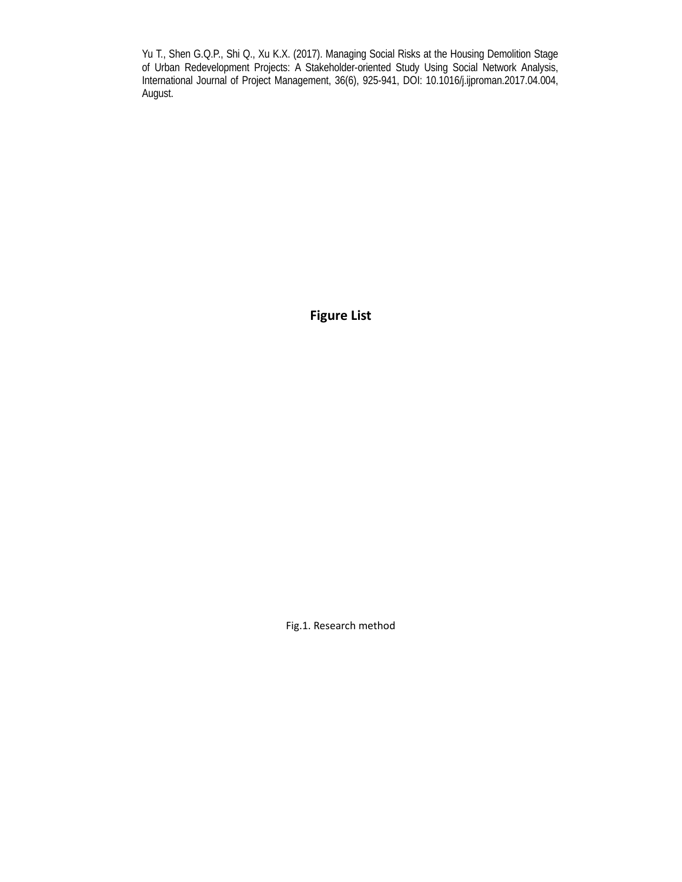Yu T., Shen G.Q.P., Shi Q., Xu K.X. (2017). Managing Social Risks at the Housing Demolition Stage of Urban Redevelopment Projects: A Stakeholder-oriented Study Using Social Network Analysis, International Journal of Project Management, 36(6), 925-941, DOI: 10.1016/j.ijproman.2017.04.004, August.

## Figure List

Fig.1. Research method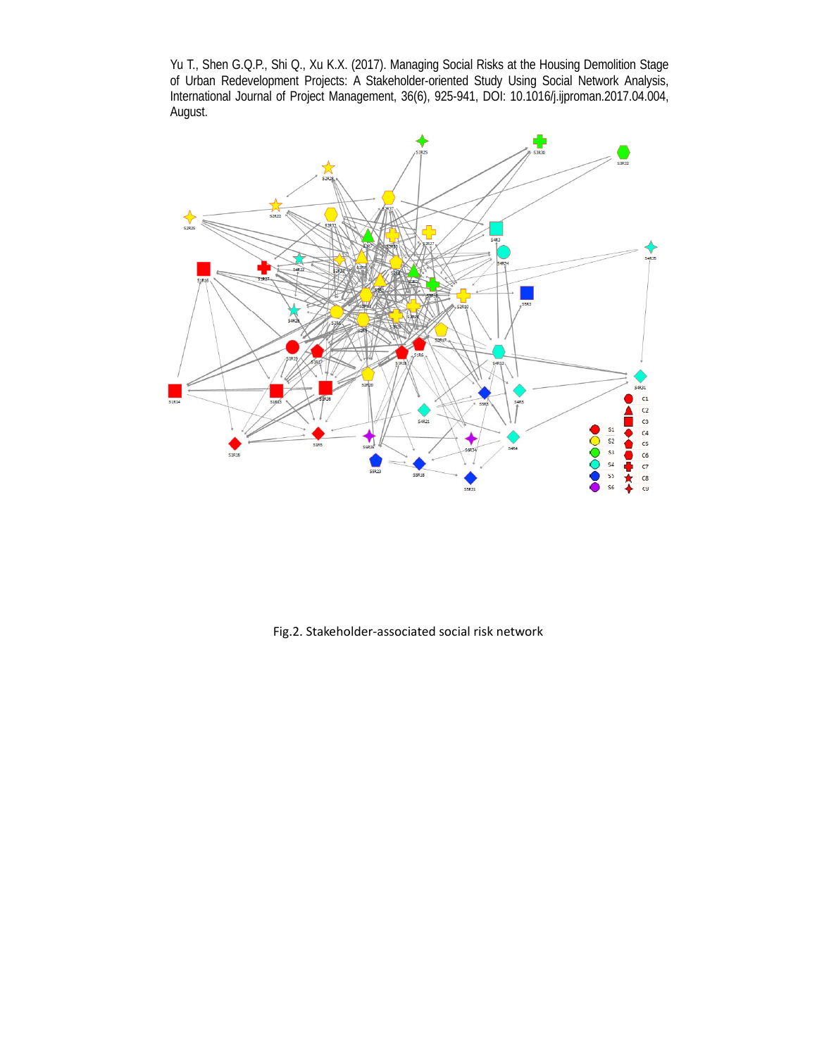Yu T., Shen G.Q.P., Shi Q., Xu K.X. (2017). Managing Social Risks at the Housing Demolition Stage of Urban Redevelopment Projects: A Stakeholder-oriented Study Using Social Network Analysis, International Journal of Project Management, 36(6), 925-941, DOI: 10.1016/j.ijproman.2017.04.004, August.

Fig.2. Stakeholder-associated social risk network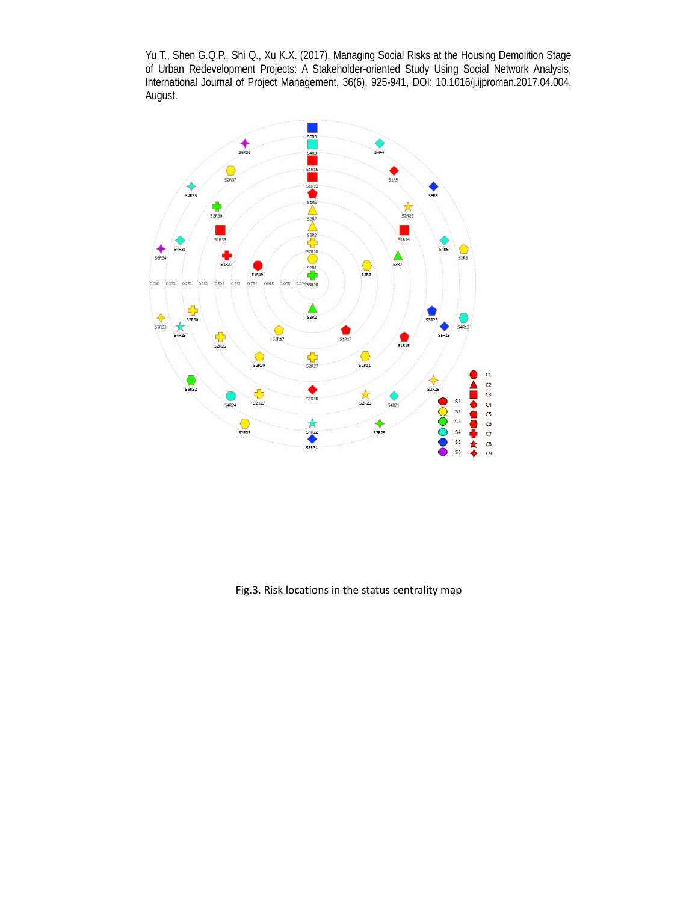Yu T., Shen G.Q.P., Shi Q., Xu K.X. (2017). Managing Social Risks at the Housing Demolition Stage of Urban Redevelopment Projects: A Stakeholder-oriented Study Using Social Network Analysis, International Journal of Project Management, 36(6), 925-941, DOI: 10.1016/j.ijproman.2017.04.004, August.

Fig.3. Risk locations in the status centrality map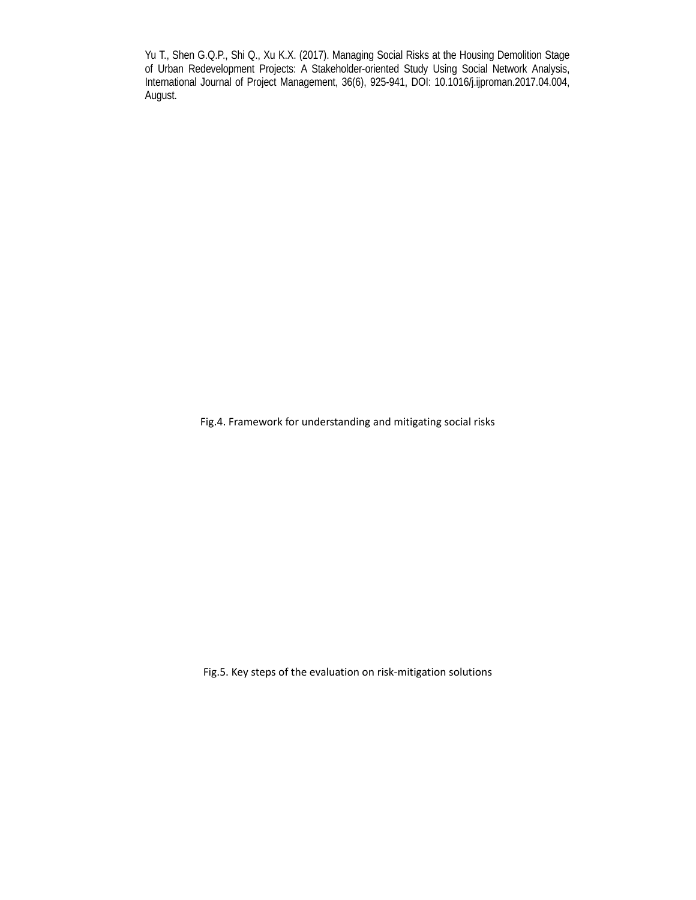Fig.4. Framework for understanding and mitigating social risks

Fig.5. Key steps of the evaluation on risk-mitigation solutions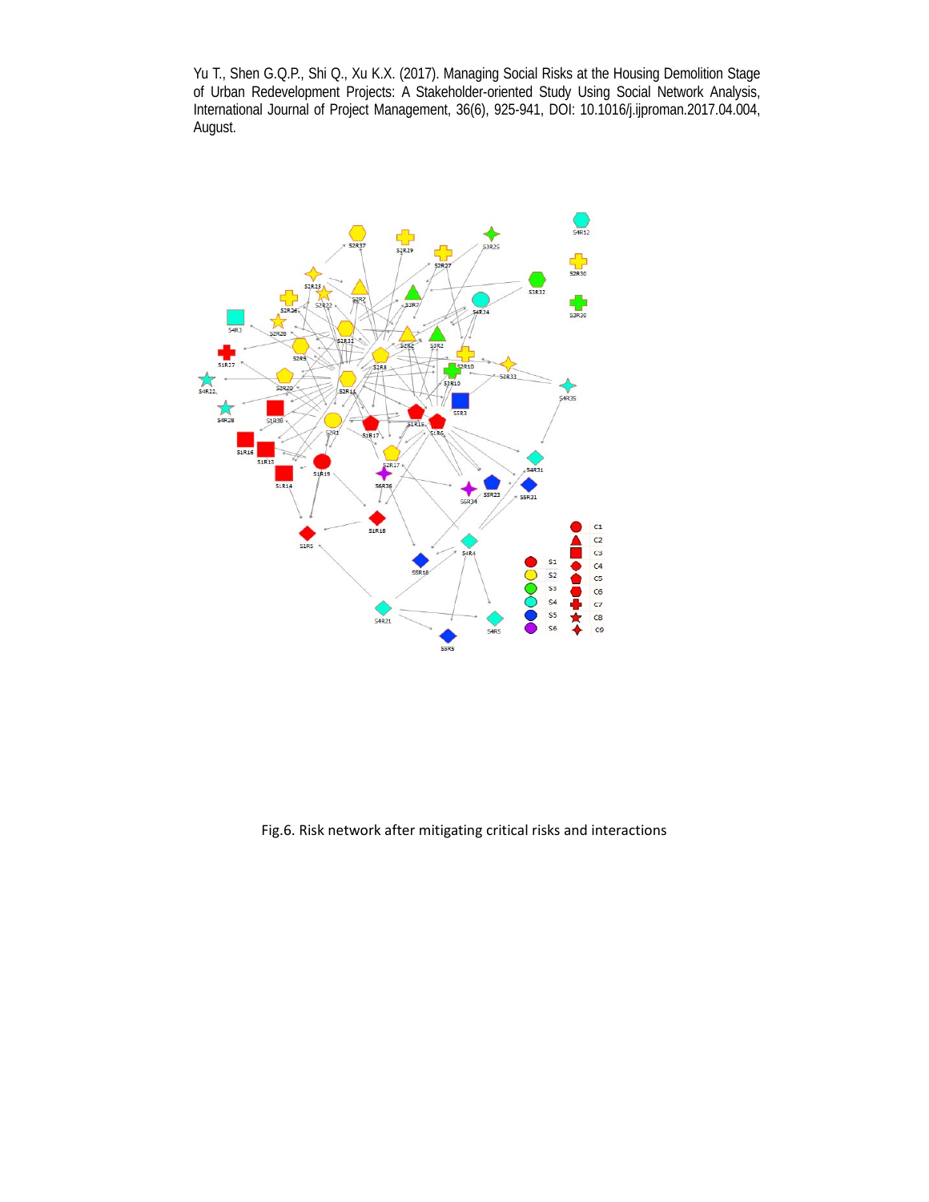Yu T., Shen G.Q.P., Shi Q., Xu K.X. (2017). Managing Social Risks at the Housing Demolition Stage of Urban Redevelopment Projects: A Stakeholder-oriented Study Using Social Network Analysis, International Journal of Project Management, 36(6), 925-941, DOI: 10.1016/j.ijproman.2017.04.004, August.

Fig.6. Risk network after mitigating critical risks and interactions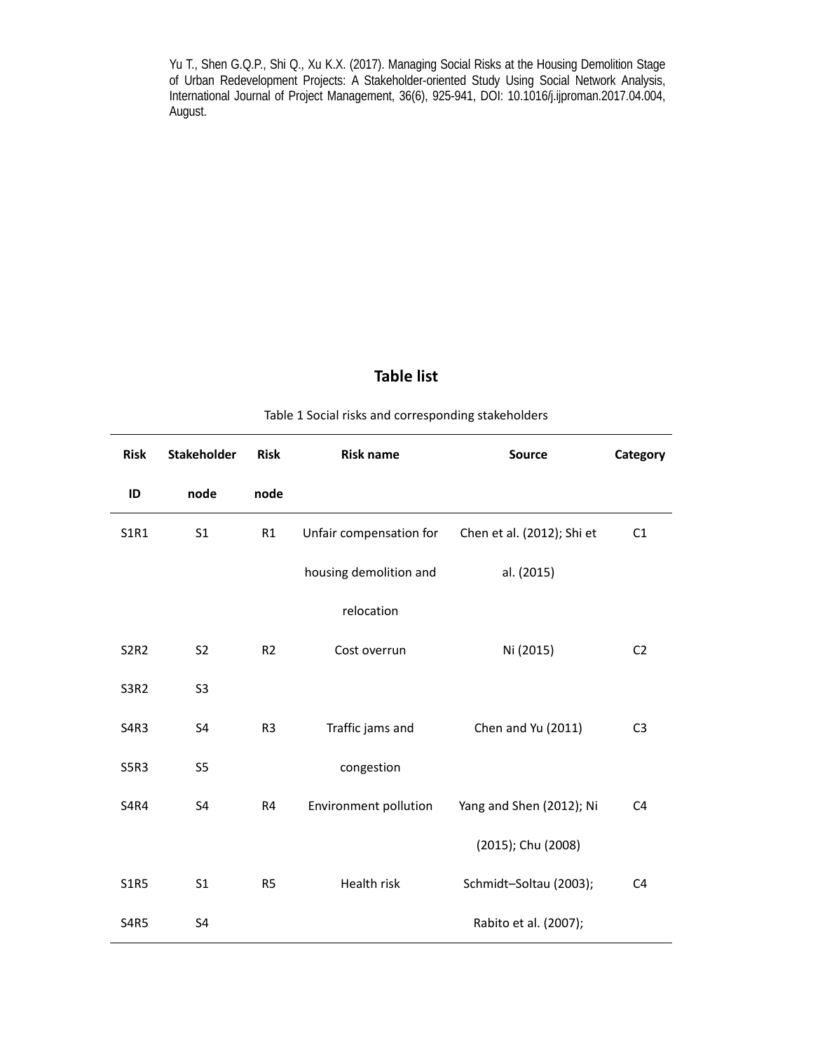Yu T., Shen G.Q.P., Shi Q., Xu K.X. (2017). Managing Social Risks at the Housing Demolition Stage of Urban Redevelopment Projects: A Stakeholder-oriented Study Using Social Network Analysis, International Journal of Project Management, 36(6), 925-941, DOI: 10.1016/j.ijproman.2017.04.004, August.

# Table list

Table 1 Social risks and corresponding stakeholders

| Risk ID | Stakeholder node | Risk node | Risk name | Source | Category |
|---|---|---|---|---|---|
| S1R1 | S1 | R1 | Unfair compensation for housing demolition and relocation | Chen et al. (2012); Shi et al. (2015) | C1 |
| S2R2 | S2 | R2 | Cost overrun | Ni (2015) | C2 |
| S3R2 | S3 | | | | |
| S4R3 | S4 | R3 | Traffic jams and congestion | Chen and Yu (2011) | C3 |
| S5R3 | S5 | | | | |
| S4R4 | S4 | R4 | Environment pollution | Yang and Shen (2012); Ni (2015); Chu (2008) | C4 |
| S1R5 | S1 | R5 | Health risk | Schmidt–Soltau (2003); Rabito et al. (2007); | C4 |
| S4R5 | S4 | | | | |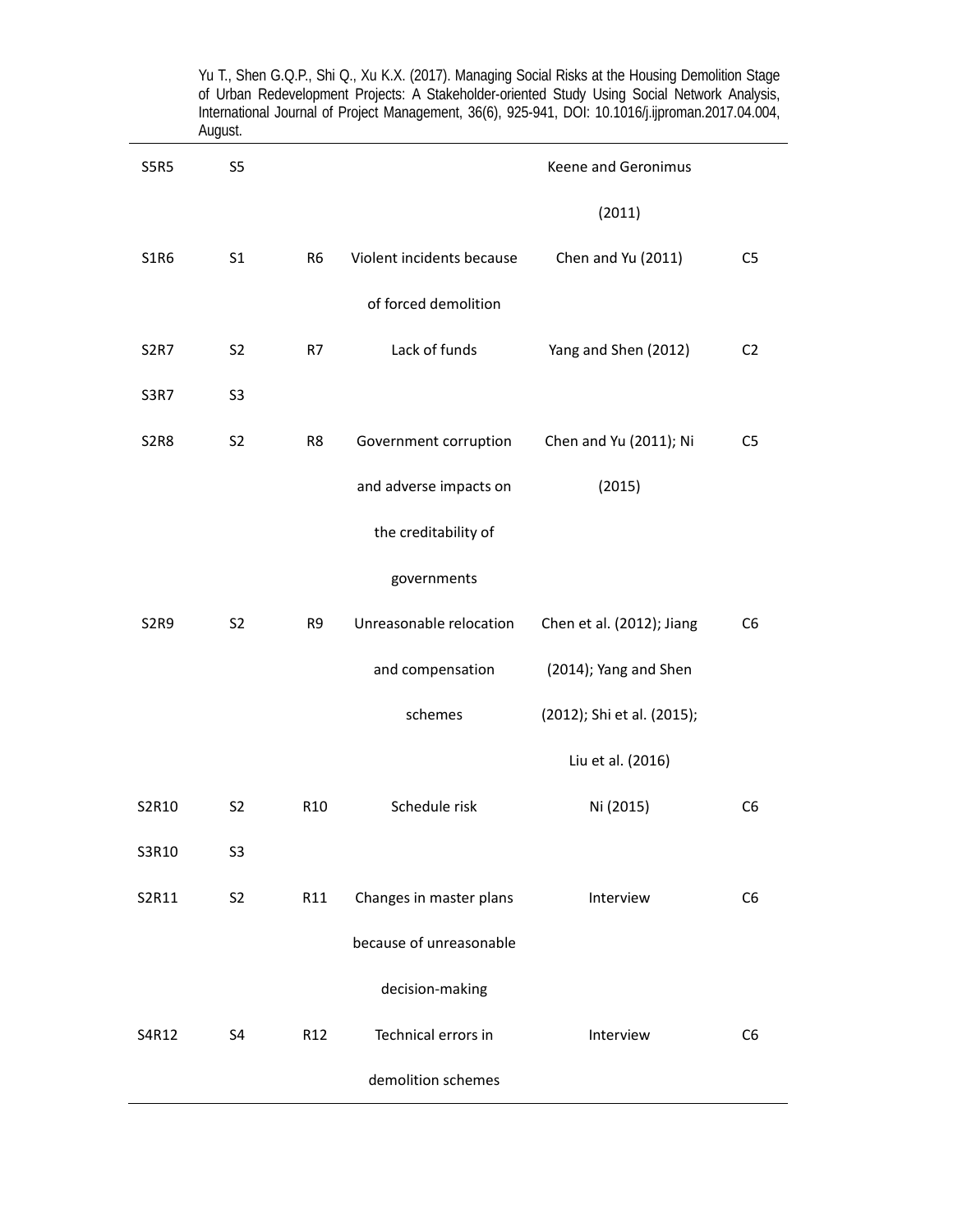Yu T., Shen G.Q.P., Shi Q., Xu K.X. (2017). Managing Social Risks at the Housing Demolition Stage of Urban Redevelopment Projects: A Stakeholder-oriented Study Using Social Network Analysis, International Journal of Project Management, 36(6), 925-941, DOI: 10.1016/j.ijproman.2017.04.004, August.

| | | | | | |
|---|---|---|---|---|---|
| S5R5 | S5 | | | Keene and Geronimus (2011) | |
| S1R6 | S1 | R6 | Violent incidents because of forced demolition | Chen and Yu (2011) | C5 |
| S2R7 | S2 | R7 | Lack of funds | Yang and Shen (2012) | C2 |
| S3R7 | S3 | | | | |
| S2R8 | S2 | R8 | Government corruption and adverse impacts on the creditability of governments | Chen and Yu (2011); Ni (2015) | C5 |
| S2R9 | S2 | R9 | Unreasonable relocation and compensation schemes | Chen et al. (2012); Jiang (2014); Yang and Shen (2012); Shi et al. (2015); Liu et al. (2016) | C6 |
| S2R10 | S2 | R10 | Schedule risk | Ni (2015) | C6 |
| S3R10 | S3 | | | | |
| S2R11 | S2 | R11 | Changes in master plans because of unreasonable decision-making | Interview | C6 |
| S4R12 | S4 | R12 | Technical errors in demolition schemes | Interview | C6 |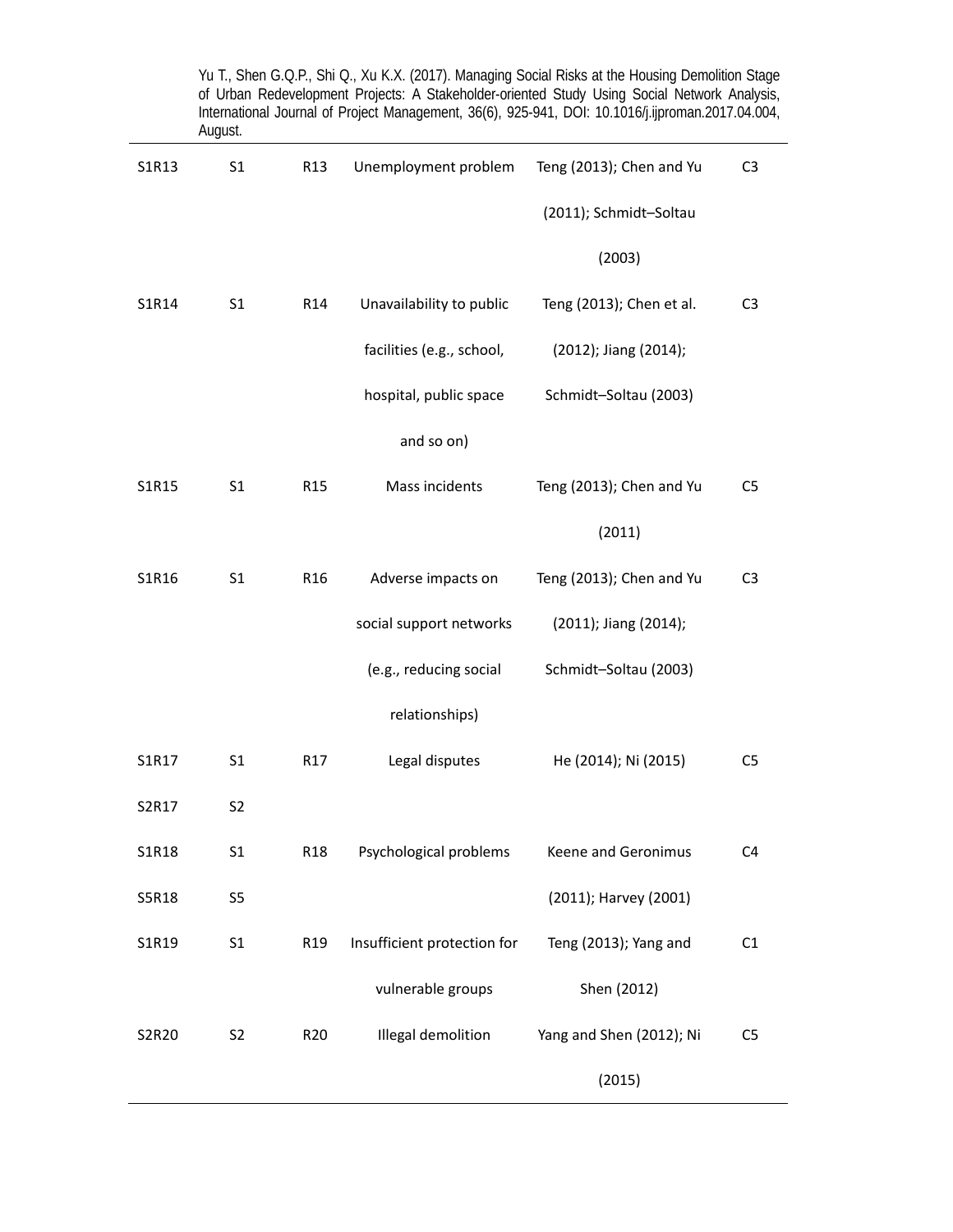| S1R13 | S1 | R13 | Unemployment problem | Teng (2013); Chen and Yu (2011); Schmidt–Soltau (2003) | C3 |
|---|---|---|---|---|---|
| S1R14 | S1 | R14 | Unavailability to public facilities (e.g., school, hospital, public space and so on) | Teng (2013); Chen et al. (2012); Jiang (2014); Schmidt–Soltau (2003) | C3 |
| S1R15 | S1 | R15 | Mass incidents | Teng (2013); Chen and Yu (2011) | C5 |
| S1R16 | S1 | R16 | Adverse impacts on social support networks (e.g., reducing social relationships) | Teng (2013); Chen and Yu (2011); Jiang (2014); Schmidt–Soltau (2003) | C3 |
| S1R17 | S1 | R17 | Legal disputes | He (2014); Ni (2015) | C5 |
| S2R17 | S2 | | | | |
| S1R18 | S1 | R18 | Psychological problems | Keene and Geronimus (2011); Harvey (2001) | C4 |
| S5R18 | S5 | | | | |
| S1R19 | S1 | R19 | Insufficient protection for vulnerable groups | Teng (2013); Yang and Shen (2012) | C1 |
| S2R20 | S2 | R20 | Illegal demolition | Yang and Shen (2012); Ni (2015) | C5 |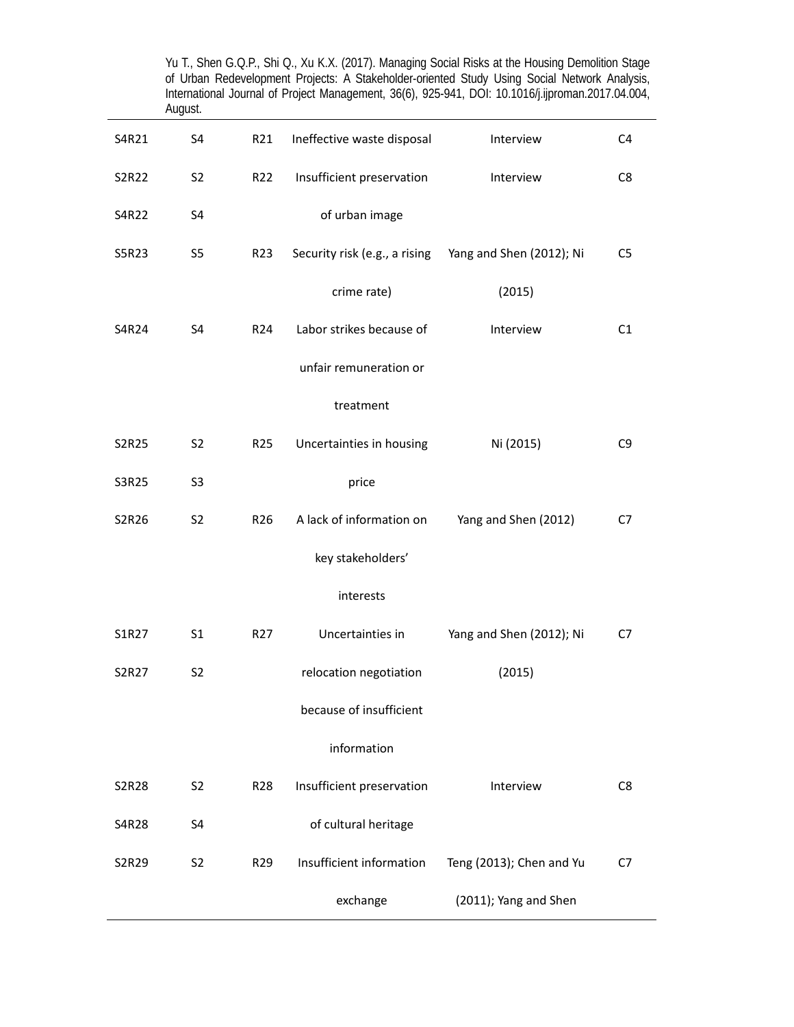| | | | | | |
|---|---|---|---|---|---|
| S4R21 | S4 | R21 | Ineffective waste disposal | Interview | C4 |
| S2R22 | S2 | R22 | Insufficient preservation of urban image | Interview | C8 |
| S4R22 | S4 | | | | |
| S5R23 | S5 | R23 | Security risk (e.g., a rising crime rate) | Yang and Shen (2012); Ni (2015) | C5 |
| S4R24 | S4 | R24 | Labor strikes because of unfair remuneration or treatment | Interview | C1 |
| S2R25 | S2 | R25 | Uncertainties in housing price | Ni (2015) | C9 |
| S3R25 | S3 | | | | |
| S2R26 | S2 | R26 | A lack of information on key stakeholders' interests | Yang and Shen (2012) | C7 |
| S1R27 | S1 | R27 | Uncertainties in relocation negotiation because of insufficient information | Yang and Shen (2012); Ni (2015) | C7 |
| S2R27 | S2 | | | | |
| S2R28 | S2 | R28 | Insufficient preservation of cultural heritage | Interview | C8 |
| S4R28 | S4 | | | | |
| S2R29 | S2 | R29 | Insufficient information exchange | Teng (2013); Chen and Yu (2011); Yang and Shen | C7 |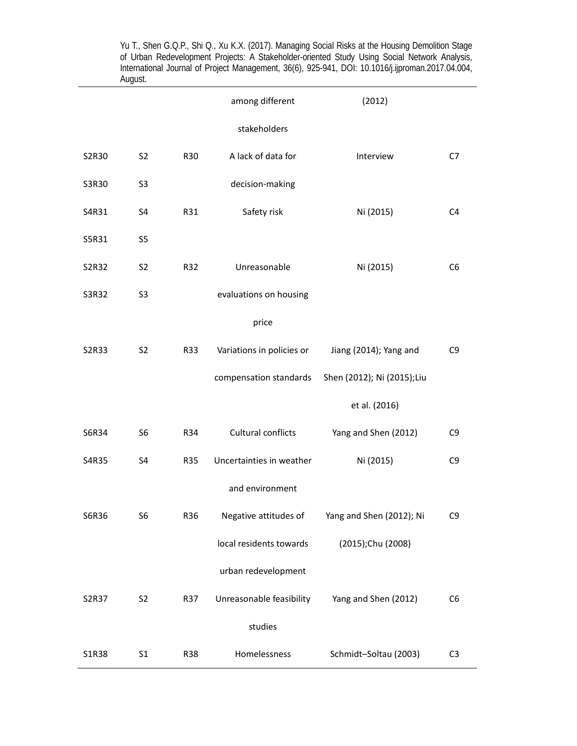| | | | among different stakeholders | (2012) | |
|---|---|---|---|---|---|
| S2R30 S3R30 | S2 S3 | R30 | A lack of data for decision-making | Interview | C7 |
| S4R31 S5R31 | S4 S5 | R31 | Safety risk | Ni (2015) | C4 |
| S2R32 S3R32 | S2 S3 | R32 | Unreasonable evaluations on housing price | Ni (2015) | C6 |
| S2R33 | S2 | R33 | Variations in policies or compensation standards | Jiang (2014); Yang and Shen (2012); Ni (2015);Liu et al. (2016) | C9 |
| S6R34 | S6 | R34 | Cultural conflicts | Yang and Shen (2012) | C9 |
| S4R35 | S4 | R35 | Uncertainties in weather and environment | Ni (2015) | C9 |
| S6R36 | S6 | R36 | Negative attitudes of local residents towards urban redevelopment | Yang and Shen (2012); Ni (2015);Chu (2008) | C9 |
| S2R37 | S2 | R37 | Unreasonable feasibility studies | Yang and Shen (2012) | C6 |
| S1R38 | S1 | R38 | Homelessness | Schmidt–Soltau (2003) | C3 |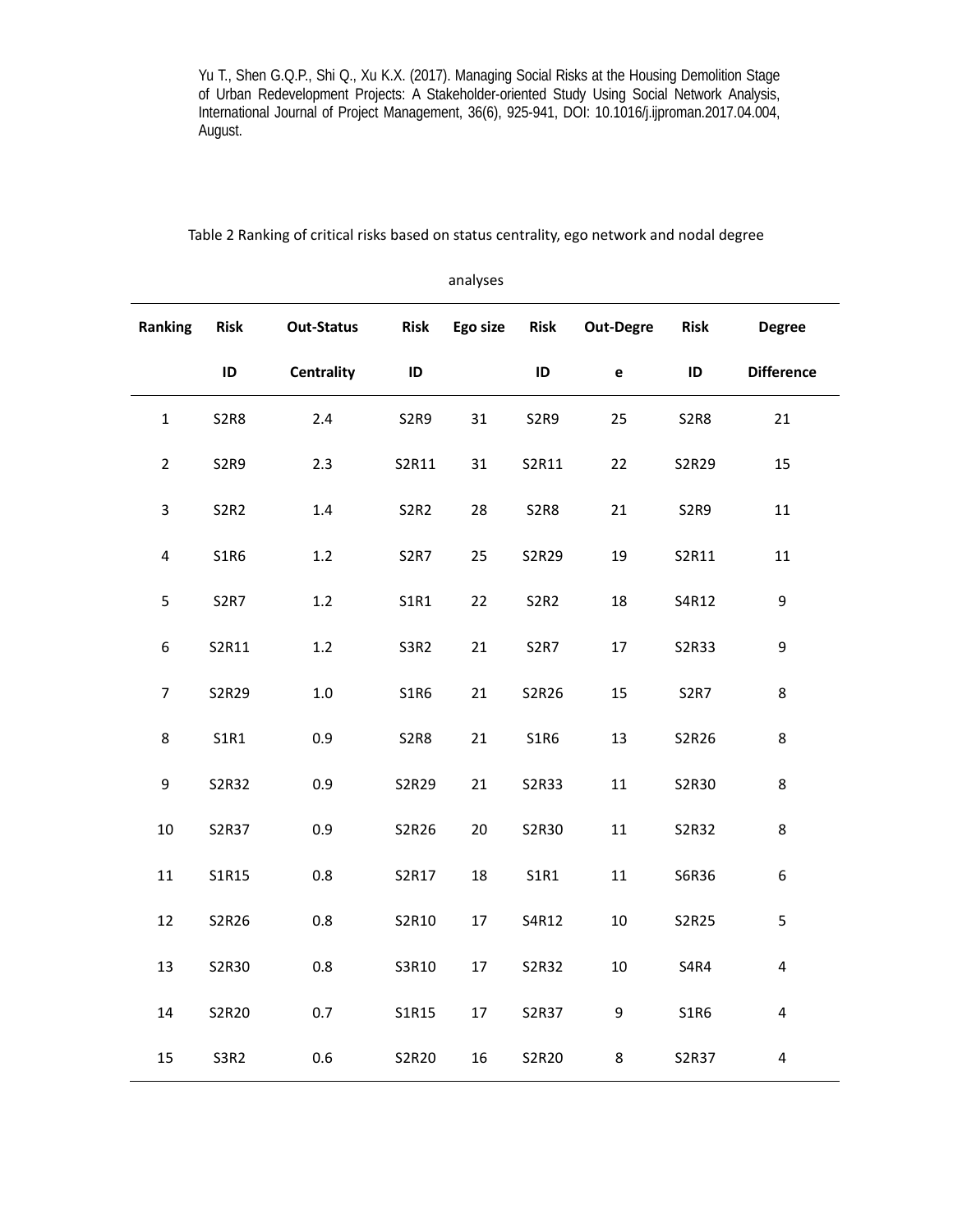Yu T., Shen G.Q.P., Shi Q., Xu K.X. (2017). Managing Social Risks at the Housing Demolition Stage of Urban Redevelopment Projects: A Stakeholder-oriented Study Using Social Network Analysis, International Journal of Project Management, 36(6), 925-941, DOI: 10.1016/j.ijproman.2017.04.004, August.

Table 2 Ranking of critical risks based on status centrality, ego network and nodal degree analyses

| Ranking | Risk ID | Out-Status Centrality | Risk ID | Ego size | Risk ID | Out-Degree | Risk ID | Degree Difference |
|---|---|---|---|---|---|---|---|---|
| 1 | S2R8 | 2.4 | S2R9 | 31 | S2R9 | 25 | S2R8 | 21 |
| 2 | S2R9 | 2.3 | S2R11 | 31 | S2R11 | 22 | S2R29 | 15 |
| 3 | S2R2 | 1.4 | S2R2 | 28 | S2R8 | 21 | S2R9 | 11 |
| 4 | S1R6 | 1.2 | S2R7 | 25 | S2R29 | 19 | S2R11 | 11 |
| 5 | S2R7 | 1.2 | S1R1 | 22 | S2R2 | 18 | S4R12 | 9 |
| 6 | S2R11 | 1.2 | S3R2 | 21 | S2R7 | 17 | S2R33 | 9 |
| 7 | S2R29 | 1.0 | S1R6 | 21 | S2R26 | 15 | S2R7 | 8 |
| 8 | S1R1 | 0.9 | S2R8 | 21 | S1R6 | 13 | S2R26 | 8 |
| 9 | S2R32 | 0.9 | S2R29 | 21 | S2R33 | 11 | S2R30 | 8 |
| 10 | S2R37 | 0.9 | S2R26 | 20 | S2R30 | 11 | S2R32 | 8 |
| 11 | S1R15 | 0.8 | S2R17 | 18 | S1R1 | 11 | S6R36 | 6 |
| 12 | S2R26 | 0.8 | S2R10 | 17 | S4R12 | 10 | S2R25 | 5 |
| 13 | S2R30 | 0.8 | S3R10 | 17 | S2R32 | 10 | S4R4 | 4 |
| 14 | S2R20 | 0.7 | S1R15 | 17 | S2R37 | 9 | S1R6 | 4 |
| 15 | S3R2 | 0.6 | S2R20 | 16 | S2R20 | 8 | S2R37 | 4 |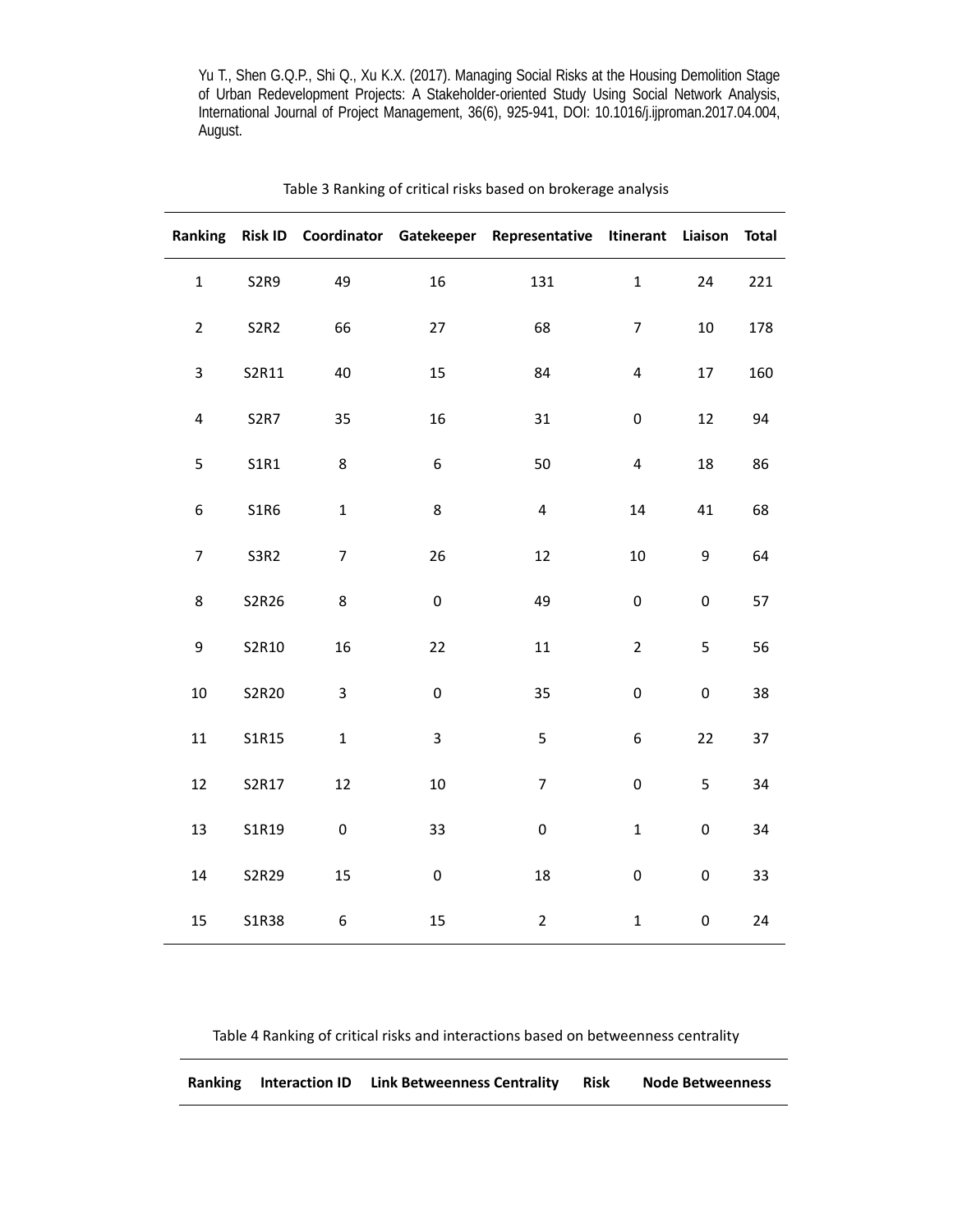Yu T., Shen G.Q.P., Shi Q., Xu K.X. (2017). Managing Social Risks at the Housing Demolition Stage of Urban Redevelopment Projects: A Stakeholder-oriented Study Using Social Network Analysis, International Journal of Project Management, 36(6), 925-941, DOI: 10.1016/j.ijproman.2017.04.004, August.

Table 3 Ranking of critical risks based on brokerage analysis

| Ranking | Risk ID | Coordinator | Gatekeeper | Representative | Itinerant | Liaison | Total |
|---|---|---|---|---|---|---|---|
| 1 | S2R9 | 49 | 16 | 131 | 1 | 24 | 221 |
| 2 | S2R2 | 66 | 27 | 68 | 7 | 10 | 178 |
| 3 | S2R11 | 40 | 15 | 84 | 4 | 17 | 160 |
| 4 | S2R7 | 35 | 16 | 31 | 0 | 12 | 94 |
| 5 | S1R1 | 8 | 6 | 50 | 4 | 18 | 86 |
| 6 | S1R6 | 1 | 8 | 4 | 14 | 41 | 68 |
| 7 | S3R2 | 7 | 26 | 12 | 10 | 9 | 64 |
| 8 | S2R26 | 8 | 0 | 49 | 0 | 0 | 57 |
| 9 | S2R10 | 16 | 22 | 11 | 2 | 5 | 56 |
| 10 | S2R20 | 3 | 0 | 35 | 0 | 0 | 38 |
| 11 | S1R15 | 1 | 3 | 5 | 6 | 22 | 37 |
| 12 | S2R17 | 12 | 10 | 7 | 0 | 5 | 34 |
| 13 | S1R19 | 0 | 33 | 0 | 1 | 0 | 34 |
| 14 | S2R29 | 15 | 0 | 18 | 0 | 0 | 33 |
| 15 | S1R38 | 6 | 15 | 2 | 1 | 0 | 24 |

Table 4 Ranking of critical risks and interactions based on betweenness centrality

| Ranking | Interaction ID | Link Betweenness Centrality | Risk | Node Betweenness |
|---|---|---|---|---|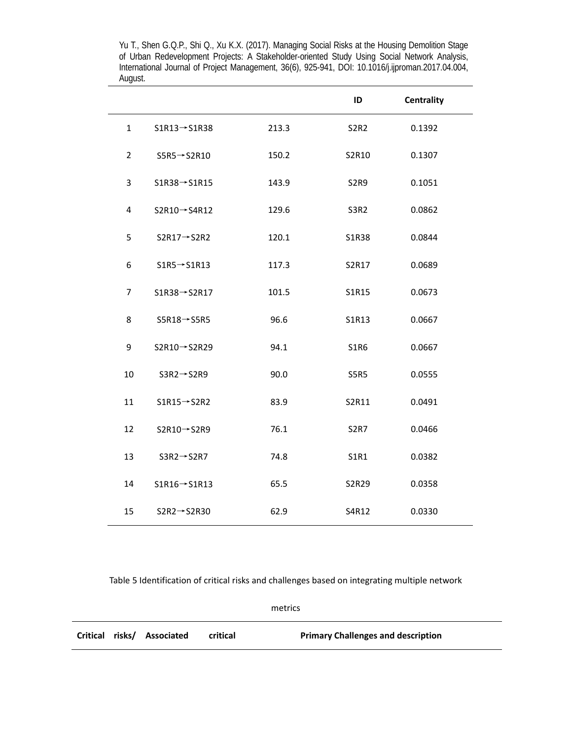|  |  |  | ID | Centrality |
|---|---|---|---|---|
| 1 | S1R13→S1R38 | 213.3 | S2R2 | 0.1392 |
| 2 | S5R5→S2R10 | 150.2 | S2R10 | 0.1307 |
| 3 | S1R38→S1R15 | 143.9 | S2R9 | 0.1051 |
| 4 | S2R10→S4R12 | 129.6 | S3R2 | 0.0862 |
| 5 | S2R17→S2R2 | 120.1 | S1R38 | 0.0844 |
| 6 | S1R5→S1R13 | 117.3 | S2R17 | 0.0689 |
| 7 | S1R38→S2R17 | 101.5 | S1R15 | 0.0673 |
| 8 | S5R18→S5R5 | 96.6 | S1R13 | 0.0667 |
| 9 | S2R10→S2R29 | 94.1 | S1R6 | 0.0667 |
| 10 | S3R2→S2R9 | 90.0 | S5R5 | 0.0555 |
| 11 | S1R15→S2R2 | 83.9 | S2R11 | 0.0491 |
| 12 | S2R10→S2R9 | 76.1 | S2R7 | 0.0466 |
| 13 | S3R2→S2R7 | 74.8 | S1R1 | 0.0382 |
| 14 | S1R16→S1R13 | 65.5 | S2R29 | 0.0358 |
| 15 | S2R2→S2R30 | 62.9 | S4R12 | 0.0330 |

Table 5 Identification of critical risks and challenges based on integrating multiple network metrics

| Critical risks/ Associated critical | Primary Challenges and description |
|---|---|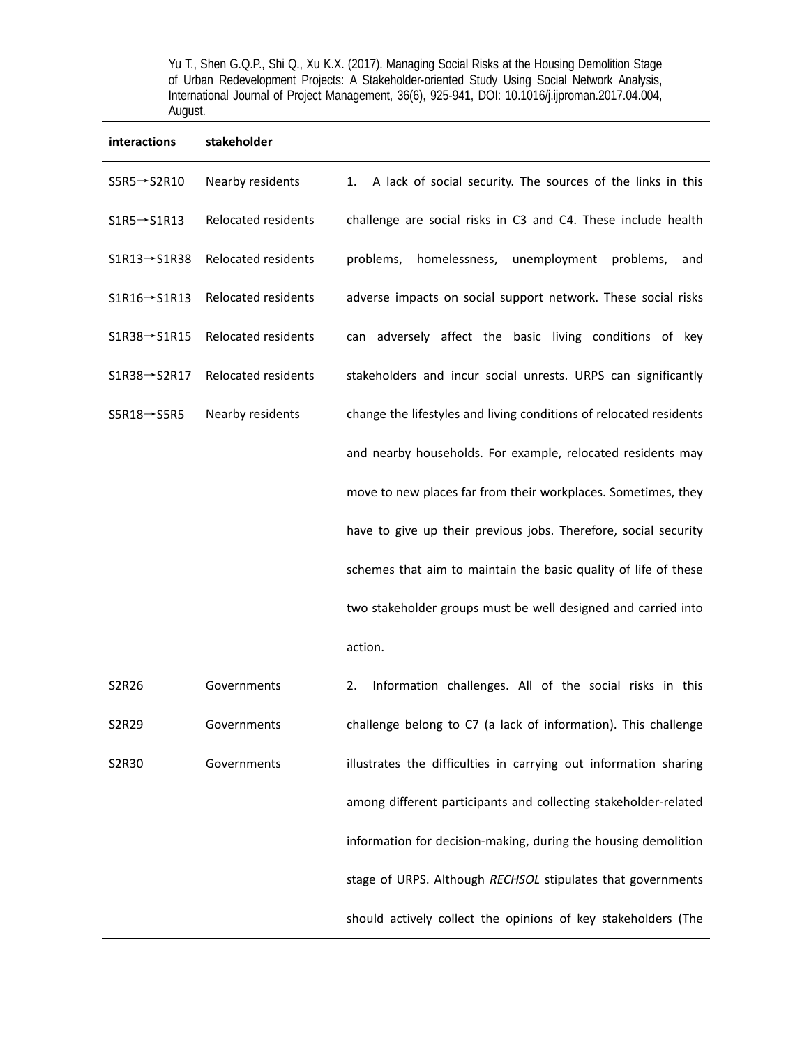| interactions | stakeholder | |
|---|---|---|
| S5R5→S2R10 | Nearby residents | 1. A lack of social security. The sources of the links in this challenge are social risks in C3 and C4. These include health problems, homelessness, unemployment problems, and adverse impacts on social support network. These social risks can adversely affect the basic living conditions of key stakeholders and incur social unrests. URPS can significantly change the lifestyles and living conditions of relocated residents and nearby households. For example, relocated residents may move to new places far from their workplaces. Sometimes, they have to give up their previous jobs. Therefore, social security schemes that aim to maintain the basic quality of life of these two stakeholder groups must be well designed and carried into action. |
| S1R5→S1R13 | Relocated residents | |
| S1R13→S1R38 | Relocated residents | |
| S1R16→S1R13 | Relocated residents | |
| S1R38→S1R15 | Relocated residents | |
| S1R38→S2R17 | Relocated residents | |
| S5R18→S5R5 | Nearby residents | |
| S2R26 | Governments | 2. Information challenges. All of the social risks in this challenge belong to C7 (a lack of information). This challenge illustrates the difficulties in carrying out information sharing among different participants and collecting stakeholder-related information for decision-making, during the housing demolition stage of URPS. Although *RECHSOL* stipulates that governments should actively collect the opinions of key stakeholders (The |
| S2R29 | Governments | |
| S2R30 | Governments | |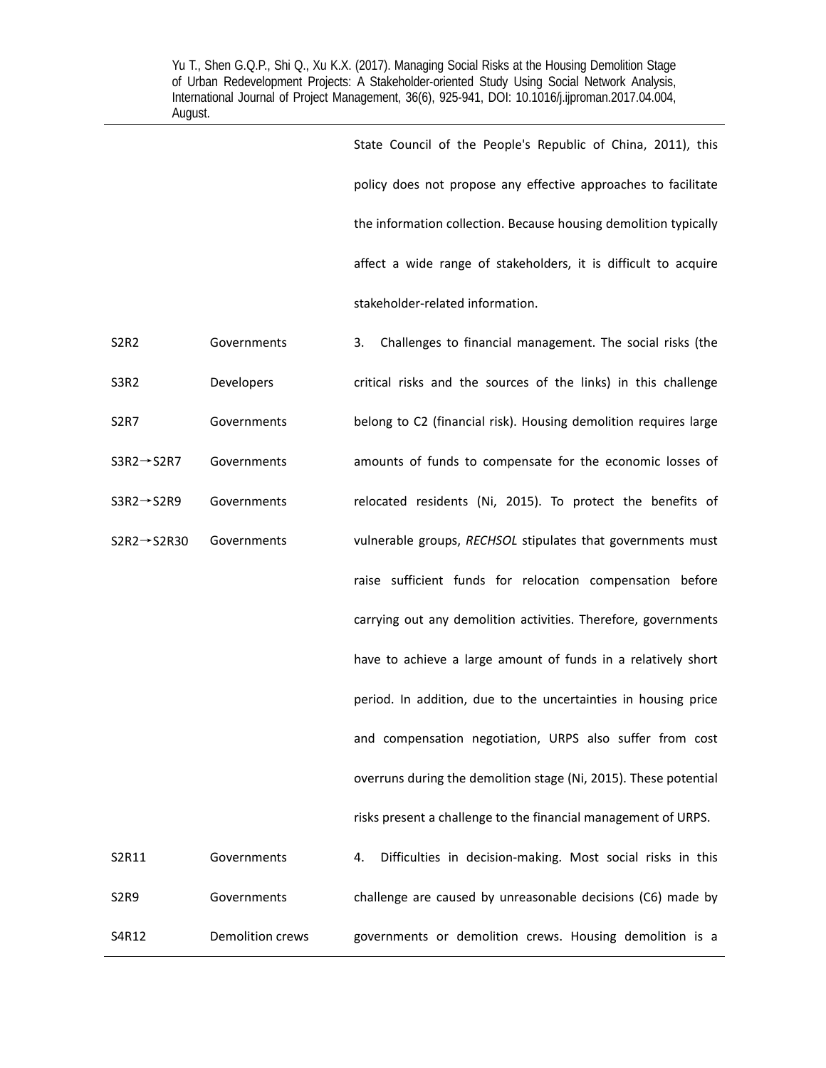| | | State Council of the People's Republic of China, 2011), this policy does not propose any effective approaches to facilitate the information collection. Because housing demolition typically affect a wide range of stakeholders, it is difficult to acquire stakeholder-related information. |
|---|---|---|
| S2R2 | Governments | 3. Challenges to financial management. The social risks (the critical risks and the sources of the links) in this challenge belong to C2 (financial risk). Housing demolition requires large amounts of funds to compensate for the economic losses of relocated residents (Ni, 2015). To protect the benefits of vulnerable groups, *RECHSOL* stipulates that governments must raise sufficient funds for relocation compensation before carrying out any demolition activities. Therefore, governments have to achieve a large amount of funds in a relatively short period. In addition, due to the uncertainties in housing price and compensation negotiation, URPS also suffer from cost overruns during the demolition stage (Ni, 2015). These potential risks present a challenge to the financial management of URPS. |
| S3R2 | Developers | |
| S2R7 | Governments | |
| S3R2→S2R7 | Governments | |
| S3R2→S2R9 | Governments | |
| S2R2→S2R30 | Governments | |
| S2R11 | Governments | 4. Difficulties in decision-making. Most social risks in this challenge are caused by unreasonable decisions (C6) made by governments or demolition crews. Housing demolition is a |
| S2R9 | Governments | |
| S4R12 | Demolition crews | |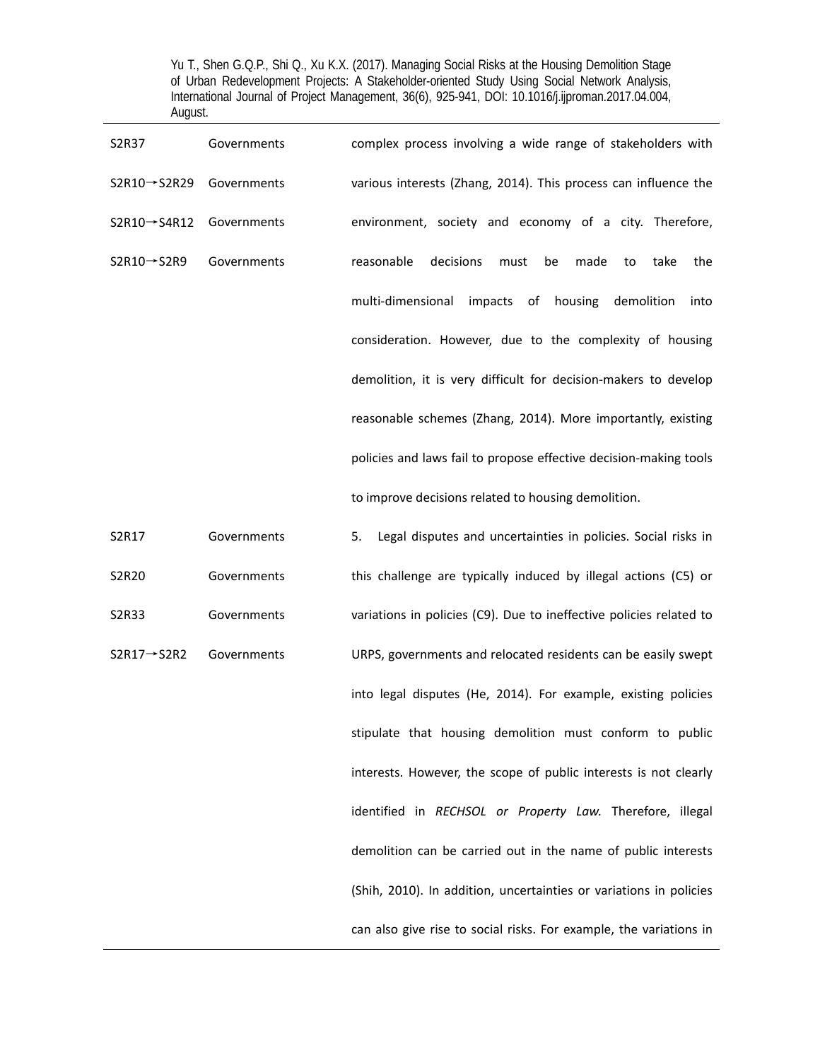| | | |
|---|---|---|
| S2R37 | Governments | complex process involving a wide range of stakeholders with various interests (Zhang, 2014). This process can influence the environment, society and economy of a city. Therefore, reasonable decisions must be made to take the multi-dimensional impacts of housing demolition into consideration. However, due to the complexity of housing demolition, it is very difficult for decision-makers to develop reasonable schemes (Zhang, 2014). More importantly, existing policies and laws fail to propose effective decision-making tools to improve decisions related to housing demolition. |
| S2R10→S2R29 | Governments | |
| S2R10→S4R12 | Governments | |
| S2R10→S2R9 | Governments | |
| S2R17 | Governments | 5. Legal disputes and uncertainties in policies. Social risks in this challenge are typically induced by illegal actions (C5) or variations in policies (C9). Due to ineffective policies related to URPS, governments and relocated residents can be easily swept into legal disputes (He, 2014). For example, existing policies stipulate that housing demolition must conform to public interests. However, the scope of public interests is not clearly identified in *RECHSOL or Property Law.* Therefore, illegal demolition can be carried out in the name of public interests (Shih, 2010). In addition, uncertainties or variations in policies can also give rise to social risks. For example, the variations in |
| S2R20 | Governments | |
| S2R33 | Governments | |
| S2R17→S2R2 | Governments | |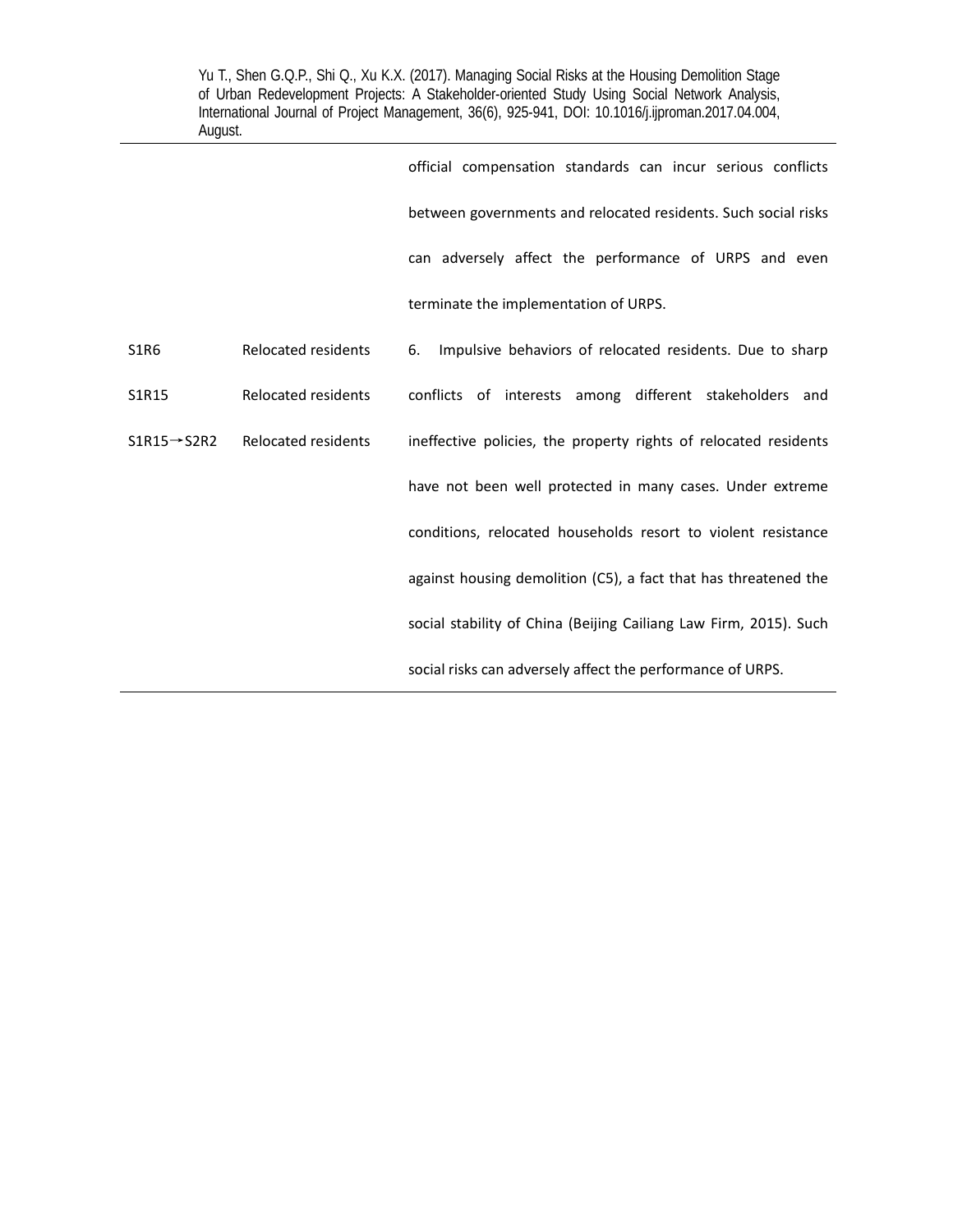| | | |
|---|---|---|
| | | official compensation standards can incur serious conflicts between governments and relocated residents. Such social risks can adversely affect the performance of URPS and even terminate the implementation of URPS. |
| S1R6<br>S1R15<br>S1R15→S2R2 | Relocated residents<br>Relocated residents<br>Relocated residents | 6. Impulsive behaviors of relocated residents. Due to sharp conflicts of interests among different stakeholders and ineffective policies, the property rights of relocated residents have not been well protected in many cases. Under extreme conditions, relocated households resort to violent resistance against housing demolition (C5), a fact that has threatened the social stability of China (Beijing Cailiang Law Firm, 2015). Such social risks can adversely affect the performance of URPS. |